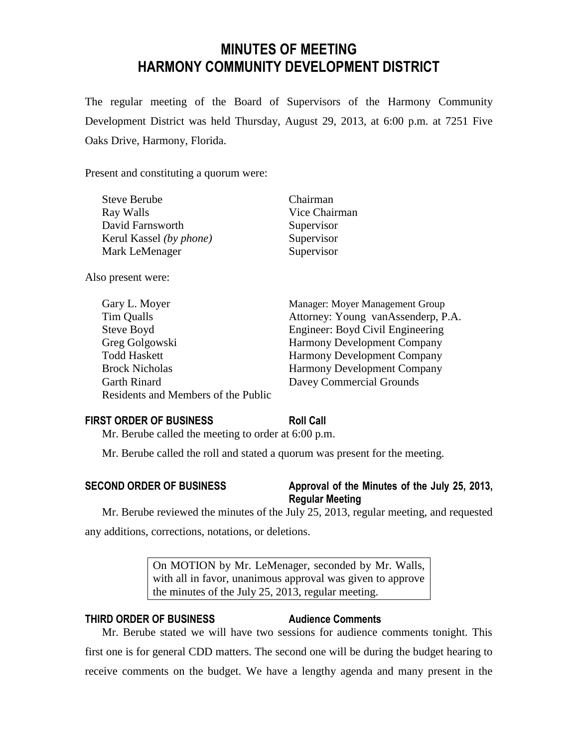# MINUTES OF MEETING
# HARMONY COMMUNITY DEVELOPMENT DISTRICT

The regular meeting of the Board of Supervisors of the Harmony Community Development District was held Thursday, August 29, 2013, at 6:00 p.m. at 7251 Five Oaks Drive, Harmony, Florida.

Present and constituting a quorum were:

| | |
|---|---|
| Steve Berube | Chairman |
| Ray Walls | Vice Chairman |
| David Farnsworth | Supervisor |
| Kerul Kassel *(by phone)* | Supervisor |
| Mark LeMenager | Supervisor |

Also present were:

| | |
|---|---|
| Gary L. Moyer | Manager: Moyer Management Group |
| Tim Qualls | Attorney: Young vanAssenderp, P.A. |
| Steve Boyd | Engineer: Boyd Civil Engineering |
| Greg Golgowski | Harmony Development Company |
| Todd Haskett | Harmony Development Company |
| Brock Nicholas | Harmony Development Company |
| Garth Rinard | Davey Commercial Grounds |
| Residents and Members of the Public | |

**FIRST ORDER OF BUSINESS** **Roll Call**

Mr. Berube called the meeting to order at 6:00 p.m.

Mr. Berube called the roll and stated a quorum was present for the meeting.

**SECOND ORDER OF BUSINESS** **Approval of the Minutes of the July 25, 2013, Regular Meeting**

Mr. Berube reviewed the minutes of the July 25, 2013, regular meeting, and requested any additions, corrections, notations, or deletions.

> On MOTION by Mr. LeMenager, seconded by Mr. Walls, with all in favor, unanimous approval was given to approve the minutes of the July 25, 2013, regular meeting.

**THIRD ORDER OF BUSINESS** **Audience Comments**

Mr. Berube stated we will have two sessions for audience comments tonight. This first one is for general CDD matters. The second one will be during the budget hearing to receive comments on the budget. We have a lengthy agenda and many present in the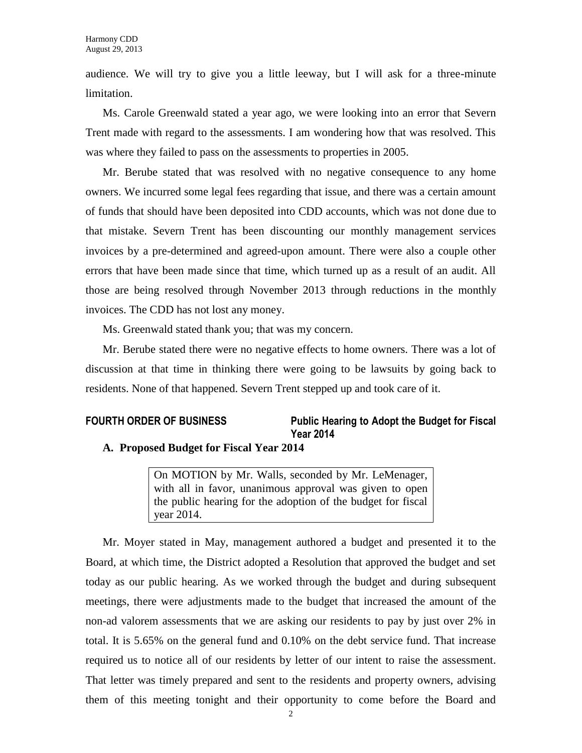audience. We will try to give you a little leeway, but I will ask for a three-minute limitation.

Ms. Carole Greenwald stated a year ago, we were looking into an error that Severn Trent made with regard to the assessments. I am wondering how that was resolved. This was where they failed to pass on the assessments to properties in 2005.

Mr. Berube stated that was resolved with no negative consequence to any home owners. We incurred some legal fees regarding that issue, and there was a certain amount of funds that should have been deposited into CDD accounts, which was not done due to that mistake. Severn Trent has been discounting our monthly management services invoices by a pre-determined and agreed-upon amount. There were also a couple other errors that have been made since that time, which turned up as a result of an audit. All those are being resolved through November 2013 through reductions in the monthly invoices. The CDD has not lost any money.

Ms. Greenwald stated thank you; that was my concern.

Mr. Berube stated there were no negative effects to home owners. There was a lot of discussion at that time in thinking there were going to be lawsuits by going back to residents. None of that happened. Severn Trent stepped up and took care of it.

## FOURTH ORDER OF BUSINESS — Public Hearing to Adopt the Budget for Fiscal Year 2014

**A. Proposed Budget for Fiscal Year 2014**

> On MOTION by Mr. Walls, seconded by Mr. LeMenager, with all in favor, unanimous approval was given to open the public hearing for the adoption of the budget for fiscal year 2014.

Mr. Moyer stated in May, management authored a budget and presented it to the Board, at which time, the District adopted a Resolution that approved the budget and set today as our public hearing. As we worked through the budget and during subsequent meetings, there were adjustments made to the budget that increased the amount of the non-ad valorem assessments that we are asking our residents to pay by just over 2% in total. It is 5.65% on the general fund and 0.10% on the debt service fund. That increase required us to notice all of our residents by letter of our intent to raise the assessment. That letter was timely prepared and sent to the residents and property owners, advising them of this meeting tonight and their opportunity to come before the Board and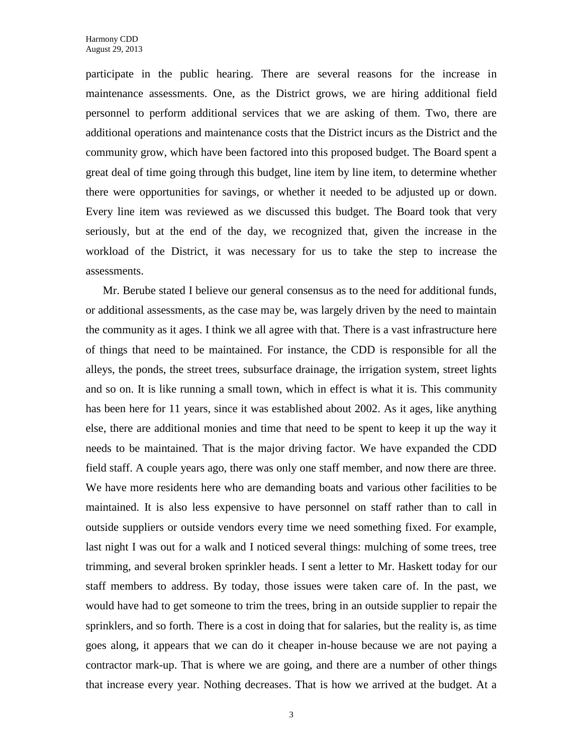participate in the public hearing. There are several reasons for the increase in maintenance assessments. One, as the District grows, we are hiring additional field personnel to perform additional services that we are asking of them. Two, there are additional operations and maintenance costs that the District incurs as the District and the community grow, which have been factored into this proposed budget. The Board spent a great deal of time going through this budget, line item by line item, to determine whether there were opportunities for savings, or whether it needed to be adjusted up or down. Every line item was reviewed as we discussed this budget. The Board took that very seriously, but at the end of the day, we recognized that, given the increase in the workload of the District, it was necessary for us to take the step to increase the assessments.

Mr. Berube stated I believe our general consensus as to the need for additional funds, or additional assessments, as the case may be, was largely driven by the need to maintain the community as it ages. I think we all agree with that. There is a vast infrastructure here of things that need to be maintained. For instance, the CDD is responsible for all the alleys, the ponds, the street trees, subsurface drainage, the irrigation system, street lights and so on. It is like running a small town, which in effect is what it is. This community has been here for 11 years, since it was established about 2002. As it ages, like anything else, there are additional monies and time that need to be spent to keep it up the way it needs to be maintained. That is the major driving factor. We have expanded the CDD field staff. A couple years ago, there was only one staff member, and now there are three. We have more residents here who are demanding boats and various other facilities to be maintained. It is also less expensive to have personnel on staff rather than to call in outside suppliers or outside vendors every time we need something fixed. For example, last night I was out for a walk and I noticed several things: mulching of some trees, tree trimming, and several broken sprinkler heads. I sent a letter to Mr. Haskett today for our staff members to address. By today, those issues were taken care of. In the past, we would have had to get someone to trim the trees, bring in an outside supplier to repair the sprinklers, and so forth. There is a cost in doing that for salaries, but the reality is, as time goes along, it appears that we can do it cheaper in-house because we are not paying a contractor mark-up. That is where we are going, and there are a number of other things that increase every year. Nothing decreases. That is how we arrived at the budget. At a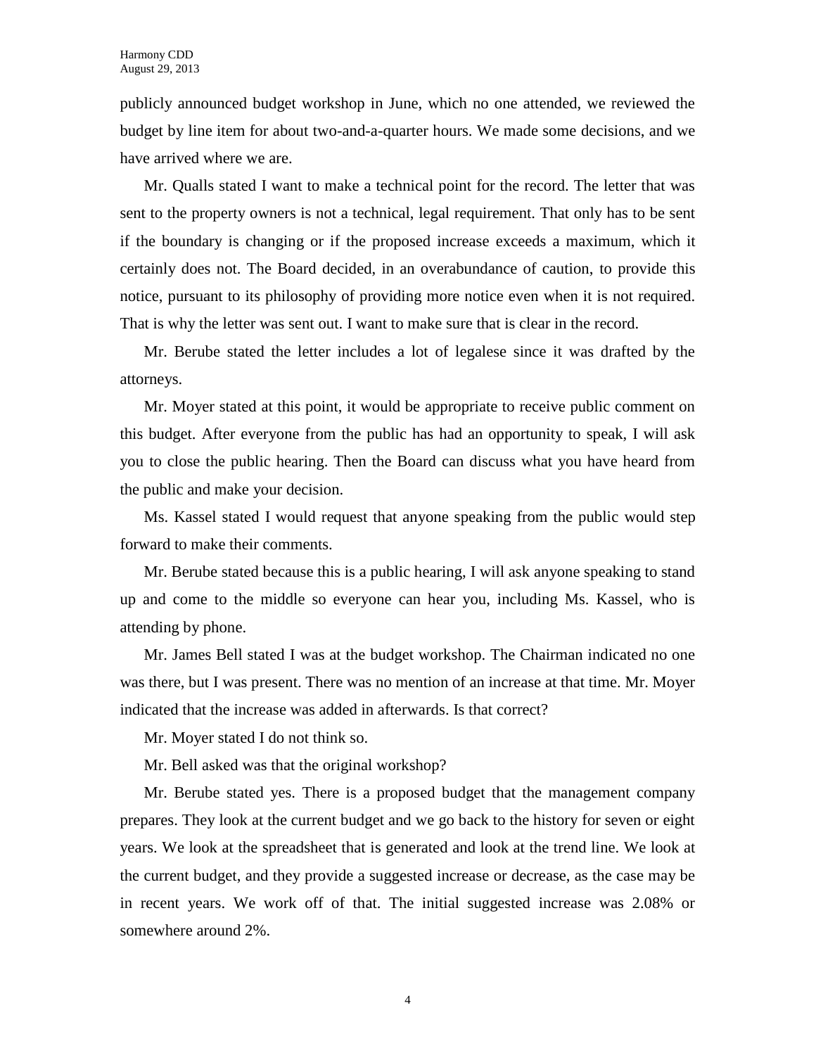publicly announced budget workshop in June, which no one attended, we reviewed the budget by line item for about two-and-a-quarter hours. We made some decisions, and we have arrived where we are.

Mr. Qualls stated I want to make a technical point for the record. The letter that was sent to the property owners is not a technical, legal requirement. That only has to be sent if the boundary is changing or if the proposed increase exceeds a maximum, which it certainly does not. The Board decided, in an overabundance of caution, to provide this notice, pursuant to its philosophy of providing more notice even when it is not required. That is why the letter was sent out. I want to make sure that is clear in the record.

Mr. Berube stated the letter includes a lot of legalese since it was drafted by the attorneys.

Mr. Moyer stated at this point, it would be appropriate to receive public comment on this budget. After everyone from the public has had an opportunity to speak, I will ask you to close the public hearing. Then the Board can discuss what you have heard from the public and make your decision.

Ms. Kassel stated I would request that anyone speaking from the public would step forward to make their comments.

Mr. Berube stated because this is a public hearing, I will ask anyone speaking to stand up and come to the middle so everyone can hear you, including Ms. Kassel, who is attending by phone.

Mr. James Bell stated I was at the budget workshop. The Chairman indicated no one was there, but I was present. There was no mention of an increase at that time. Mr. Moyer indicated that the increase was added in afterwards. Is that correct?

Mr. Moyer stated I do not think so.

Mr. Bell asked was that the original workshop?

Mr. Berube stated yes. There is a proposed budget that the management company prepares. They look at the current budget and we go back to the history for seven or eight years. We look at the spreadsheet that is generated and look at the trend line. We look at the current budget, and they provide a suggested increase or decrease, as the case may be in recent years. We work off of that. The initial suggested increase was 2.08% or somewhere around 2%.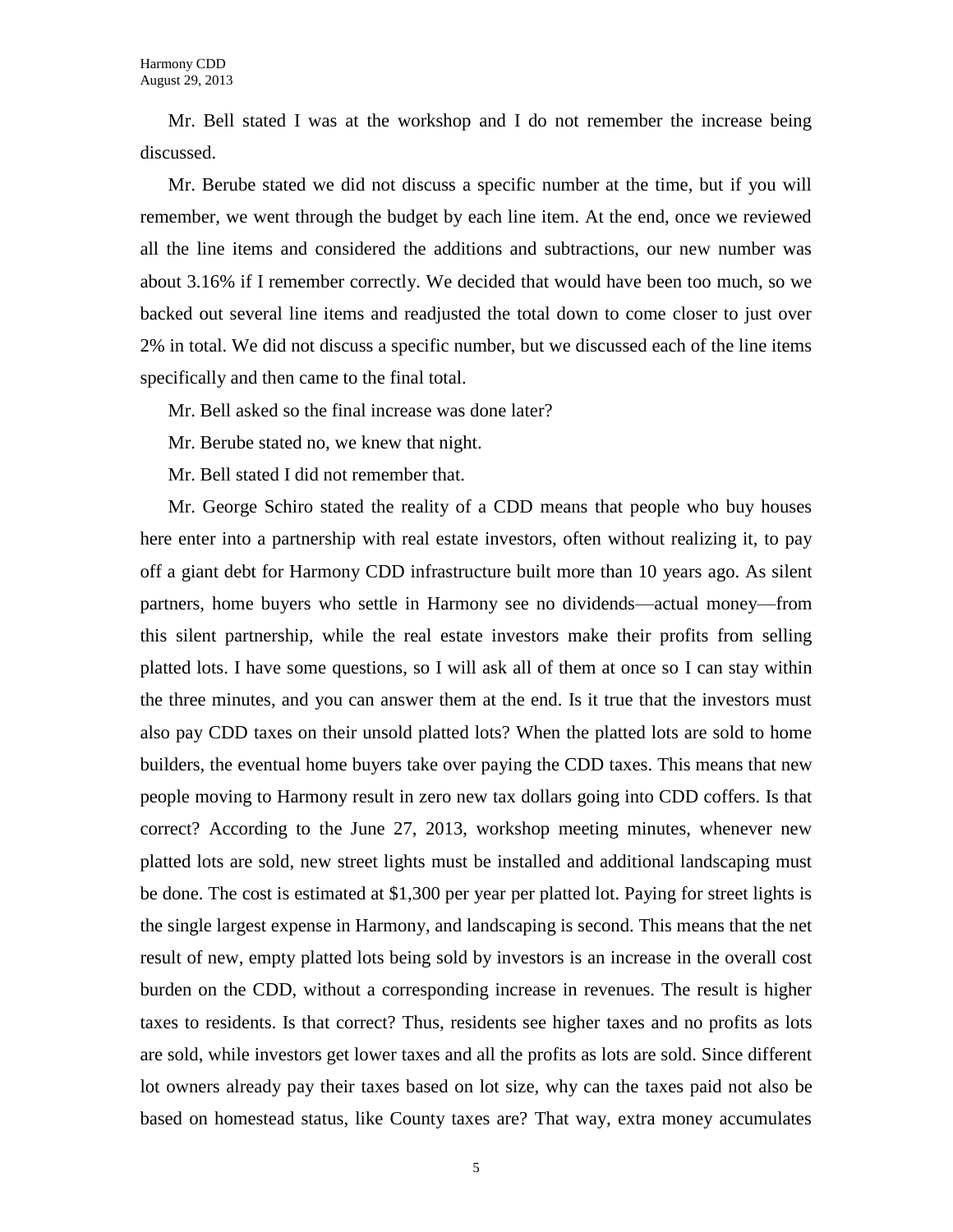Mr. Bell stated I was at the workshop and I do not remember the increase being discussed.

Mr. Berube stated we did not discuss a specific number at the time, but if you will remember, we went through the budget by each line item. At the end, once we reviewed all the line items and considered the additions and subtractions, our new number was about 3.16% if I remember correctly. We decided that would have been too much, so we backed out several line items and readjusted the total down to come closer to just over 2% in total. We did not discuss a specific number, but we discussed each of the line items specifically and then came to the final total.

Mr. Bell asked so the final increase was done later?

Mr. Berube stated no, we knew that night.

Mr. Bell stated I did not remember that.

Mr. George Schiro stated the reality of a CDD means that people who buy houses here enter into a partnership with real estate investors, often without realizing it, to pay off a giant debt for Harmony CDD infrastructure built more than 10 years ago. As silent partners, home buyers who settle in Harmony see no dividends—actual money—from this silent partnership, while the real estate investors make their profits from selling platted lots. I have some questions, so I will ask all of them at once so I can stay within the three minutes, and you can answer them at the end. Is it true that the investors must also pay CDD taxes on their unsold platted lots? When the platted lots are sold to home builders, the eventual home buyers take over paying the CDD taxes. This means that new people moving to Harmony result in zero new tax dollars going into CDD coffers. Is that correct? According to the June 27, 2013, workshop meeting minutes, whenever new platted lots are sold, new street lights must be installed and additional landscaping must be done. The cost is estimated at $1,300 per year per platted lot. Paying for street lights is the single largest expense in Harmony, and landscaping is second. This means that the net result of new, empty platted lots being sold by investors is an increase in the overall cost burden on the CDD, without a corresponding increase in revenues. The result is higher taxes to residents. Is that correct? Thus, residents see higher taxes and no profits as lots are sold, while investors get lower taxes and all the profits as lots are sold. Since different lot owners already pay their taxes based on lot size, why can the taxes paid not also be based on homestead status, like County taxes are? That way, extra money accumulates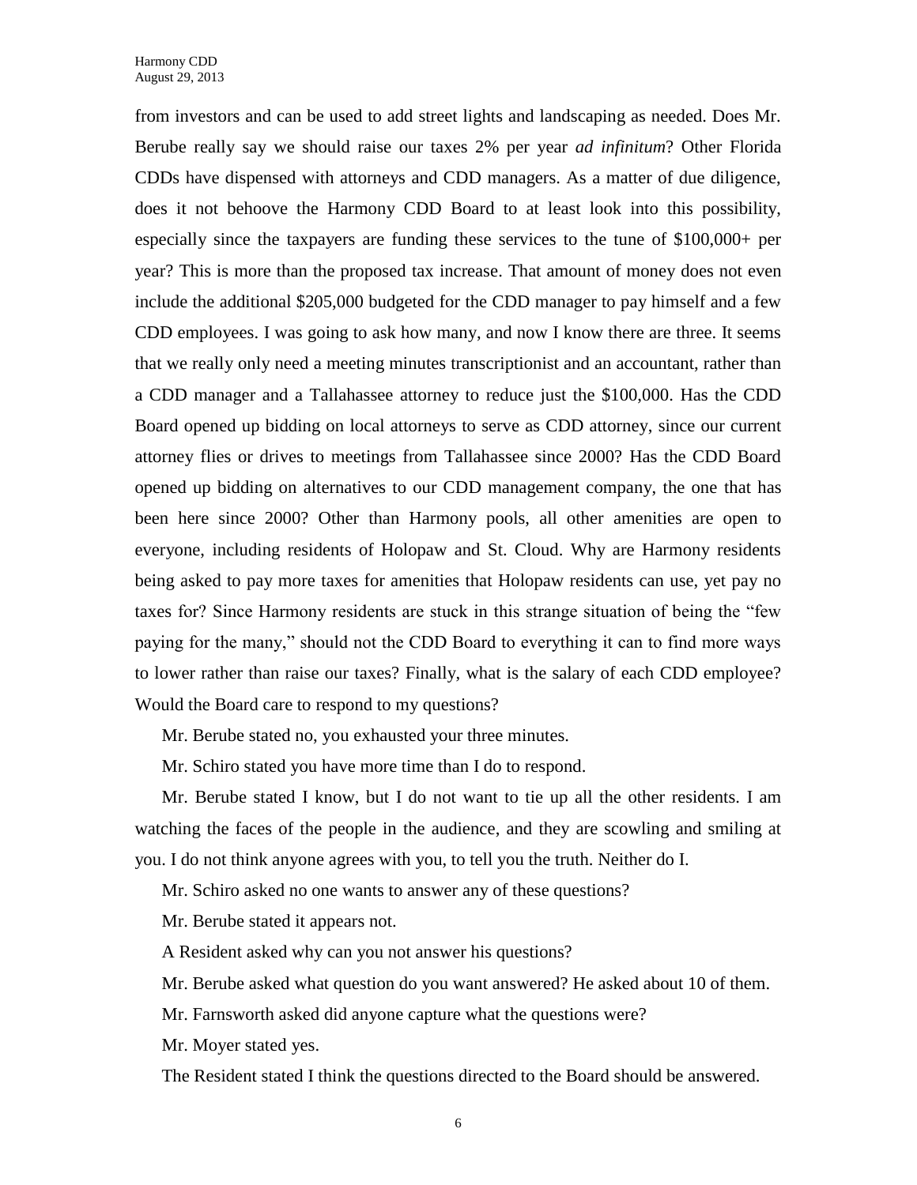from investors and can be used to add street lights and landscaping as needed. Does Mr. Berube really say we should raise our taxes 2% per year *ad infinitum*? Other Florida CDDs have dispensed with attorneys and CDD managers. As a matter of due diligence, does it not behoove the Harmony CDD Board to at least look into this possibility, especially since the taxpayers are funding these services to the tune of $100,000+ per year? This is more than the proposed tax increase. That amount of money does not even include the additional $205,000 budgeted for the CDD manager to pay himself and a few CDD employees. I was going to ask how many, and now I know there are three. It seems that we really only need a meeting minutes transcriptionist and an accountant, rather than a CDD manager and a Tallahassee attorney to reduce just the $100,000. Has the CDD Board opened up bidding on local attorneys to serve as CDD attorney, since our current attorney flies or drives to meetings from Tallahassee since 2000? Has the CDD Board opened up bidding on alternatives to our CDD management company, the one that has been here since 2000? Other than Harmony pools, all other amenities are open to everyone, including residents of Holopaw and St. Cloud. Why are Harmony residents being asked to pay more taxes for amenities that Holopaw residents can use, yet pay no taxes for? Since Harmony residents are stuck in this strange situation of being the "few paying for the many," should not the CDD Board to everything it can to find more ways to lower rather than raise our taxes? Finally, what is the salary of each CDD employee? Would the Board care to respond to my questions?

Mr. Berube stated no, you exhausted your three minutes.

Mr. Schiro stated you have more time than I do to respond.

Mr. Berube stated I know, but I do not want to tie up all the other residents. I am watching the faces of the people in the audience, and they are scowling and smiling at you. I do not think anyone agrees with you, to tell you the truth. Neither do I.

Mr. Schiro asked no one wants to answer any of these questions?

Mr. Berube stated it appears not.

A Resident asked why can you not answer his questions?

Mr. Berube asked what question do you want answered? He asked about 10 of them.

Mr. Farnsworth asked did anyone capture what the questions were?

Mr. Moyer stated yes.

The Resident stated I think the questions directed to the Board should be answered.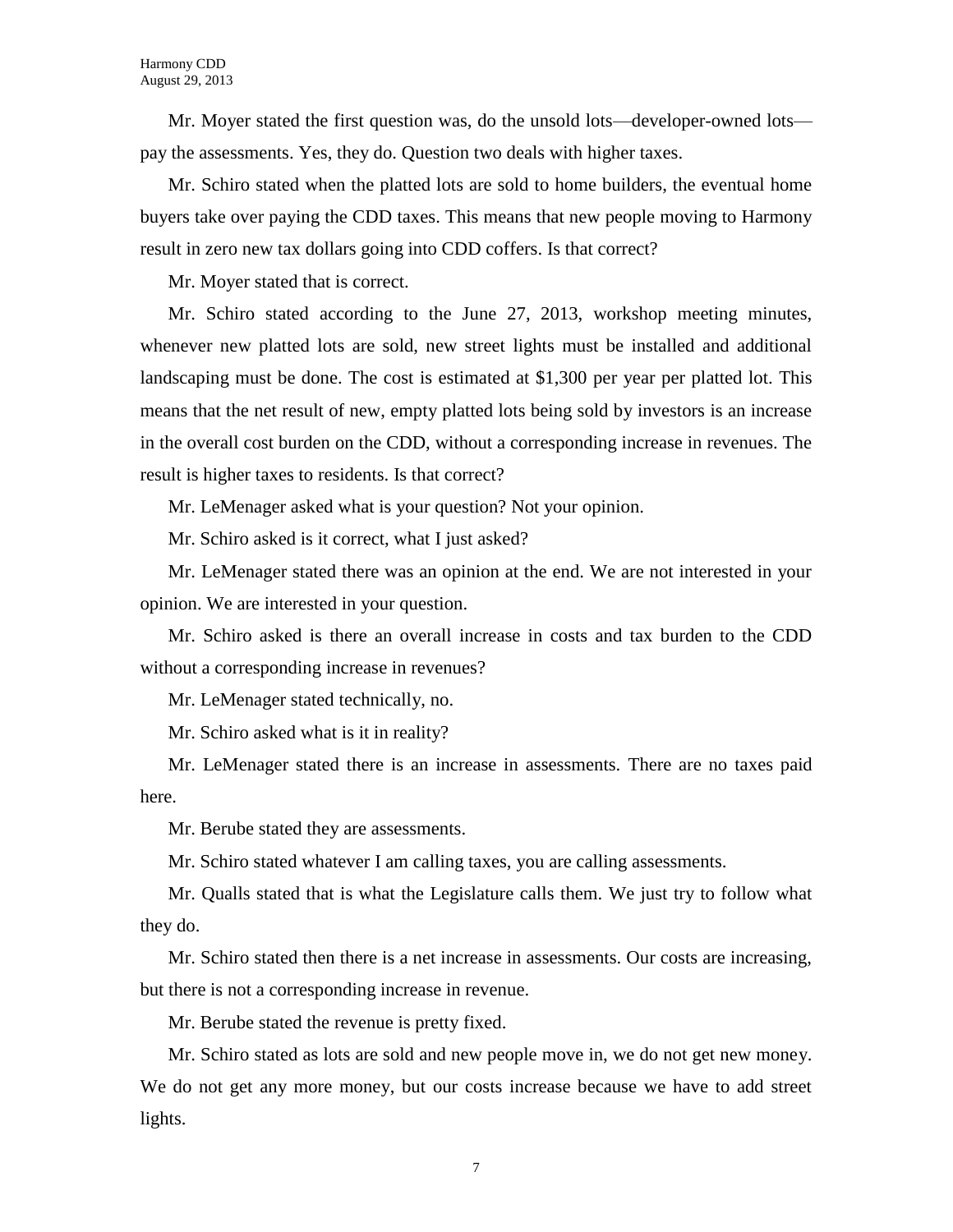Mr. Moyer stated the first question was, do the unsold lots—developer-owned lots—pay the assessments. Yes, they do. Question two deals with higher taxes.

Mr. Schiro stated when the platted lots are sold to home builders, the eventual home buyers take over paying the CDD taxes. This means that new people moving to Harmony result in zero new tax dollars going into CDD coffers. Is that correct?

Mr. Moyer stated that is correct.

Mr. Schiro stated according to the June 27, 2013, workshop meeting minutes, whenever new platted lots are sold, new street lights must be installed and additional landscaping must be done. The cost is estimated at $1,300 per year per platted lot. This means that the net result of new, empty platted lots being sold by investors is an increase in the overall cost burden on the CDD, without a corresponding increase in revenues. The result is higher taxes to residents. Is that correct?

Mr. LeMenager asked what is your question? Not your opinion.

Mr. Schiro asked is it correct, what I just asked?

Mr. LeMenager stated there was an opinion at the end. We are not interested in your opinion. We are interested in your question.

Mr. Schiro asked is there an overall increase in costs and tax burden to the CDD without a corresponding increase in revenues?

Mr. LeMenager stated technically, no.

Mr. Schiro asked what is it in reality?

Mr. LeMenager stated there is an increase in assessments. There are no taxes paid here.

Mr. Berube stated they are assessments.

Mr. Schiro stated whatever I am calling taxes, you are calling assessments.

Mr. Qualls stated that is what the Legislature calls them. We just try to follow what they do.

Mr. Schiro stated then there is a net increase in assessments. Our costs are increasing, but there is not a corresponding increase in revenue.

Mr. Berube stated the revenue is pretty fixed.

Mr. Schiro stated as lots are sold and new people move in, we do not get new money. We do not get any more money, but our costs increase because we have to add street lights.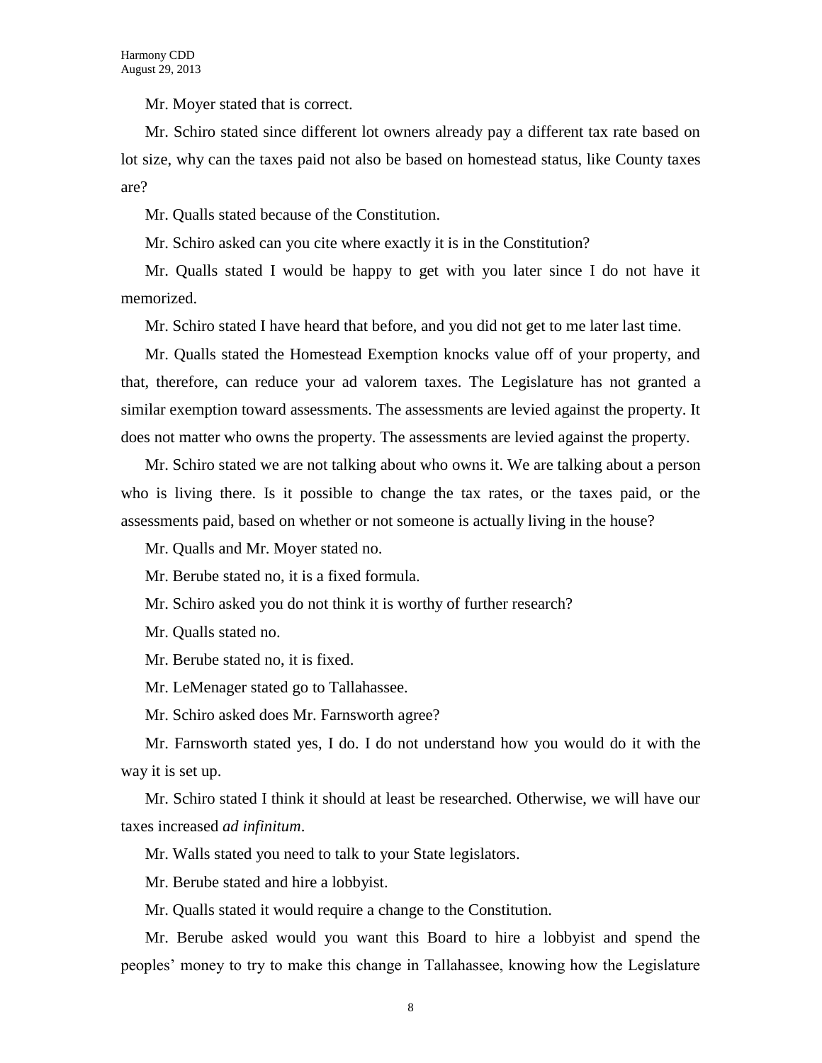Mr. Moyer stated that is correct.

Mr. Schiro stated since different lot owners already pay a different tax rate based on lot size, why can the taxes paid not also be based on homestead status, like County taxes are?

Mr. Qualls stated because of the Constitution.

Mr. Schiro asked can you cite where exactly it is in the Constitution?

Mr. Qualls stated I would be happy to get with you later since I do not have it memorized.

Mr. Schiro stated I have heard that before, and you did not get to me later last time.

Mr. Qualls stated the Homestead Exemption knocks value off of your property, and that, therefore, can reduce your ad valorem taxes. The Legislature has not granted a similar exemption toward assessments. The assessments are levied against the property. It does not matter who owns the property. The assessments are levied against the property.

Mr. Schiro stated we are not talking about who owns it. We are talking about a person who is living there. Is it possible to change the tax rates, or the taxes paid, or the assessments paid, based on whether or not someone is actually living in the house?

Mr. Qualls and Mr. Moyer stated no.

Mr. Berube stated no, it is a fixed formula.

Mr. Schiro asked you do not think it is worthy of further research?

Mr. Qualls stated no.

Mr. Berube stated no, it is fixed.

Mr. LeMenager stated go to Tallahassee.

Mr. Schiro asked does Mr. Farnsworth agree?

Mr. Farnsworth stated yes, I do. I do not understand how you would do it with the way it is set up.

Mr. Schiro stated I think it should at least be researched. Otherwise, we will have our taxes increased *ad infinitum*.

Mr. Walls stated you need to talk to your State legislators.

Mr. Berube stated and hire a lobbyist.

Mr. Qualls stated it would require a change to the Constitution.

Mr. Berube asked would you want this Board to hire a lobbyist and spend the peoples' money to try to make this change in Tallahassee, knowing how the Legislature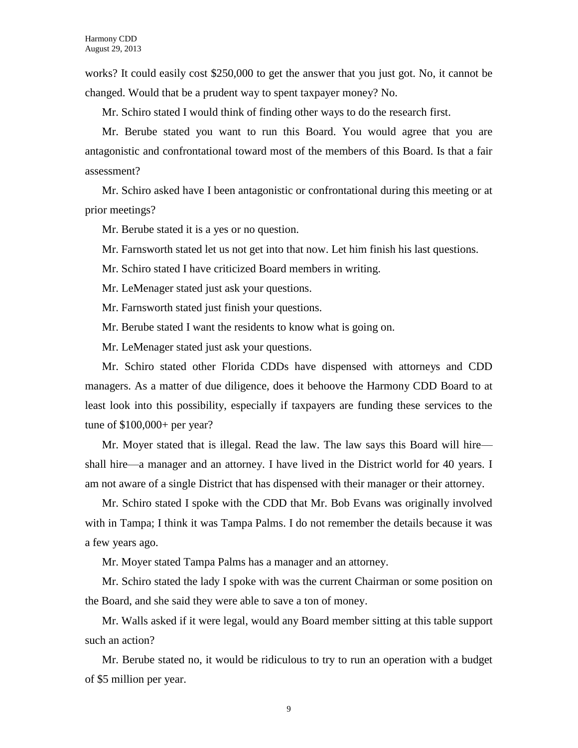works? It could easily cost $250,000 to get the answer that you just got. No, it cannot be changed. Would that be a prudent way to spent taxpayer money? No.

Mr. Schiro stated I would think of finding other ways to do the research first.

Mr. Berube stated you want to run this Board. You would agree that you are antagonistic and confrontational toward most of the members of this Board. Is that a fair assessment?

Mr. Schiro asked have I been antagonistic or confrontational during this meeting or at prior meetings?

Mr. Berube stated it is a yes or no question.

Mr. Farnsworth stated let us not get into that now. Let him finish his last questions.

Mr. Schiro stated I have criticized Board members in writing.

Mr. LeMenager stated just ask your questions.

Mr. Farnsworth stated just finish your questions.

Mr. Berube stated I want the residents to know what is going on.

Mr. LeMenager stated just ask your questions.

Mr. Schiro stated other Florida CDDs have dispensed with attorneys and CDD managers. As a matter of due diligence, does it behoove the Harmony CDD Board to at least look into this possibility, especially if taxpayers are funding these services to the tune of $100,000+ per year?

Mr. Moyer stated that is illegal. Read the law. The law says this Board will hire—shall hire—a manager and an attorney. I have lived in the District world for 40 years. I am not aware of a single District that has dispensed with their manager or their attorney.

Mr. Schiro stated I spoke with the CDD that Mr. Bob Evans was originally involved with in Tampa; I think it was Tampa Palms. I do not remember the details because it was a few years ago.

Mr. Moyer stated Tampa Palms has a manager and an attorney.

Mr. Schiro stated the lady I spoke with was the current Chairman or some position on the Board, and she said they were able to save a ton of money.

Mr. Walls asked if it were legal, would any Board member sitting at this table support such an action?

Mr. Berube stated no, it would be ridiculous to try to run an operation with a budget of $5 million per year.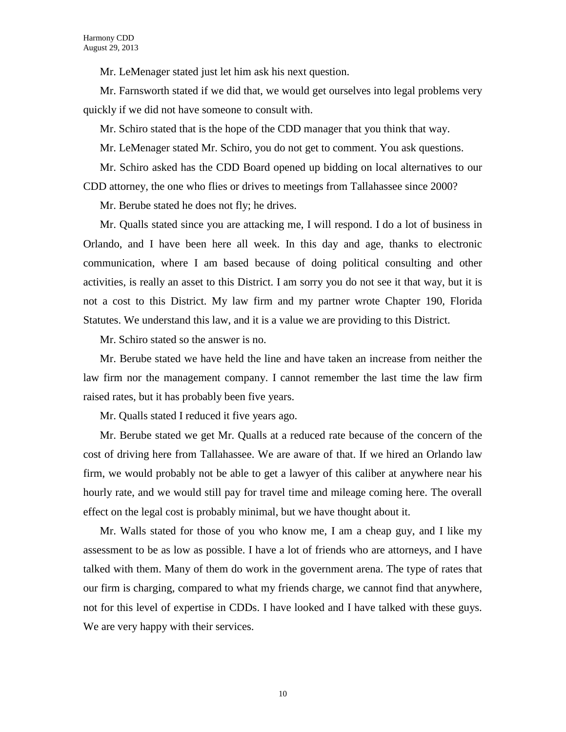Mr. LeMenager stated just let him ask his next question.

Mr. Farnsworth stated if we did that, we would get ourselves into legal problems very quickly if we did not have someone to consult with.

Mr. Schiro stated that is the hope of the CDD manager that you think that way.

Mr. LeMenager stated Mr. Schiro, you do not get to comment. You ask questions.

Mr. Schiro asked has the CDD Board opened up bidding on local alternatives to our CDD attorney, the one who flies or drives to meetings from Tallahassee since 2000?

Mr. Berube stated he does not fly; he drives.

Mr. Qualls stated since you are attacking me, I will respond. I do a lot of business in Orlando, and I have been here all week. In this day and age, thanks to electronic communication, where I am based because of doing political consulting and other activities, is really an asset to this District. I am sorry you do not see it that way, but it is not a cost to this District. My law firm and my partner wrote Chapter 190, Florida Statutes. We understand this law, and it is a value we are providing to this District.

Mr. Schiro stated so the answer is no.

Mr. Berube stated we have held the line and have taken an increase from neither the law firm nor the management company. I cannot remember the last time the law firm raised rates, but it has probably been five years.

Mr. Qualls stated I reduced it five years ago.

Mr. Berube stated we get Mr. Qualls at a reduced rate because of the concern of the cost of driving here from Tallahassee. We are aware of that. If we hired an Orlando law firm, we would probably not be able to get a lawyer of this caliber at anywhere near his hourly rate, and we would still pay for travel time and mileage coming here. The overall effect on the legal cost is probably minimal, but we have thought about it.

Mr. Walls stated for those of you who know me, I am a cheap guy, and I like my assessment to be as low as possible. I have a lot of friends who are attorneys, and I have talked with them. Many of them do work in the government arena. The type of rates that our firm is charging, compared to what my friends charge, we cannot find that anywhere, not for this level of expertise in CDDs. I have looked and I have talked with these guys. We are very happy with their services.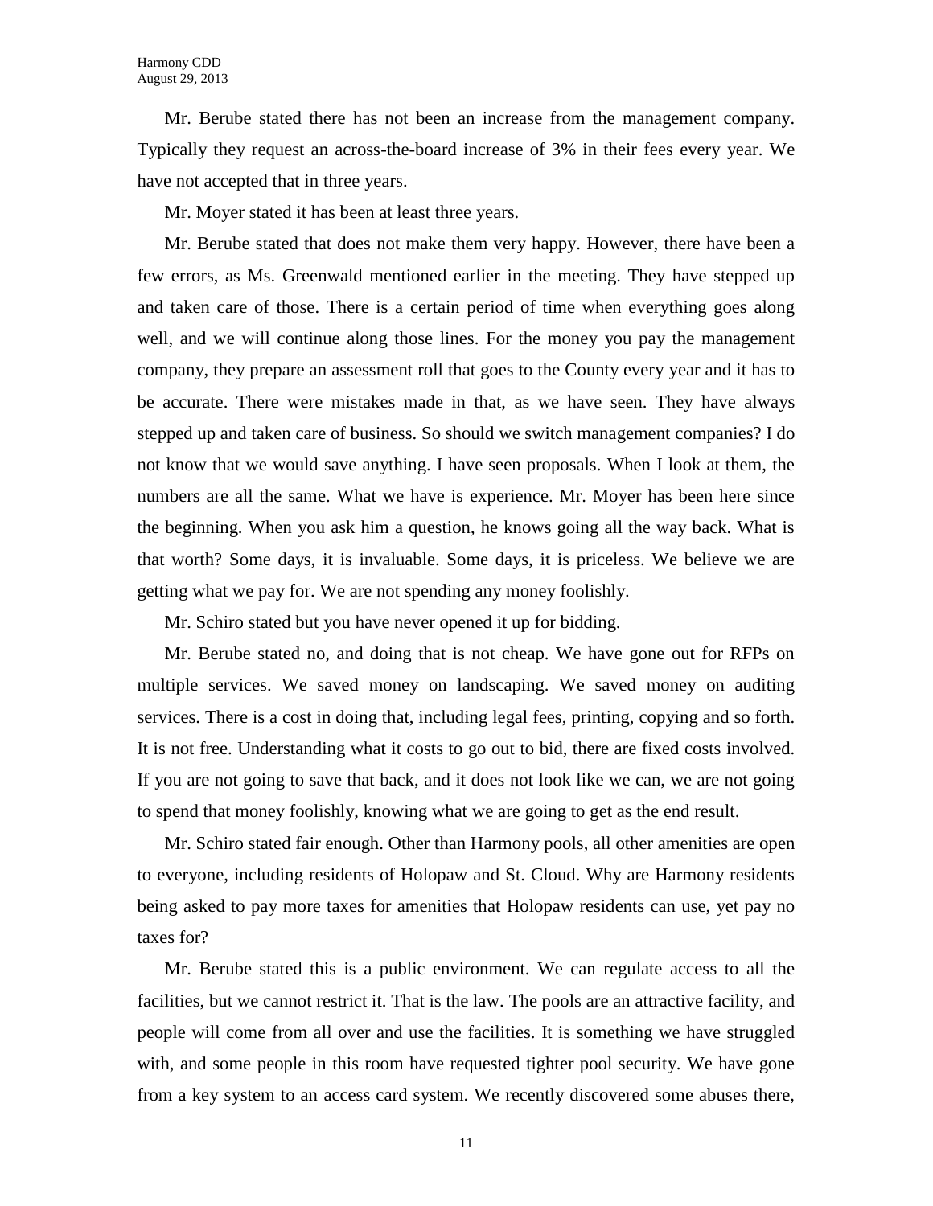Mr. Berube stated there has not been an increase from the management company. Typically they request an across-the-board increase of 3% in their fees every year. We have not accepted that in three years.

Mr. Moyer stated it has been at least three years.

Mr. Berube stated that does not make them very happy. However, there have been a few errors, as Ms. Greenwald mentioned earlier in the meeting. They have stepped up and taken care of those. There is a certain period of time when everything goes along well, and we will continue along those lines. For the money you pay the management company, they prepare an assessment roll that goes to the County every year and it has to be accurate. There were mistakes made in that, as we have seen. They have always stepped up and taken care of business. So should we switch management companies? I do not know that we would save anything. I have seen proposals. When I look at them, the numbers are all the same. What we have is experience. Mr. Moyer has been here since the beginning. When you ask him a question, he knows going all the way back. What is that worth? Some days, it is invaluable. Some days, it is priceless. We believe we are getting what we pay for. We are not spending any money foolishly.

Mr. Schiro stated but you have never opened it up for bidding.

Mr. Berube stated no, and doing that is not cheap. We have gone out for RFPs on multiple services. We saved money on landscaping. We saved money on auditing services. There is a cost in doing that, including legal fees, printing, copying and so forth. It is not free. Understanding what it costs to go out to bid, there are fixed costs involved. If you are not going to save that back, and it does not look like we can, we are not going to spend that money foolishly, knowing what we are going to get as the end result.

Mr. Schiro stated fair enough. Other than Harmony pools, all other amenities are open to everyone, including residents of Holopaw and St. Cloud. Why are Harmony residents being asked to pay more taxes for amenities that Holopaw residents can use, yet pay no taxes for?

Mr. Berube stated this is a public environment. We can regulate access to all the facilities, but we cannot restrict it. That is the law. The pools are an attractive facility, and people will come from all over and use the facilities. It is something we have struggled with, and some people in this room have requested tighter pool security. We have gone from a key system to an access card system. We recently discovered some abuses there,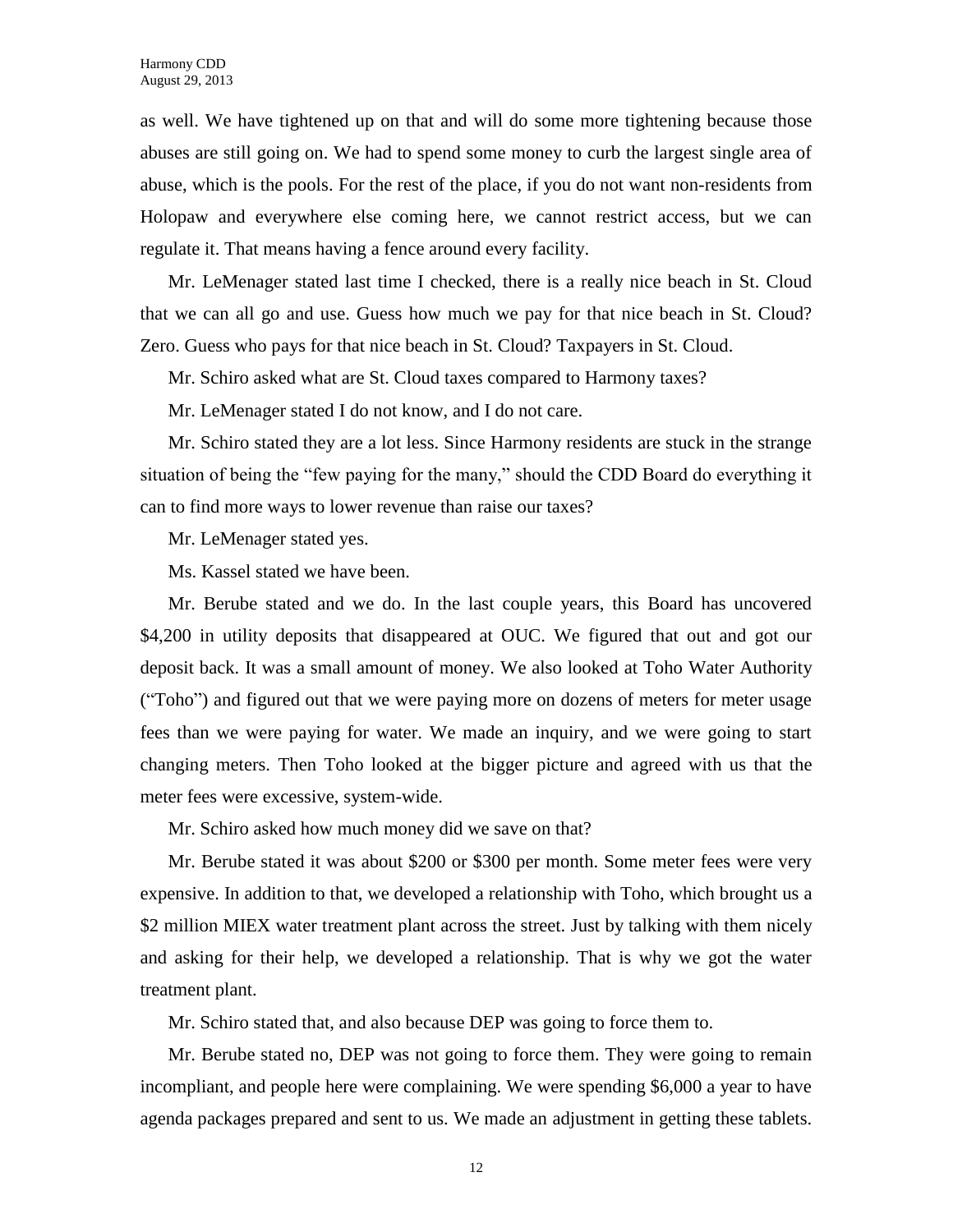as well. We have tightened up on that and will do some more tightening because those abuses are still going on. We had to spend some money to curb the largest single area of abuse, which is the pools. For the rest of the place, if you do not want non-residents from Holopaw and everywhere else coming here, we cannot restrict access, but we can regulate it. That means having a fence around every facility.

Mr. LeMenager stated last time I checked, there is a really nice beach in St. Cloud that we can all go and use. Guess how much we pay for that nice beach in St. Cloud? Zero. Guess who pays for that nice beach in St. Cloud? Taxpayers in St. Cloud.

Mr. Schiro asked what are St. Cloud taxes compared to Harmony taxes?

Mr. LeMenager stated I do not know, and I do not care.

Mr. Schiro stated they are a lot less. Since Harmony residents are stuck in the strange situation of being the "few paying for the many," should the CDD Board do everything it can to find more ways to lower revenue than raise our taxes?

Mr. LeMenager stated yes.

Ms. Kassel stated we have been.

Mr. Berube stated and we do. In the last couple years, this Board has uncovered $4,200 in utility deposits that disappeared at OUC. We figured that out and got our deposit back. It was a small amount of money. We also looked at Toho Water Authority ("Toho") and figured out that we were paying more on dozens of meters for meter usage fees than we were paying for water. We made an inquiry, and we were going to start changing meters. Then Toho looked at the bigger picture and agreed with us that the meter fees were excessive, system-wide.

Mr. Schiro asked how much money did we save on that?

Mr. Berube stated it was about $200 or $300 per month. Some meter fees were very expensive. In addition to that, we developed a relationship with Toho, which brought us a $2 million MIEX water treatment plant across the street. Just by talking with them nicely and asking for their help, we developed a relationship. That is why we got the water treatment plant.

Mr. Schiro stated that, and also because DEP was going to force them to.

Mr. Berube stated no, DEP was not going to force them. They were going to remain incompliant, and people here were complaining. We were spending $6,000 a year to have agenda packages prepared and sent to us. We made an adjustment in getting these tablets.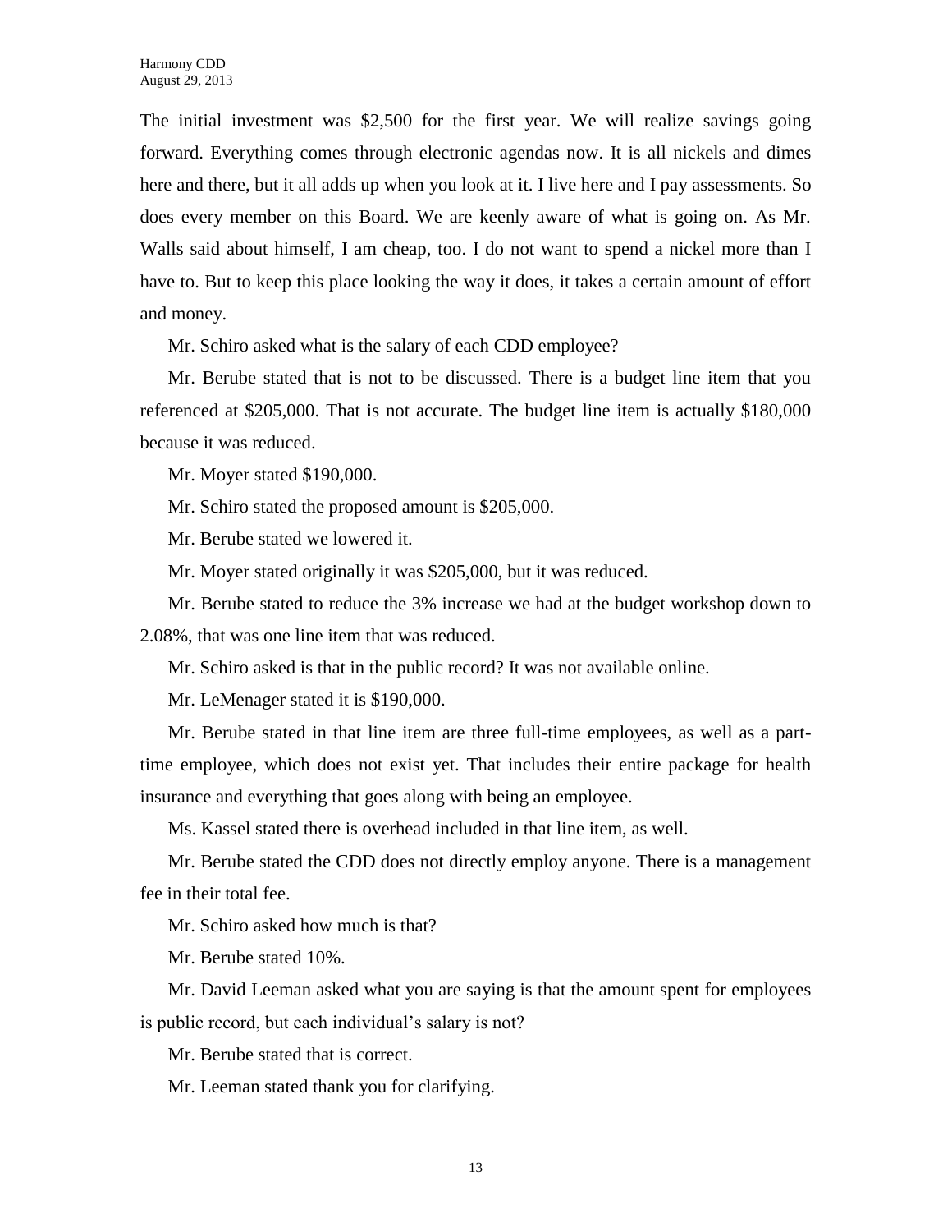The initial investment was $2,500 for the first year. We will realize savings going forward. Everything comes through electronic agendas now. It is all nickels and dimes here and there, but it all adds up when you look at it. I live here and I pay assessments. So does every member on this Board. We are keenly aware of what is going on. As Mr. Walls said about himself, I am cheap, too. I do not want to spend a nickel more than I have to. But to keep this place looking the way it does, it takes a certain amount of effort and money.

Mr. Schiro asked what is the salary of each CDD employee?

Mr. Berube stated that is not to be discussed. There is a budget line item that you referenced at $205,000. That is not accurate. The budget line item is actually $180,000 because it was reduced.

Mr. Moyer stated $190,000.

Mr. Schiro stated the proposed amount is $205,000.

Mr. Berube stated we lowered it.

Mr. Moyer stated originally it was $205,000, but it was reduced.

Mr. Berube stated to reduce the 3% increase we had at the budget workshop down to 2.08%, that was one line item that was reduced.

Mr. Schiro asked is that in the public record? It was not available online.

Mr. LeMenager stated it is $190,000.

Mr. Berube stated in that line item are three full-time employees, as well as a part-time employee, which does not exist yet. That includes their entire package for health insurance and everything that goes along with being an employee.

Ms. Kassel stated there is overhead included in that line item, as well.

Mr. Berube stated the CDD does not directly employ anyone. There is a management fee in their total fee.

Mr. Schiro asked how much is that?

Mr. Berube stated 10%.

Mr. David Leeman asked what you are saying is that the amount spent for employees is public record, but each individual's salary is not?

Mr. Berube stated that is correct.

Mr. Leeman stated thank you for clarifying.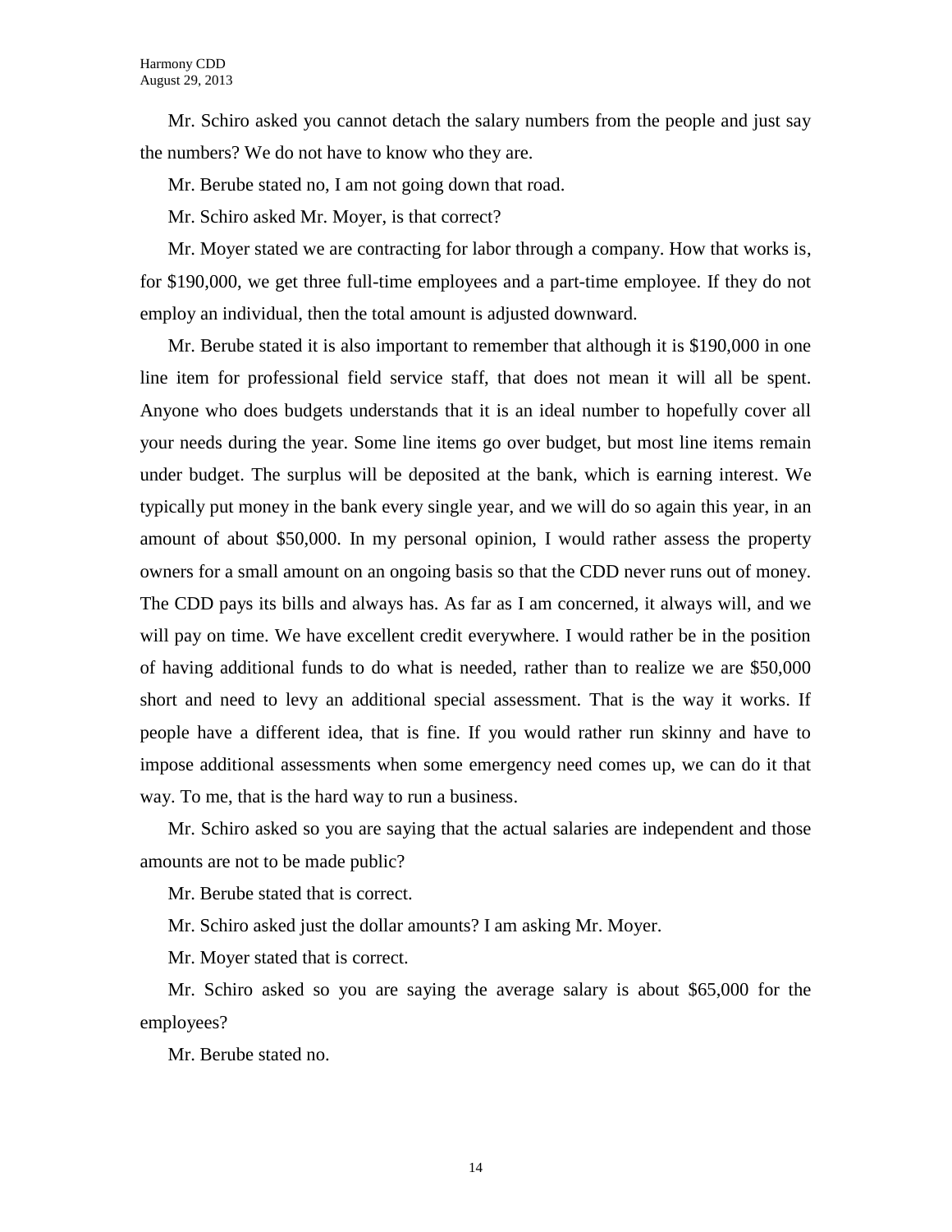Mr. Schiro asked you cannot detach the salary numbers from the people and just say the numbers? We do not have to know who they are.

Mr. Berube stated no, I am not going down that road.

Mr. Schiro asked Mr. Moyer, is that correct?

Mr. Moyer stated we are contracting for labor through a company. How that works is, for $190,000, we get three full-time employees and a part-time employee. If they do not employ an individual, then the total amount is adjusted downward.

Mr. Berube stated it is also important to remember that although it is $190,000 in one line item for professional field service staff, that does not mean it will all be spent. Anyone who does budgets understands that it is an ideal number to hopefully cover all your needs during the year. Some line items go over budget, but most line items remain under budget. The surplus will be deposited at the bank, which is earning interest. We typically put money in the bank every single year, and we will do so again this year, in an amount of about $50,000. In my personal opinion, I would rather assess the property owners for a small amount on an ongoing basis so that the CDD never runs out of money. The CDD pays its bills and always has. As far as I am concerned, it always will, and we will pay on time. We have excellent credit everywhere. I would rather be in the position of having additional funds to do what is needed, rather than to realize we are $50,000 short and need to levy an additional special assessment. That is the way it works. If people have a different idea, that is fine. If you would rather run skinny and have to impose additional assessments when some emergency need comes up, we can do it that way. To me, that is the hard way to run a business.

Mr. Schiro asked so you are saying that the actual salaries are independent and those amounts are not to be made public?

Mr. Berube stated that is correct.

Mr. Schiro asked just the dollar amounts? I am asking Mr. Moyer.

Mr. Moyer stated that is correct.

Mr. Schiro asked so you are saying the average salary is about $65,000 for the employees?

Mr. Berube stated no.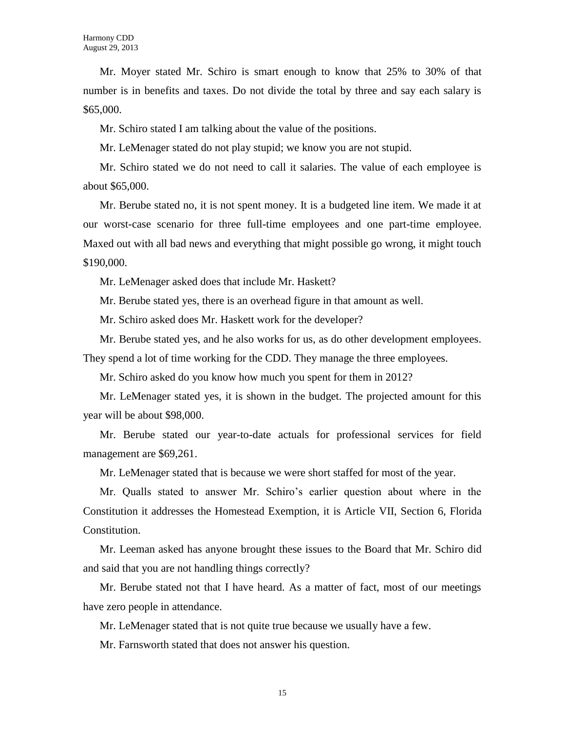Mr. Moyer stated Mr. Schiro is smart enough to know that 25% to 30% of that number is in benefits and taxes. Do not divide the total by three and say each salary is $65,000.

Mr. Schiro stated I am talking about the value of the positions.

Mr. LeMenager stated do not play stupid; we know you are not stupid.

Mr. Schiro stated we do not need to call it salaries. The value of each employee is about $65,000.

Mr. Berube stated no, it is not spent money. It is a budgeted line item. We made it at our worst-case scenario for three full-time employees and one part-time employee. Maxed out with all bad news and everything that might possible go wrong, it might touch $190,000.

Mr. LeMenager asked does that include Mr. Haskett?

Mr. Berube stated yes, there is an overhead figure in that amount as well.

Mr. Schiro asked does Mr. Haskett work for the developer?

Mr. Berube stated yes, and he also works for us, as do other development employees. They spend a lot of time working for the CDD. They manage the three employees.

Mr. Schiro asked do you know how much you spent for them in 2012?

Mr. LeMenager stated yes, it is shown in the budget. The projected amount for this year will be about $98,000.

Mr. Berube stated our year-to-date actuals for professional services for field management are $69,261.

Mr. LeMenager stated that is because we were short staffed for most of the year.

Mr. Qualls stated to answer Mr. Schiro's earlier question about where in the Constitution it addresses the Homestead Exemption, it is Article VII, Section 6, Florida Constitution.

Mr. Leeman asked has anyone brought these issues to the Board that Mr. Schiro did and said that you are not handling things correctly?

Mr. Berube stated not that I have heard. As a matter of fact, most of our meetings have zero people in attendance.

Mr. LeMenager stated that is not quite true because we usually have a few.

Mr. Farnsworth stated that does not answer his question.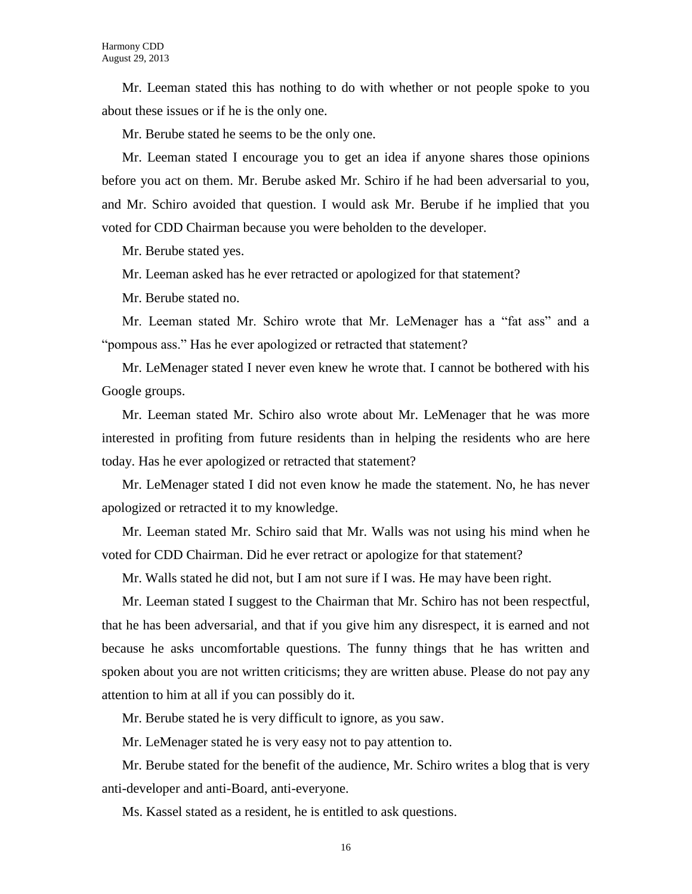Mr. Leeman stated this has nothing to do with whether or not people spoke to you about these issues or if he is the only one.

Mr. Berube stated he seems to be the only one.

Mr. Leeman stated I encourage you to get an idea if anyone shares those opinions before you act on them. Mr. Berube asked Mr. Schiro if he had been adversarial to you, and Mr. Schiro avoided that question. I would ask Mr. Berube if he implied that you voted for CDD Chairman because you were beholden to the developer.

Mr. Berube stated yes.

Mr. Leeman asked has he ever retracted or apologized for that statement?

Mr. Berube stated no.

Mr. Leeman stated Mr. Schiro wrote that Mr. LeMenager has a "fat ass" and a "pompous ass." Has he ever apologized or retracted that statement?

Mr. LeMenager stated I never even knew he wrote that. I cannot be bothered with his Google groups.

Mr. Leeman stated Mr. Schiro also wrote about Mr. LeMenager that he was more interested in profiting from future residents than in helping the residents who are here today. Has he ever apologized or retracted that statement?

Mr. LeMenager stated I did not even know he made the statement. No, he has never apologized or retracted it to my knowledge.

Mr. Leeman stated Mr. Schiro said that Mr. Walls was not using his mind when he voted for CDD Chairman. Did he ever retract or apologize for that statement?

Mr. Walls stated he did not, but I am not sure if I was. He may have been right.

Mr. Leeman stated I suggest to the Chairman that Mr. Schiro has not been respectful, that he has been adversarial, and that if you give him any disrespect, it is earned and not because he asks uncomfortable questions. The funny things that he has written and spoken about you are not written criticisms; they are written abuse. Please do not pay any attention to him at all if you can possibly do it.

Mr. Berube stated he is very difficult to ignore, as you saw.

Mr. LeMenager stated he is very easy not to pay attention to.

Mr. Berube stated for the benefit of the audience, Mr. Schiro writes a blog that is very anti-developer and anti-Board, anti-everyone.

Ms. Kassel stated as a resident, he is entitled to ask questions.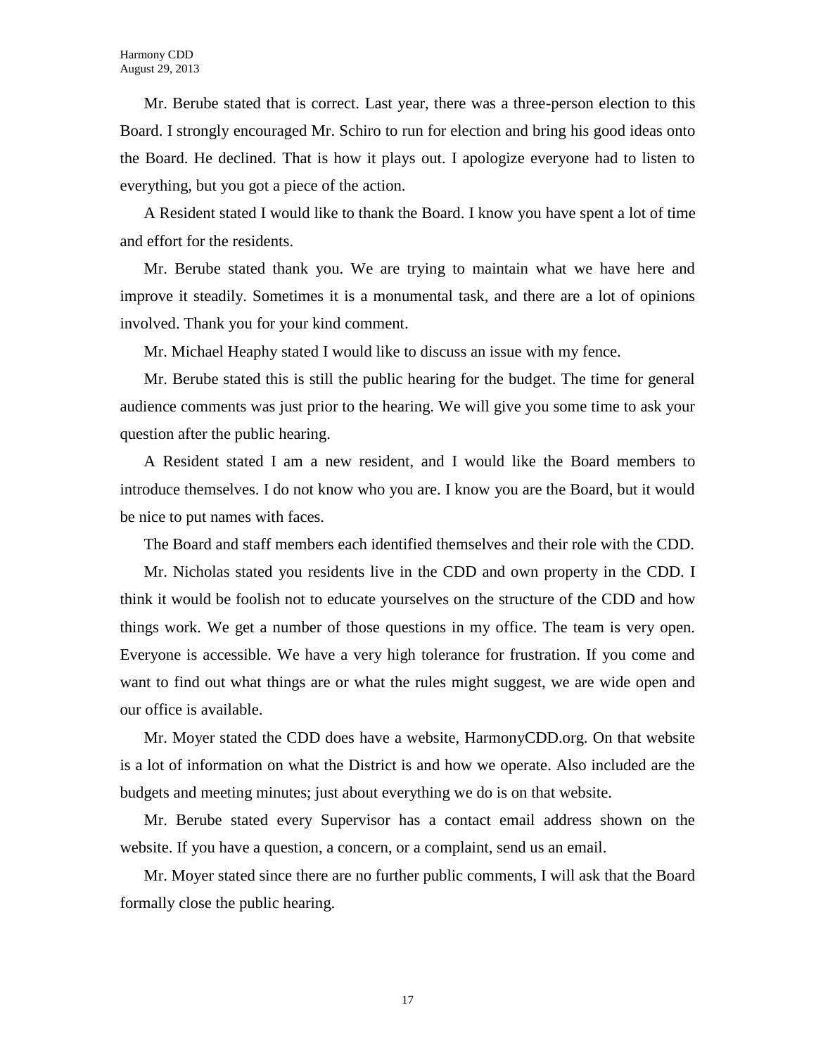Mr. Berube stated that is correct. Last year, there was a three-person election to this Board. I strongly encouraged Mr. Schiro to run for election and bring his good ideas onto the Board. He declined. That is how it plays out. I apologize everyone had to listen to everything, but you got a piece of the action.

A Resident stated I would like to thank the Board. I know you have spent a lot of time and effort for the residents.

Mr. Berube stated thank you. We are trying to maintain what we have here and improve it steadily. Sometimes it is a monumental task, and there are a lot of opinions involved. Thank you for your kind comment.

Mr. Michael Heaphy stated I would like to discuss an issue with my fence.

Mr. Berube stated this is still the public hearing for the budget. The time for general audience comments was just prior to the hearing. We will give you some time to ask your question after the public hearing.

A Resident stated I am a new resident, and I would like the Board members to introduce themselves. I do not know who you are. I know you are the Board, but it would be nice to put names with faces.

The Board and staff members each identified themselves and their role with the CDD.

Mr. Nicholas stated you residents live in the CDD and own property in the CDD. I think it would be foolish not to educate yourselves on the structure of the CDD and how things work. We get a number of those questions in my office. The team is very open. Everyone is accessible. We have a very high tolerance for frustration. If you come and want to find out what things are or what the rules might suggest, we are wide open and our office is available.

Mr. Moyer stated the CDD does have a website, HarmonyCDD.org. On that website is a lot of information on what the District is and how we operate. Also included are the budgets and meeting minutes; just about everything we do is on that website.

Mr. Berube stated every Supervisor has a contact email address shown on the website. If you have a question, a concern, or a complaint, send us an email.

Mr. Moyer stated since there are no further public comments, I will ask that the Board formally close the public hearing.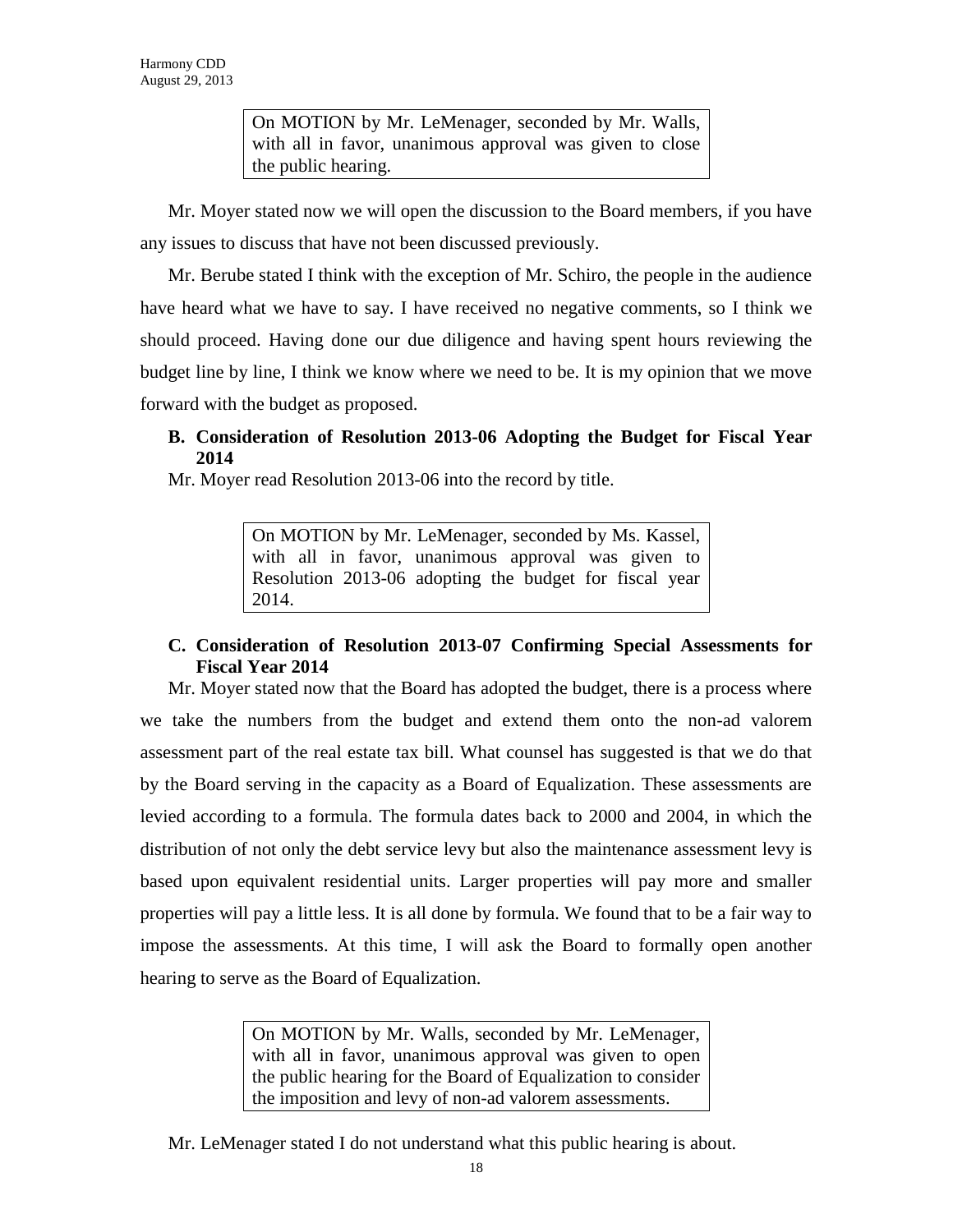> On MOTION by Mr. LeMenager, seconded by Mr. Walls, with all in favor, unanimous approval was given to close the public hearing.

Mr. Moyer stated now we will open the discussion to the Board members, if you have any issues to discuss that have not been discussed previously.

Mr. Berube stated I think with the exception of Mr. Schiro, the people in the audience have heard what we have to say. I have received no negative comments, so I think we should proceed. Having done our due diligence and having spent hours reviewing the budget line by line, I think we know where we need to be. It is my opinion that we move forward with the budget as proposed.

**B. Consideration of Resolution 2013-06 Adopting the Budget for Fiscal Year 2014**

Mr. Moyer read Resolution 2013-06 into the record by title.

> On MOTION by Mr. LeMenager, seconded by Ms. Kassel, with all in favor, unanimous approval was given to Resolution 2013-06 adopting the budget for fiscal year 2014.

**C. Consideration of Resolution 2013-07 Confirming Special Assessments for Fiscal Year 2014**

Mr. Moyer stated now that the Board has adopted the budget, there is a process where we take the numbers from the budget and extend them onto the non-ad valorem assessment part of the real estate tax bill. What counsel has suggested is that we do that by the Board serving in the capacity as a Board of Equalization. These assessments are levied according to a formula. The formula dates back to 2000 and 2004, in which the distribution of not only the debt service levy but also the maintenance assessment levy is based upon equivalent residential units. Larger properties will pay more and smaller properties will pay a little less. It is all done by formula. We found that to be a fair way to impose the assessments. At this time, I will ask the Board to formally open another hearing to serve as the Board of Equalization.

> On MOTION by Mr. Walls, seconded by Mr. LeMenager, with all in favor, unanimous approval was given to open the public hearing for the Board of Equalization to consider the imposition and levy of non-ad valorem assessments.

Mr. LeMenager stated I do not understand what this public hearing is about.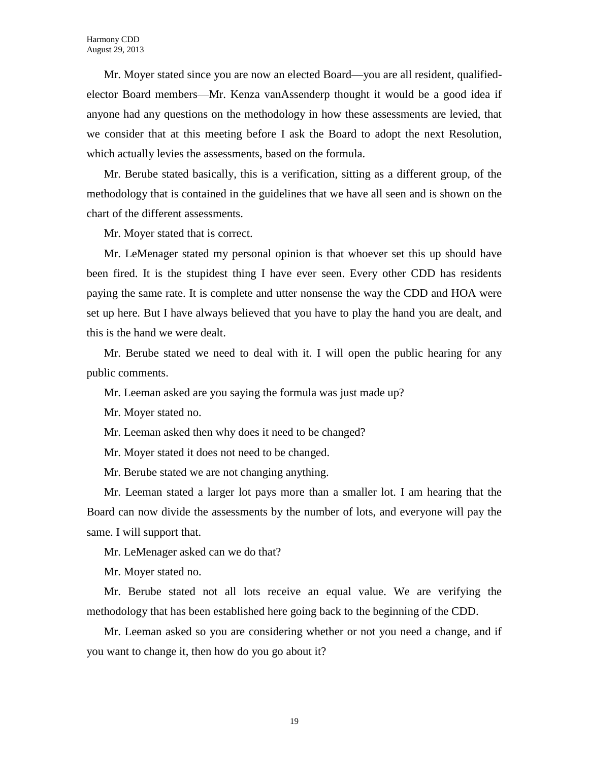Mr. Moyer stated since you are now an elected Board—you are all resident, qualified-elector Board members—Mr. Kenza vanAssenderp thought it would be a good idea if anyone had any questions on the methodology in how these assessments are levied, that we consider that at this meeting before I ask the Board to adopt the next Resolution, which actually levies the assessments, based on the formula.

Mr. Berube stated basically, this is a verification, sitting as a different group, of the methodology that is contained in the guidelines that we have all seen and is shown on the chart of the different assessments.

Mr. Moyer stated that is correct.

Mr. LeMenager stated my personal opinion is that whoever set this up should have been fired. It is the stupidest thing I have ever seen. Every other CDD has residents paying the same rate. It is complete and utter nonsense the way the CDD and HOA were set up here. But I have always believed that you have to play the hand you are dealt, and this is the hand we were dealt.

Mr. Berube stated we need to deal with it. I will open the public hearing for any public comments.

Mr. Leeman asked are you saying the formula was just made up?

Mr. Moyer stated no.

Mr. Leeman asked then why does it need to be changed?

Mr. Moyer stated it does not need to be changed.

Mr. Berube stated we are not changing anything.

Mr. Leeman stated a larger lot pays more than a smaller lot. I am hearing that the Board can now divide the assessments by the number of lots, and everyone will pay the same. I will support that.

Mr. LeMenager asked can we do that?

Mr. Moyer stated no.

Mr. Berube stated not all lots receive an equal value. We are verifying the methodology that has been established here going back to the beginning of the CDD.

Mr. Leeman asked so you are considering whether or not you need a change, and if you want to change it, then how do you go about it?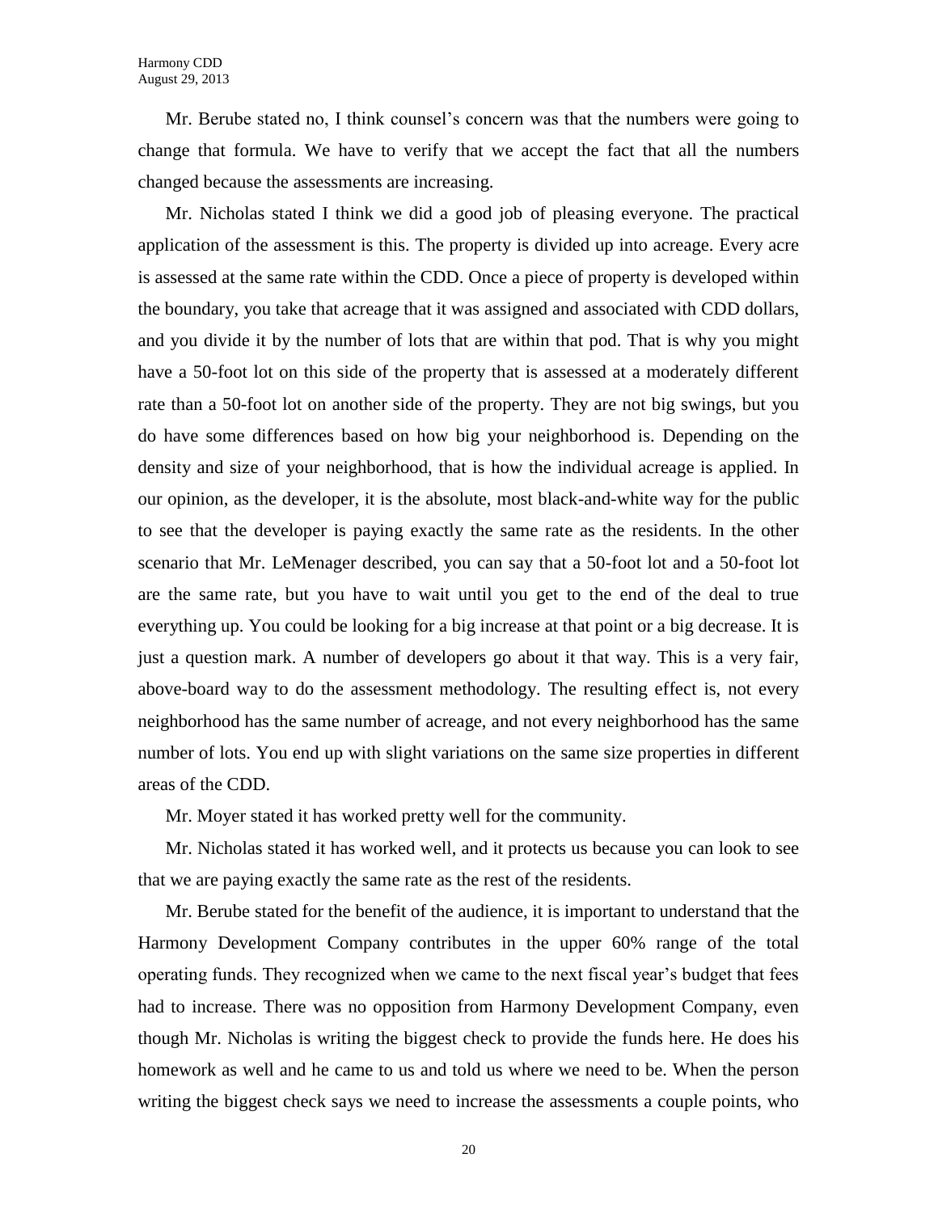Mr. Berube stated no, I think counsel's concern was that the numbers were going to change that formula. We have to verify that we accept the fact that all the numbers changed because the assessments are increasing.

Mr. Nicholas stated I think we did a good job of pleasing everyone. The practical application of the assessment is this. The property is divided up into acreage. Every acre is assessed at the same rate within the CDD. Once a piece of property is developed within the boundary, you take that acreage that it was assigned and associated with CDD dollars, and you divide it by the number of lots that are within that pod. That is why you might have a 50-foot lot on this side of the property that is assessed at a moderately different rate than a 50-foot lot on another side of the property. They are not big swings, but you do have some differences based on how big your neighborhood is. Depending on the density and size of your neighborhood, that is how the individual acreage is applied. In our opinion, as the developer, it is the absolute, most black-and-white way for the public to see that the developer is paying exactly the same rate as the residents. In the other scenario that Mr. LeMenager described, you can say that a 50-foot lot and a 50-foot lot are the same rate, but you have to wait until you get to the end of the deal to true everything up. You could be looking for a big increase at that point or a big decrease. It is just a question mark. A number of developers go about it that way. This is a very fair, above-board way to do the assessment methodology. The resulting effect is, not every neighborhood has the same number of acreage, and not every neighborhood has the same number of lots. You end up with slight variations on the same size properties in different areas of the CDD.

Mr. Moyer stated it has worked pretty well for the community.

Mr. Nicholas stated it has worked well, and it protects us because you can look to see that we are paying exactly the same rate as the rest of the residents.

Mr. Berube stated for the benefit of the audience, it is important to understand that the Harmony Development Company contributes in the upper 60% range of the total operating funds. They recognized when we came to the next fiscal year's budget that fees had to increase. There was no opposition from Harmony Development Company, even though Mr. Nicholas is writing the biggest check to provide the funds here. He does his homework as well and he came to us and told us where we need to be. When the person writing the biggest check says we need to increase the assessments a couple points, who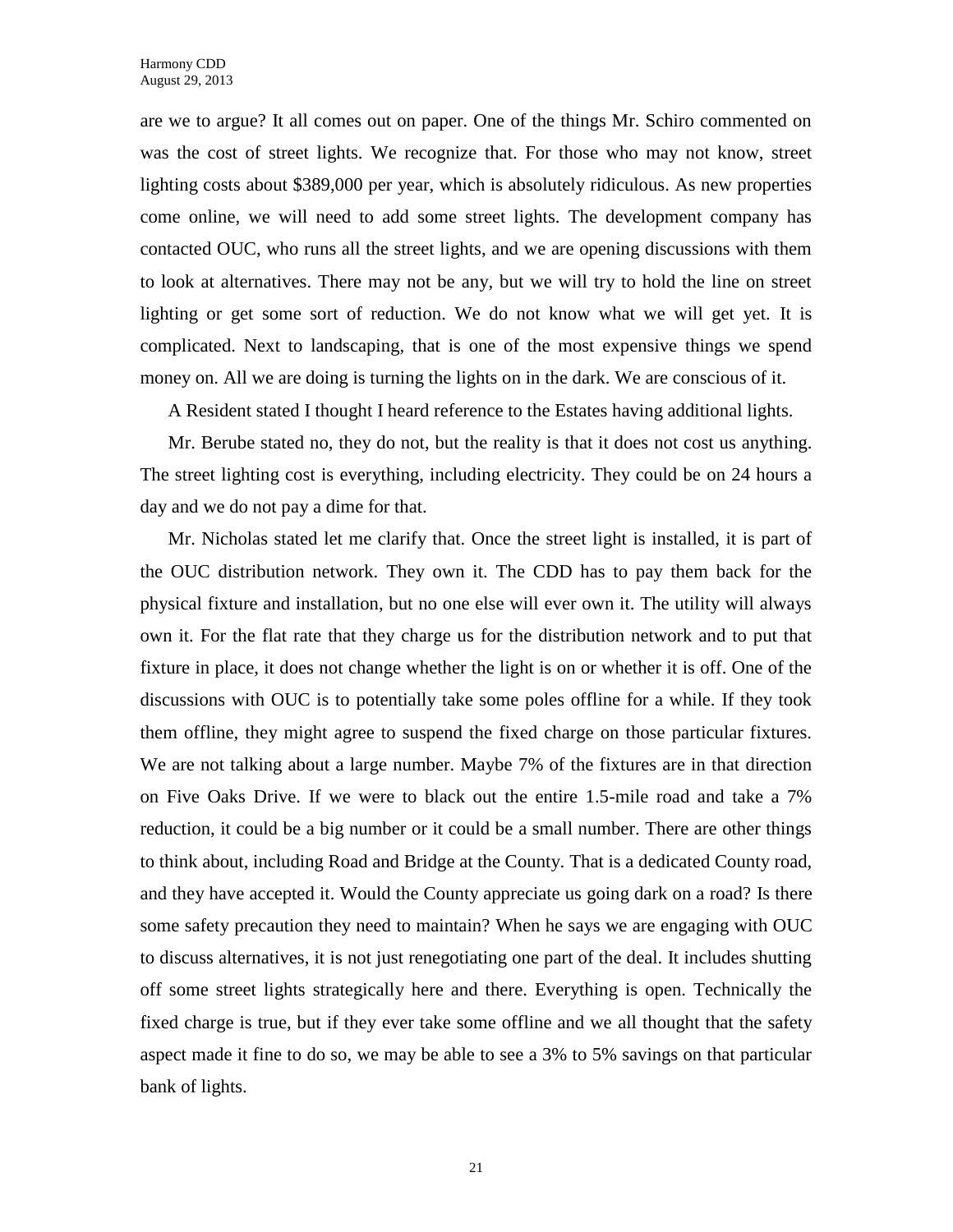are we to argue? It all comes out on paper. One of the things Mr. Schiro commented on was the cost of street lights. We recognize that. For those who may not know, street lighting costs about $389,000 per year, which is absolutely ridiculous. As new properties come online, we will need to add some street lights. The development company has contacted OUC, who runs all the street lights, and we are opening discussions with them to look at alternatives. There may not be any, but we will try to hold the line on street lighting or get some sort of reduction. We do not know what we will get yet. It is complicated. Next to landscaping, that is one of the most expensive things we spend money on. All we are doing is turning the lights on in the dark. We are conscious of it.

A Resident stated I thought I heard reference to the Estates having additional lights.

Mr. Berube stated no, they do not, but the reality is that it does not cost us anything. The street lighting cost is everything, including electricity. They could be on 24 hours a day and we do not pay a dime for that.

Mr. Nicholas stated let me clarify that. Once the street light is installed, it is part of the OUC distribution network. They own it. The CDD has to pay them back for the physical fixture and installation, but no one else will ever own it. The utility will always own it. For the flat rate that they charge us for the distribution network and to put that fixture in place, it does not change whether the light is on or whether it is off. One of the discussions with OUC is to potentially take some poles offline for a while. If they took them offline, they might agree to suspend the fixed charge on those particular fixtures. We are not talking about a large number. Maybe 7% of the fixtures are in that direction on Five Oaks Drive. If we were to black out the entire 1.5-mile road and take a 7% reduction, it could be a big number or it could be a small number. There are other things to think about, including Road and Bridge at the County. That is a dedicated County road, and they have accepted it. Would the County appreciate us going dark on a road? Is there some safety precaution they need to maintain? When he says we are engaging with OUC to discuss alternatives, it is not just renegotiating one part of the deal. It includes shutting off some street lights strategically here and there. Everything is open. Technically the fixed charge is true, but if they ever take some offline and we all thought that the safety aspect made it fine to do so, we may be able to see a 3% to 5% savings on that particular bank of lights.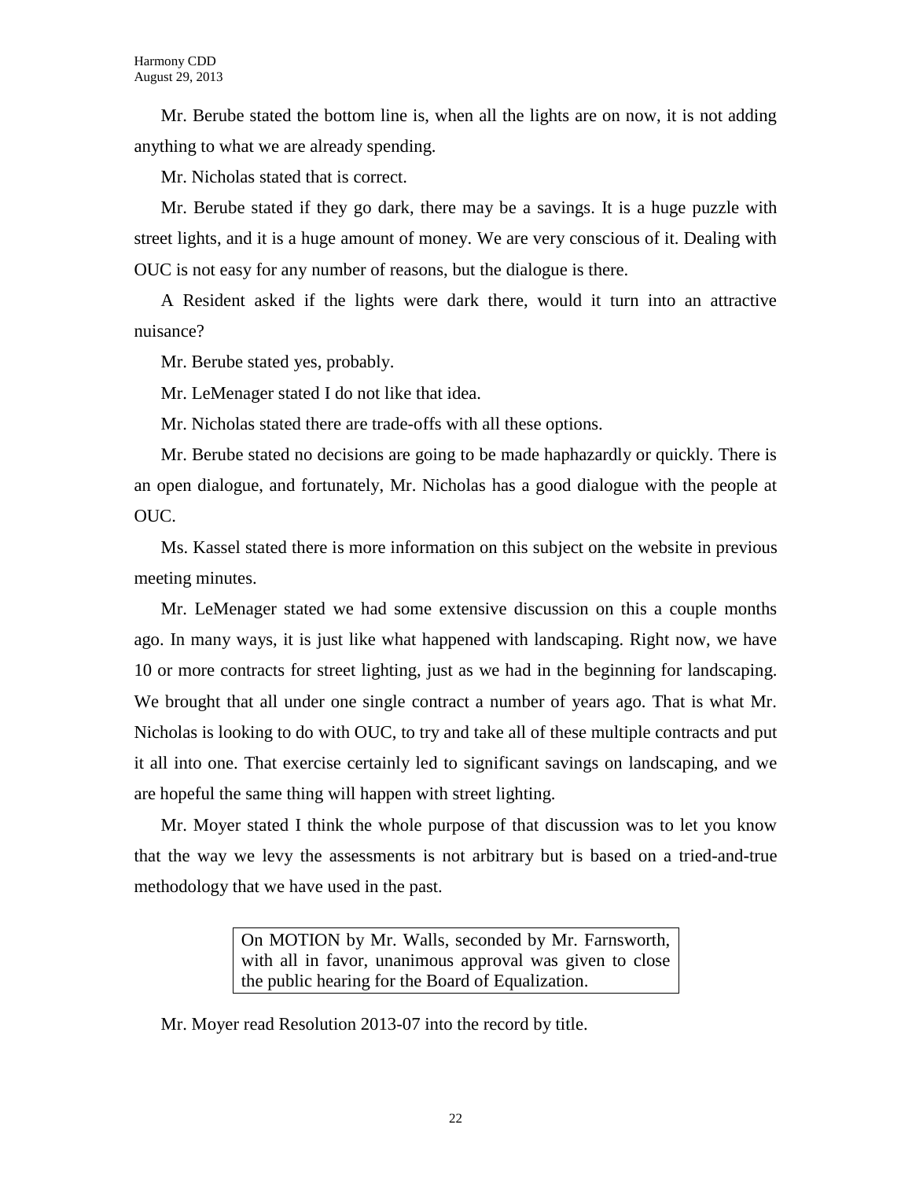Mr. Berube stated the bottom line is, when all the lights are on now, it is not adding anything to what we are already spending.

Mr. Nicholas stated that is correct.

Mr. Berube stated if they go dark, there may be a savings. It is a huge puzzle with street lights, and it is a huge amount of money. We are very conscious of it. Dealing with OUC is not easy for any number of reasons, but the dialogue is there.

A Resident asked if the lights were dark there, would it turn into an attractive nuisance?

Mr. Berube stated yes, probably.

Mr. LeMenager stated I do not like that idea.

Mr. Nicholas stated there are trade-offs with all these options.

Mr. Berube stated no decisions are going to be made haphazardly or quickly. There is an open dialogue, and fortunately, Mr. Nicholas has a good dialogue with the people at OUC.

Ms. Kassel stated there is more information on this subject on the website in previous meeting minutes.

Mr. LeMenager stated we had some extensive discussion on this a couple months ago. In many ways, it is just like what happened with landscaping. Right now, we have 10 or more contracts for street lighting, just as we had in the beginning for landscaping. We brought that all under one single contract a number of years ago. That is what Mr. Nicholas is looking to do with OUC, to try and take all of these multiple contracts and put it all into one. That exercise certainly led to significant savings on landscaping, and we are hopeful the same thing will happen with street lighting.

Mr. Moyer stated I think the whole purpose of that discussion was to let you know that the way we levy the assessments is not arbitrary but is based on a tried-and-true methodology that we have used in the past.

> On MOTION by Mr. Walls, seconded by Mr. Farnsworth, with all in favor, unanimous approval was given to close the public hearing for the Board of Equalization.

Mr. Moyer read Resolution 2013-07 into the record by title.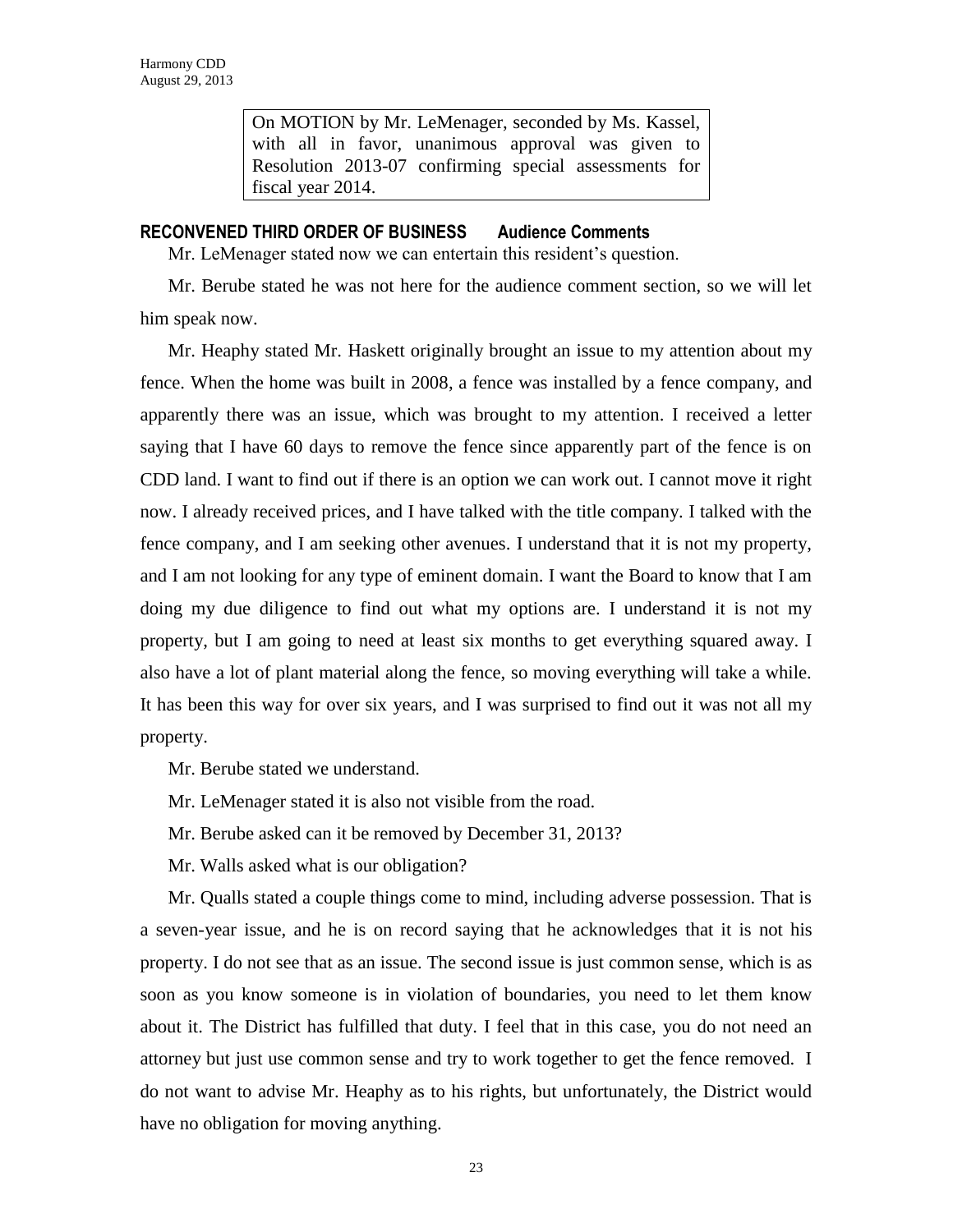> On MOTION by Mr. LeMenager, seconded by Ms. Kassel, with all in favor, unanimous approval was given to Resolution 2013-07 confirming special assessments for fiscal year 2014.

**RECONVENED THIRD ORDER OF BUSINESS Audience Comments**

Mr. LeMenager stated now we can entertain this resident's question.

Mr. Berube stated he was not here for the audience comment section, so we will let him speak now.

Mr. Heaphy stated Mr. Haskett originally brought an issue to my attention about my fence. When the home was built in 2008, a fence was installed by a fence company, and apparently there was an issue, which was brought to my attention. I received a letter saying that I have 60 days to remove the fence since apparently part of the fence is on CDD land. I want to find out if there is an option we can work out. I cannot move it right now. I already received prices, and I have talked with the title company. I talked with the fence company, and I am seeking other avenues. I understand that it is not my property, and I am not looking for any type of eminent domain. I want the Board to know that I am doing my due diligence to find out what my options are. I understand it is not my property, but I am going to need at least six months to get everything squared away. I also have a lot of plant material along the fence, so moving everything will take a while. It has been this way for over six years, and I was surprised to find out it was not all my property.

Mr. Berube stated we understand.

Mr. LeMenager stated it is also not visible from the road.

Mr. Berube asked can it be removed by December 31, 2013?

Mr. Walls asked what is our obligation?

Mr. Qualls stated a couple things come to mind, including adverse possession. That is a seven-year issue, and he is on record saying that he acknowledges that it is not his property. I do not see that as an issue. The second issue is just common sense, which is as soon as you know someone is in violation of boundaries, you need to let them know about it. The District has fulfilled that duty. I feel that in this case, you do not need an attorney but just use common sense and try to work together to get the fence removed. I do not want to advise Mr. Heaphy as to his rights, but unfortunately, the District would have no obligation for moving anything.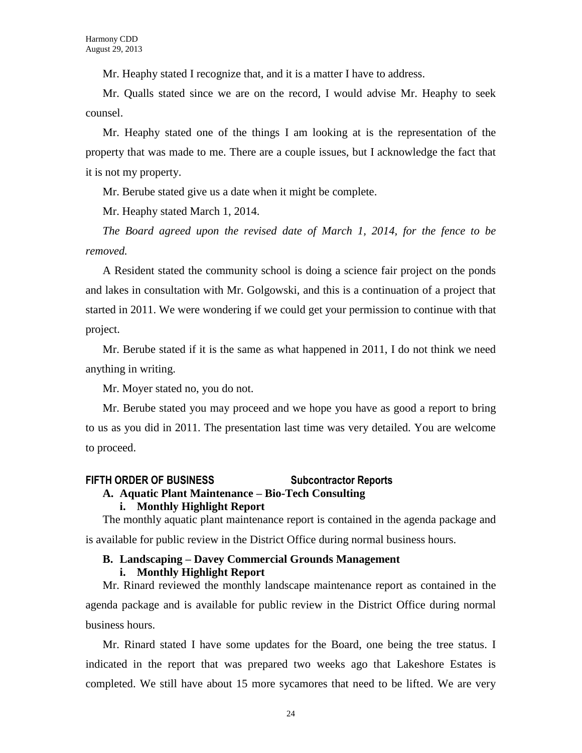Mr. Heaphy stated I recognize that, and it is a matter I have to address.

Mr. Qualls stated since we are on the record, I would advise Mr. Heaphy to seek counsel.

Mr. Heaphy stated one of the things I am looking at is the representation of the property that was made to me. There are a couple issues, but I acknowledge the fact that it is not my property.

Mr. Berube stated give us a date when it might be complete.

Mr. Heaphy stated March 1, 2014.

*The Board agreed upon the revised date of March 1, 2014, for the fence to be removed.*

A Resident stated the community school is doing a science fair project on the ponds and lakes in consultation with Mr. Golgowski, and this is a continuation of a project that started in 2011. We were wondering if we could get your permission to continue with that project.

Mr. Berube stated if it is the same as what happened in 2011, I do not think we need anything in writing.

Mr. Moyer stated no, you do not.

Mr. Berube stated you may proceed and we hope you have as good a report to bring to us as you did in 2011. The presentation last time was very detailed. You are welcome to proceed.

## FIFTH ORDER OF BUSINESS Subcontractor Reports

### A. Aquatic Plant Maintenance – Bio-Tech Consulting

#### i. Monthly Highlight Report

The monthly aquatic plant maintenance report is contained in the agenda package and is available for public review in the District Office during normal business hours.

### B. Landscaping – Davey Commercial Grounds Management

#### i. Monthly Highlight Report

Mr. Rinard reviewed the monthly landscape maintenance report as contained in the agenda package and is available for public review in the District Office during normal business hours.

Mr. Rinard stated I have some updates for the Board, one being the tree status. I indicated in the report that was prepared two weeks ago that Lakeshore Estates is completed. We still have about 15 more sycamores that need to be lifted. We are very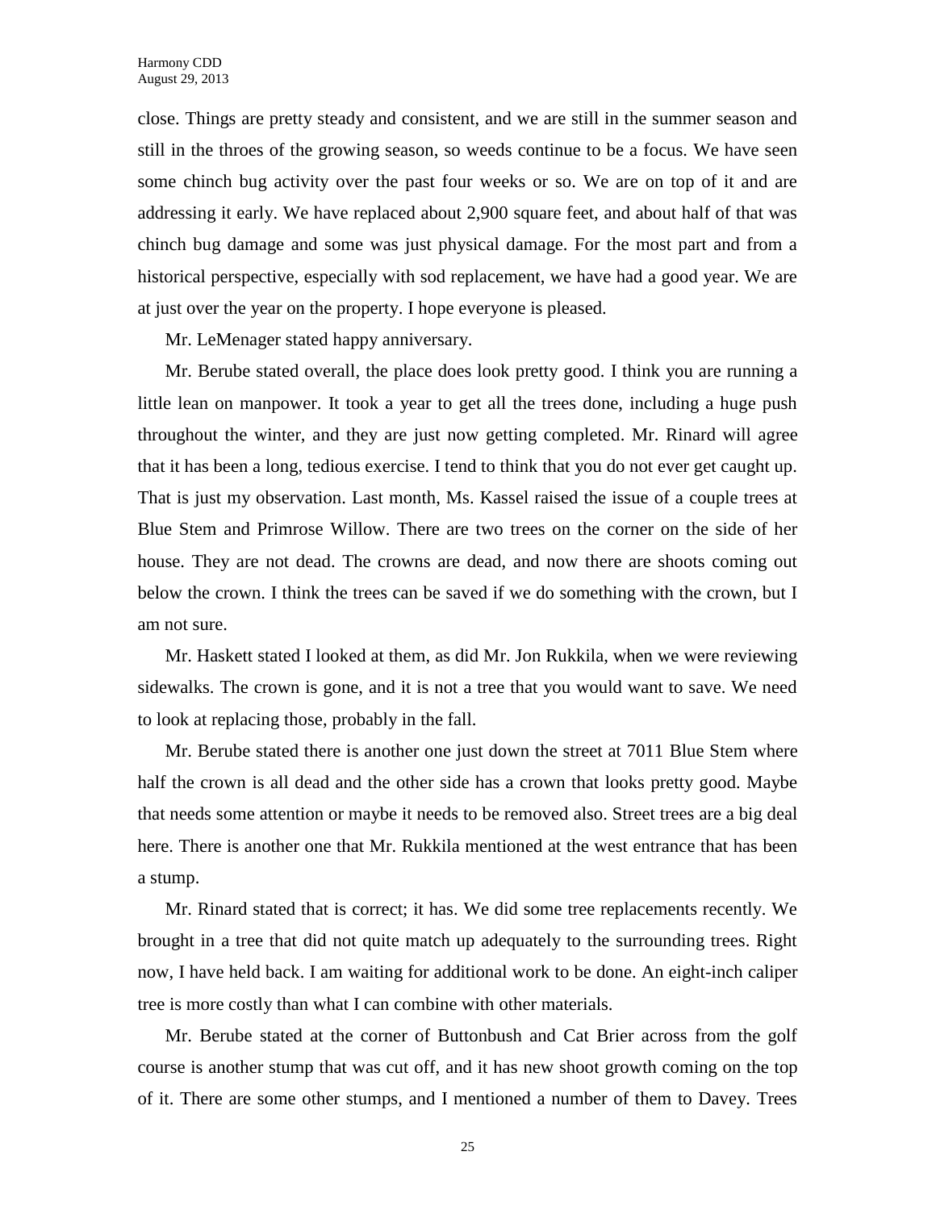close. Things are pretty steady and consistent, and we are still in the summer season and still in the throes of the growing season, so weeds continue to be a focus. We have seen some chinch bug activity over the past four weeks or so. We are on top of it and are addressing it early. We have replaced about 2,900 square feet, and about half of that was chinch bug damage and some was just physical damage. For the most part and from a historical perspective, especially with sod replacement, we have had a good year. We are at just over the year on the property. I hope everyone is pleased.

Mr. LeMenager stated happy anniversary.

Mr. Berube stated overall, the place does look pretty good. I think you are running a little lean on manpower. It took a year to get all the trees done, including a huge push throughout the winter, and they are just now getting completed. Mr. Rinard will agree that it has been a long, tedious exercise. I tend to think that you do not ever get caught up. That is just my observation. Last month, Ms. Kassel raised the issue of a couple trees at Blue Stem and Primrose Willow. There are two trees on the corner on the side of her house. They are not dead. The crowns are dead, and now there are shoots coming out below the crown. I think the trees can be saved if we do something with the crown, but I am not sure.

Mr. Haskett stated I looked at them, as did Mr. Jon Rukkila, when we were reviewing sidewalks. The crown is gone, and it is not a tree that you would want to save. We need to look at replacing those, probably in the fall.

Mr. Berube stated there is another one just down the street at 7011 Blue Stem where half the crown is all dead and the other side has a crown that looks pretty good. Maybe that needs some attention or maybe it needs to be removed also. Street trees are a big deal here. There is another one that Mr. Rukkila mentioned at the west entrance that has been a stump.

Mr. Rinard stated that is correct; it has. We did some tree replacements recently. We brought in a tree that did not quite match up adequately to the surrounding trees. Right now, I have held back. I am waiting for additional work to be done. An eight-inch caliper tree is more costly than what I can combine with other materials.

Mr. Berube stated at the corner of Buttonbush and Cat Brier across from the golf course is another stump that was cut off, and it has new shoot growth coming on the top of it. There are some other stumps, and I mentioned a number of them to Davey. Trees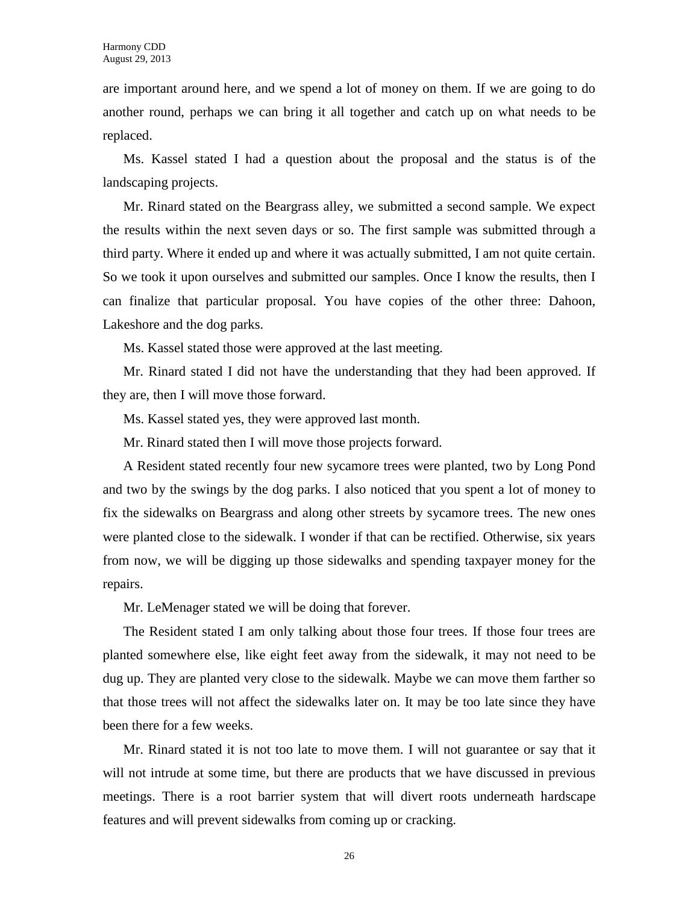are important around here, and we spend a lot of money on them. If we are going to do another round, perhaps we can bring it all together and catch up on what needs to be replaced.

Ms. Kassel stated I had a question about the proposal and the status is of the landscaping projects.

Mr. Rinard stated on the Beargrass alley, we submitted a second sample. We expect the results within the next seven days or so. The first sample was submitted through a third party. Where it ended up and where it was actually submitted, I am not quite certain. So we took it upon ourselves and submitted our samples. Once I know the results, then I can finalize that particular proposal. You have copies of the other three: Dahoon, Lakeshore and the dog parks.

Ms. Kassel stated those were approved at the last meeting.

Mr. Rinard stated I did not have the understanding that they had been approved. If they are, then I will move those forward.

Ms. Kassel stated yes, they were approved last month.

Mr. Rinard stated then I will move those projects forward.

A Resident stated recently four new sycamore trees were planted, two by Long Pond and two by the swings by the dog parks. I also noticed that you spent a lot of money to fix the sidewalks on Beargrass and along other streets by sycamore trees. The new ones were planted close to the sidewalk. I wonder if that can be rectified. Otherwise, six years from now, we will be digging up those sidewalks and spending taxpayer money for the repairs.

Mr. LeMenager stated we will be doing that forever.

The Resident stated I am only talking about those four trees. If those four trees are planted somewhere else, like eight feet away from the sidewalk, it may not need to be dug up. They are planted very close to the sidewalk. Maybe we can move them farther so that those trees will not affect the sidewalks later on. It may be too late since they have been there for a few weeks.

Mr. Rinard stated it is not too late to move them. I will not guarantee or say that it will not intrude at some time, but there are products that we have discussed in previous meetings. There is a root barrier system that will divert roots underneath hardscape features and will prevent sidewalks from coming up or cracking.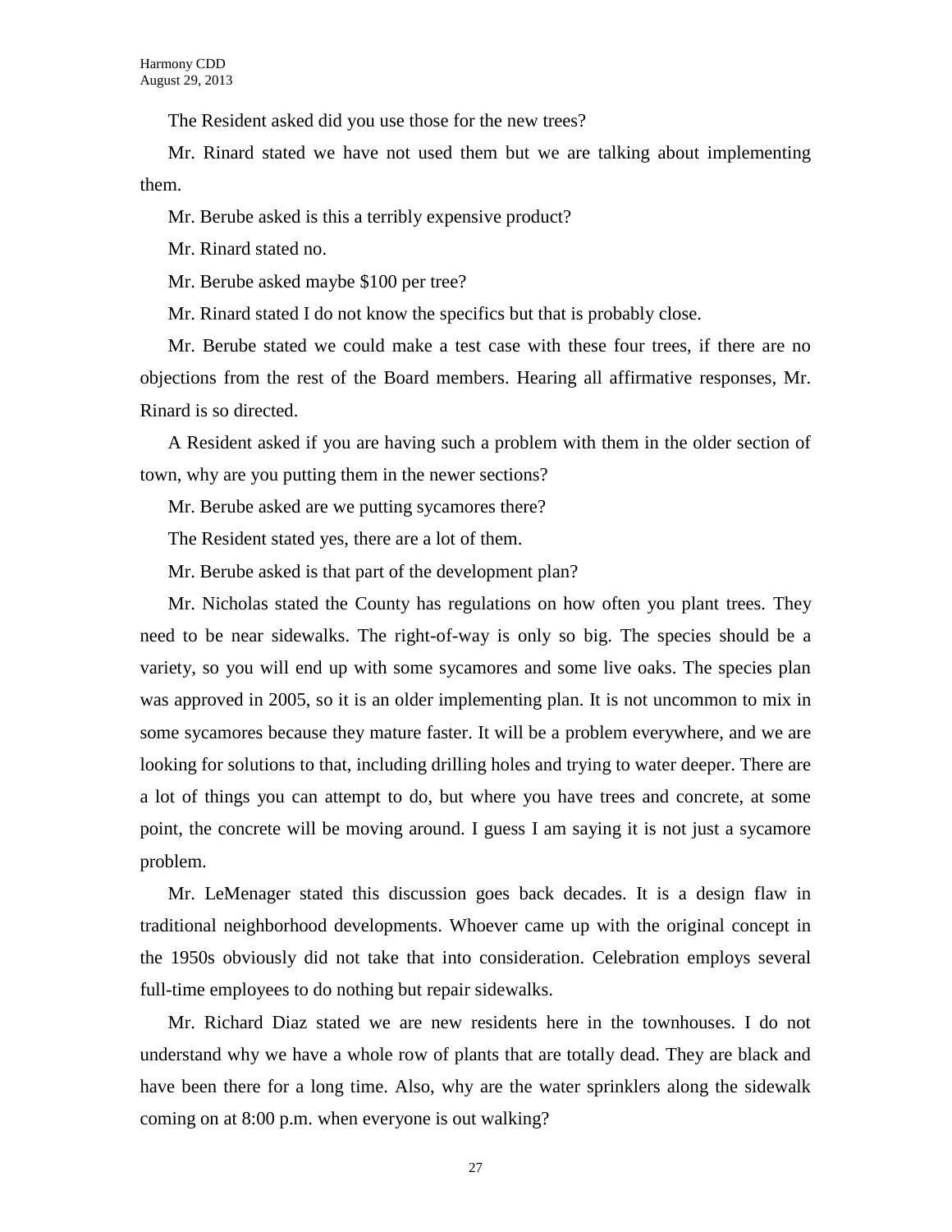The Resident asked did you use those for the new trees?

Mr. Rinard stated we have not used them but we are talking about implementing them.

Mr. Berube asked is this a terribly expensive product?

Mr. Rinard stated no.

Mr. Berube asked maybe $100 per tree?

Mr. Rinard stated I do not know the specifics but that is probably close.

Mr. Berube stated we could make a test case with these four trees, if there are no objections from the rest of the Board members. Hearing all affirmative responses, Mr. Rinard is so directed.

A Resident asked if you are having such a problem with them in the older section of town, why are you putting them in the newer sections?

Mr. Berube asked are we putting sycamores there?

The Resident stated yes, there are a lot of them.

Mr. Berube asked is that part of the development plan?

Mr. Nicholas stated the County has regulations on how often you plant trees. They need to be near sidewalks. The right-of-way is only so big. The species should be a variety, so you will end up with some sycamores and some live oaks. The species plan was approved in 2005, so it is an older implementing plan. It is not uncommon to mix in some sycamores because they mature faster. It will be a problem everywhere, and we are looking for solutions to that, including drilling holes and trying to water deeper. There are a lot of things you can attempt to do, but where you have trees and concrete, at some point, the concrete will be moving around. I guess I am saying it is not just a sycamore problem.

Mr. LeMenager stated this discussion goes back decades. It is a design flaw in traditional neighborhood developments. Whoever came up with the original concept in the 1950s obviously did not take that into consideration. Celebration employs several full-time employees to do nothing but repair sidewalks.

Mr. Richard Diaz stated we are new residents here in the townhouses. I do not understand why we have a whole row of plants that are totally dead. They are black and have been there for a long time. Also, why are the water sprinklers along the sidewalk coming on at 8:00 p.m. when everyone is out walking?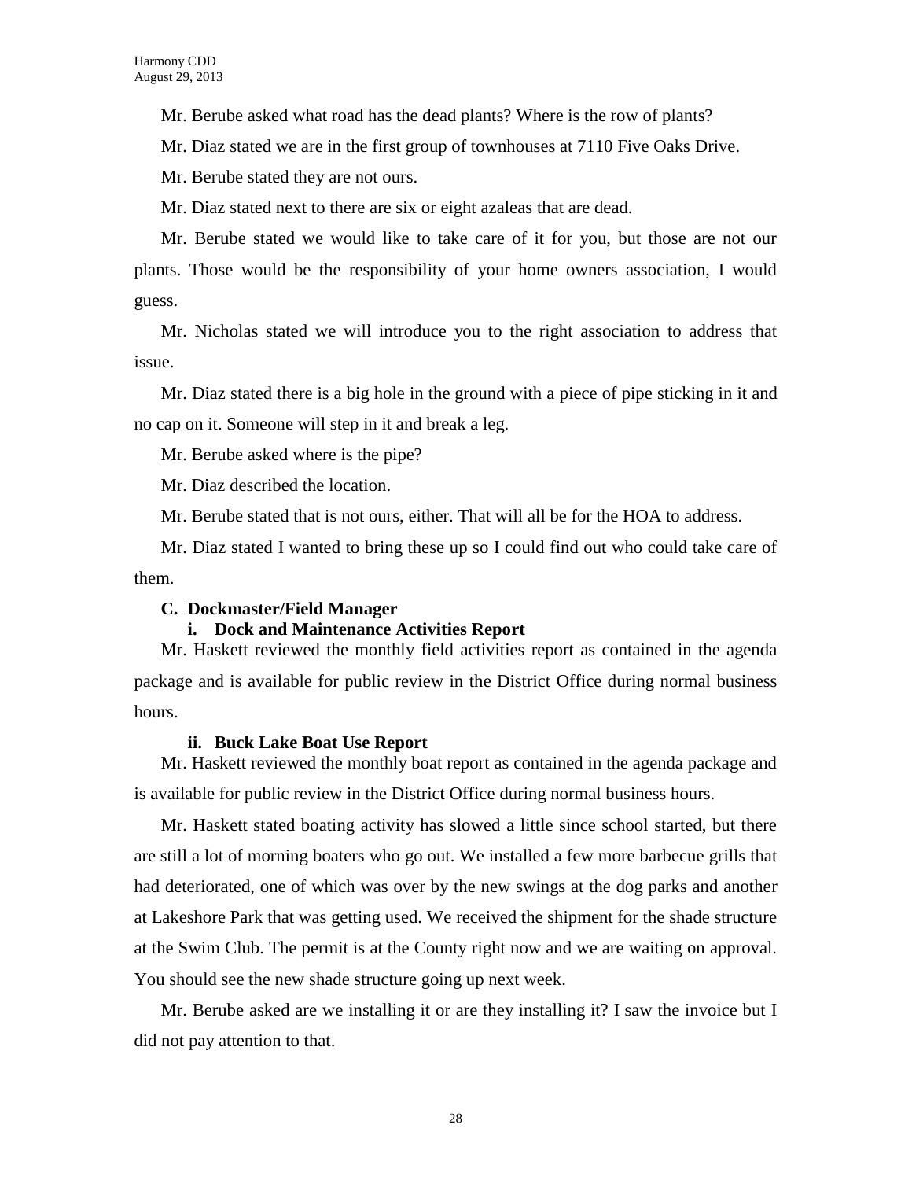Mr. Berube asked what road has the dead plants? Where is the row of plants?

Mr. Diaz stated we are in the first group of townhouses at 7110 Five Oaks Drive.

Mr. Berube stated they are not ours.

Mr. Diaz stated next to there are six or eight azaleas that are dead.

Mr. Berube stated we would like to take care of it for you, but those are not our plants. Those would be the responsibility of your home owners association, I would guess.

Mr. Nicholas stated we will introduce you to the right association to address that issue.

Mr. Diaz stated there is a big hole in the ground with a piece of pipe sticking in it and no cap on it. Someone will step in it and break a leg.

Mr. Berube asked where is the pipe?

Mr. Diaz described the location.

Mr. Berube stated that is not ours, either. That will all be for the HOA to address.

Mr. Diaz stated I wanted to bring these up so I could find out who could take care of them.

**C. Dockmaster/Field Manager**

**i. Dock and Maintenance Activities Report**

Mr. Haskett reviewed the monthly field activities report as contained in the agenda package and is available for public review in the District Office during normal business hours.

**ii. Buck Lake Boat Use Report**

Mr. Haskett reviewed the monthly boat report as contained in the agenda package and is available for public review in the District Office during normal business hours.

Mr. Haskett stated boating activity has slowed a little since school started, but there are still a lot of morning boaters who go out. We installed a few more barbecue grills that had deteriorated, one of which was over by the new swings at the dog parks and another at Lakeshore Park that was getting used. We received the shipment for the shade structure at the Swim Club. The permit is at the County right now and we are waiting on approval. You should see the new shade structure going up next week.

Mr. Berube asked are we installing it or are they installing it? I saw the invoice but I did not pay attention to that.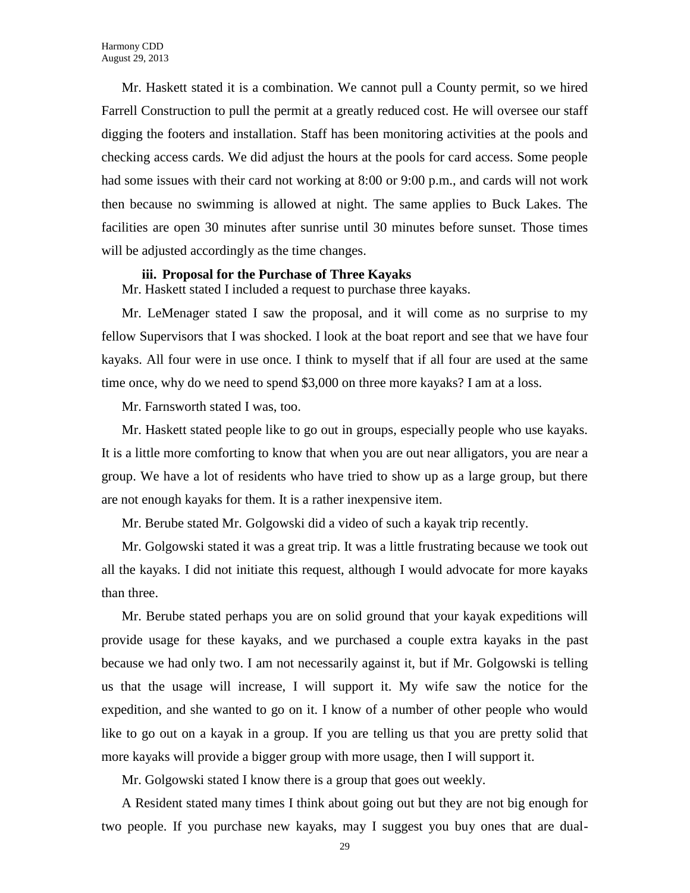Mr. Haskett stated it is a combination. We cannot pull a County permit, so we hired Farrell Construction to pull the permit at a greatly reduced cost. He will oversee our staff digging the footers and installation. Staff has been monitoring activities at the pools and checking access cards. We did adjust the hours at the pools for card access. Some people had some issues with their card not working at 8:00 or 9:00 p.m., and cards will not work then because no swimming is allowed at night. The same applies to Buck Lakes. The facilities are open 30 minutes after sunrise until 30 minutes before sunset. Those times will be adjusted accordingly as the time changes.

**iii. Proposal for the Purchase of Three Kayaks**

Mr. Haskett stated I included a request to purchase three kayaks.

Mr. LeMenager stated I saw the proposal, and it will come as no surprise to my fellow Supervisors that I was shocked. I look at the boat report and see that we have four kayaks. All four were in use once. I think to myself that if all four are used at the same time once, why do we need to spend $3,000 on three more kayaks? I am at a loss.

Mr. Farnsworth stated I was, too.

Mr. Haskett stated people like to go out in groups, especially people who use kayaks. It is a little more comforting to know that when you are out near alligators, you are near a group. We have a lot of residents who have tried to show up as a large group, but there are not enough kayaks for them. It is a rather inexpensive item.

Mr. Berube stated Mr. Golgowski did a video of such a kayak trip recently.

Mr. Golgowski stated it was a great trip. It was a little frustrating because we took out all the kayaks. I did not initiate this request, although I would advocate for more kayaks than three.

Mr. Berube stated perhaps you are on solid ground that your kayak expeditions will provide usage for these kayaks, and we purchased a couple extra kayaks in the past because we had only two. I am not necessarily against it, but if Mr. Golgowski is telling us that the usage will increase, I will support it. My wife saw the notice for the expedition, and she wanted to go on it. I know of a number of other people who would like to go out on a kayak in a group. If you are telling us that you are pretty solid that more kayaks will provide a bigger group with more usage, then I will support it.

Mr. Golgowski stated I know there is a group that goes out weekly.

A Resident stated many times I think about going out but they are not big enough for two people. If you purchase new kayaks, may I suggest you buy ones that are dual-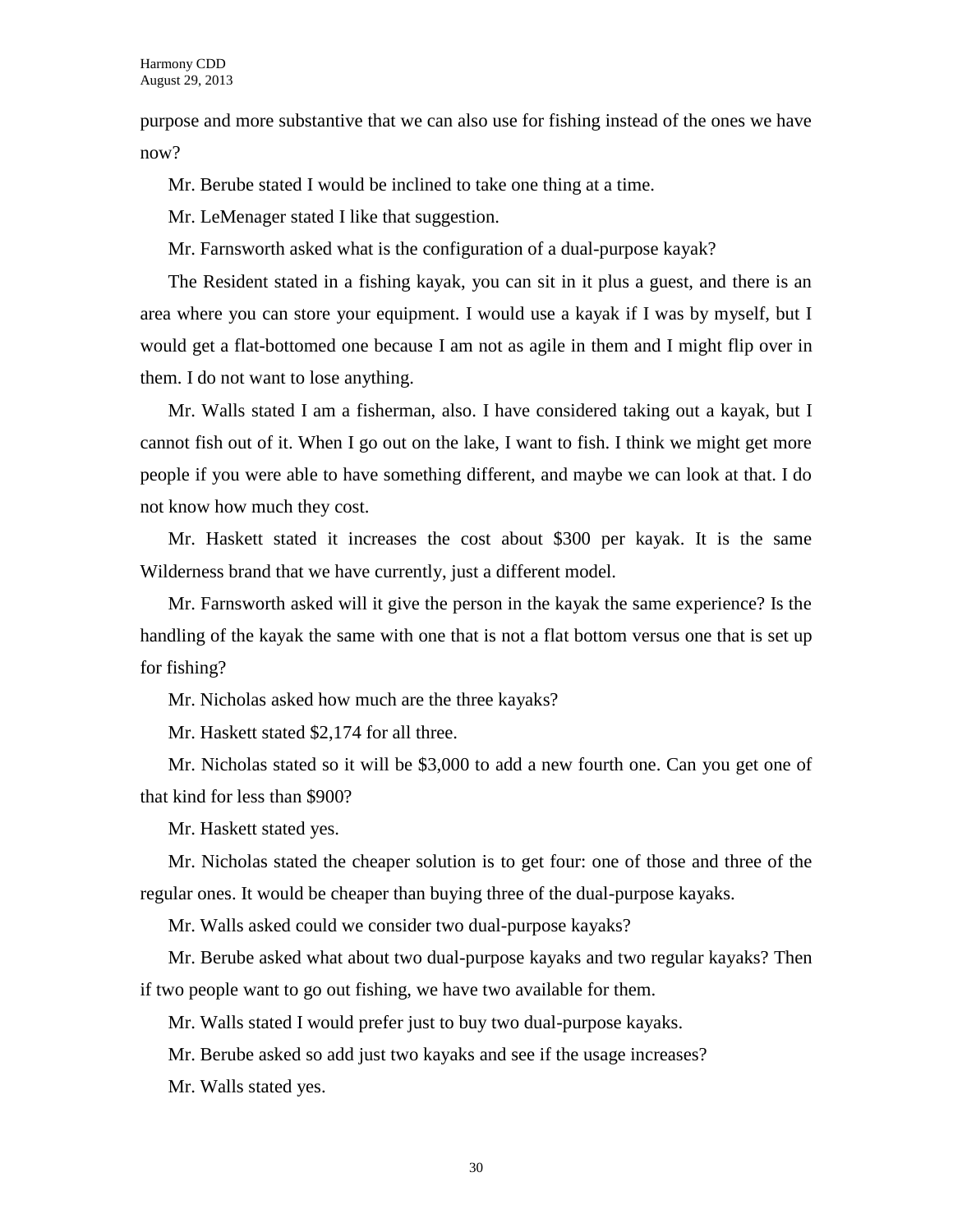purpose and more substantive that we can also use for fishing instead of the ones we have now?

Mr. Berube stated I would be inclined to take one thing at a time.

Mr. LeMenager stated I like that suggestion.

Mr. Farnsworth asked what is the configuration of a dual-purpose kayak?

The Resident stated in a fishing kayak, you can sit in it plus a guest, and there is an area where you can store your equipment. I would use a kayak if I was by myself, but I would get a flat-bottomed one because I am not as agile in them and I might flip over in them. I do not want to lose anything.

Mr. Walls stated I am a fisherman, also. I have considered taking out a kayak, but I cannot fish out of it. When I go out on the lake, I want to fish. I think we might get more people if you were able to have something different, and maybe we can look at that. I do not know how much they cost.

Mr. Haskett stated it increases the cost about $300 per kayak. It is the same Wilderness brand that we have currently, just a different model.

Mr. Farnsworth asked will it give the person in the kayak the same experience? Is the handling of the kayak the same with one that is not a flat bottom versus one that is set up for fishing?

Mr. Nicholas asked how much are the three kayaks?

Mr. Haskett stated $2,174 for all three.

Mr. Nicholas stated so it will be $3,000 to add a new fourth one. Can you get one of that kind for less than $900?

Mr. Haskett stated yes.

Mr. Nicholas stated the cheaper solution is to get four: one of those and three of the regular ones. It would be cheaper than buying three of the dual-purpose kayaks.

Mr. Walls asked could we consider two dual-purpose kayaks?

Mr. Berube asked what about two dual-purpose kayaks and two regular kayaks? Then if two people want to go out fishing, we have two available for them.

Mr. Walls stated I would prefer just to buy two dual-purpose kayaks.

Mr. Berube asked so add just two kayaks and see if the usage increases?

Mr. Walls stated yes.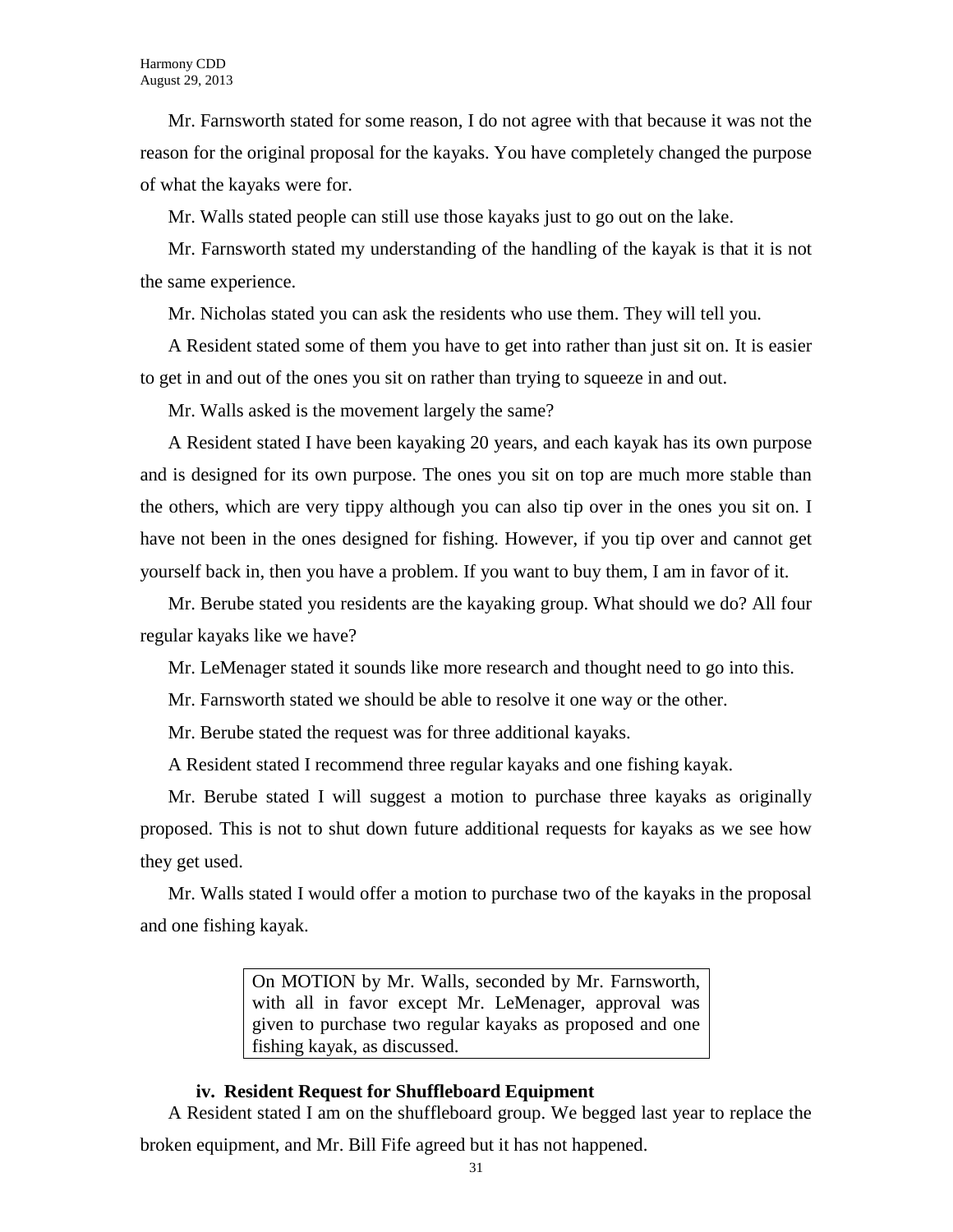Mr. Farnsworth stated for some reason, I do not agree with that because it was not the reason for the original proposal for the kayaks. You have completely changed the purpose of what the kayaks were for.

Mr. Walls stated people can still use those kayaks just to go out on the lake.

Mr. Farnsworth stated my understanding of the handling of the kayak is that it is not the same experience.

Mr. Nicholas stated you can ask the residents who use them. They will tell you.

A Resident stated some of them you have to get into rather than just sit on. It is easier to get in and out of the ones you sit on rather than trying to squeeze in and out.

Mr. Walls asked is the movement largely the same?

A Resident stated I have been kayaking 20 years, and each kayak has its own purpose and is designed for its own purpose. The ones you sit on top are much more stable than the others, which are very tippy although you can also tip over in the ones you sit on. I have not been in the ones designed for fishing. However, if you tip over and cannot get yourself back in, then you have a problem. If you want to buy them, I am in favor of it.

Mr. Berube stated you residents are the kayaking group. What should we do? All four regular kayaks like we have?

Mr. LeMenager stated it sounds like more research and thought need to go into this.

Mr. Farnsworth stated we should be able to resolve it one way or the other.

Mr. Berube stated the request was for three additional kayaks.

A Resident stated I recommend three regular kayaks and one fishing kayak.

Mr. Berube stated I will suggest a motion to purchase three kayaks as originally proposed. This is not to shut down future additional requests for kayaks as we see how they get used.

Mr. Walls stated I would offer a motion to purchase two of the kayaks in the proposal and one fishing kayak.

> On MOTION by Mr. Walls, seconded by Mr. Farnsworth, with all in favor except Mr. LeMenager, approval was given to purchase two regular kayaks as proposed and one fishing kayak, as discussed.

### iv. Resident Request for Shuffleboard Equipment

A Resident stated I am on the shuffleboard group. We begged last year to replace the broken equipment, and Mr. Bill Fife agreed but it has not happened.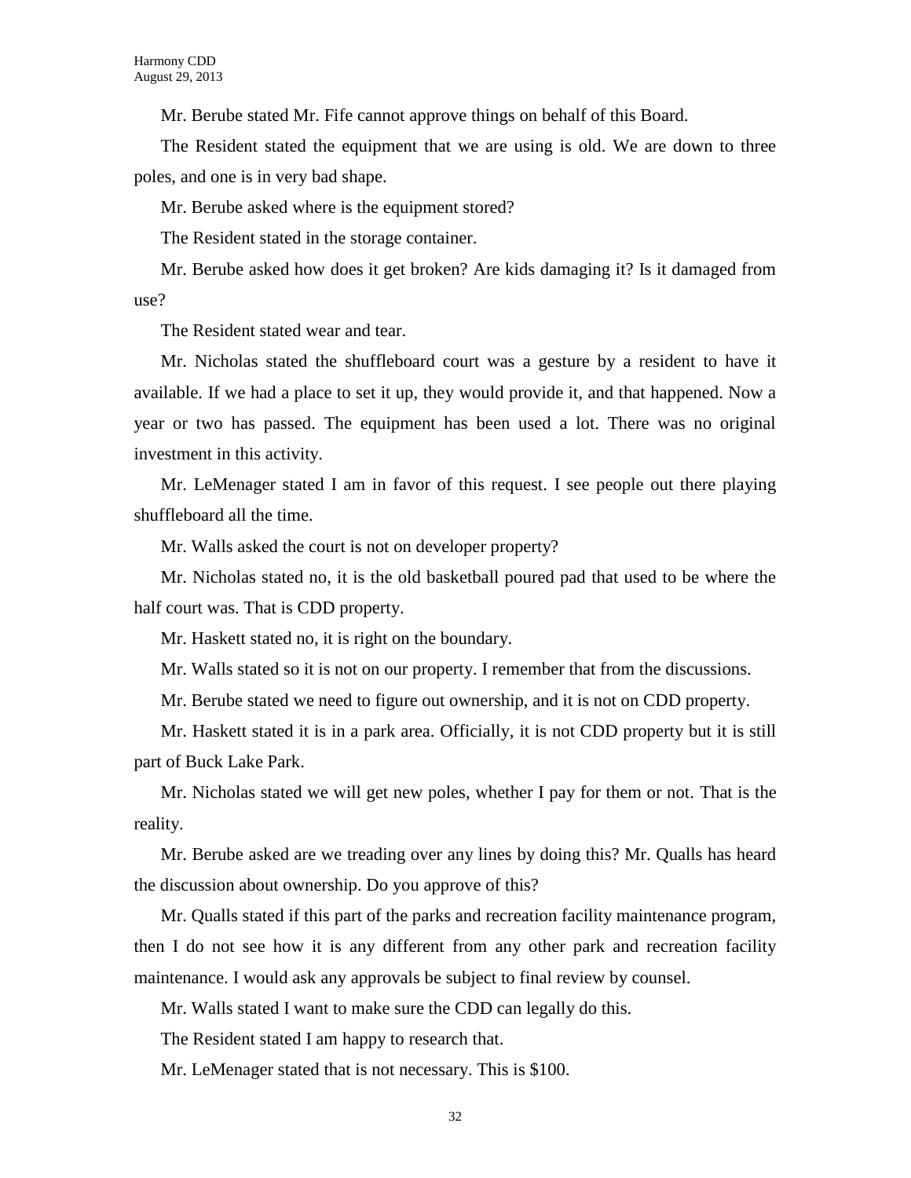Mr. Berube stated Mr. Fife cannot approve things on behalf of this Board.

The Resident stated the equipment that we are using is old. We are down to three poles, and one is in very bad shape.

Mr. Berube asked where is the equipment stored?

The Resident stated in the storage container.

Mr. Berube asked how does it get broken? Are kids damaging it? Is it damaged from use?

The Resident stated wear and tear.

Mr. Nicholas stated the shuffleboard court was a gesture by a resident to have it available. If we had a place to set it up, they would provide it, and that happened. Now a year or two has passed. The equipment has been used a lot. There was no original investment in this activity.

Mr. LeMenager stated I am in favor of this request. I see people out there playing shuffleboard all the time.

Mr. Walls asked the court is not on developer property?

Mr. Nicholas stated no, it is the old basketball poured pad that used to be where the half court was. That is CDD property.

Mr. Haskett stated no, it is right on the boundary.

Mr. Walls stated so it is not on our property. I remember that from the discussions.

Mr. Berube stated we need to figure out ownership, and it is not on CDD property.

Mr. Haskett stated it is in a park area. Officially, it is not CDD property but it is still part of Buck Lake Park.

Mr. Nicholas stated we will get new poles, whether I pay for them or not. That is the reality.

Mr. Berube asked are we treading over any lines by doing this? Mr. Qualls has heard the discussion about ownership. Do you approve of this?

Mr. Qualls stated if this part of the parks and recreation facility maintenance program, then I do not see how it is any different from any other park and recreation facility maintenance. I would ask any approvals be subject to final review by counsel.

Mr. Walls stated I want to make sure the CDD can legally do this.

The Resident stated I am happy to research that.

Mr. LeMenager stated that is not necessary. This is $100.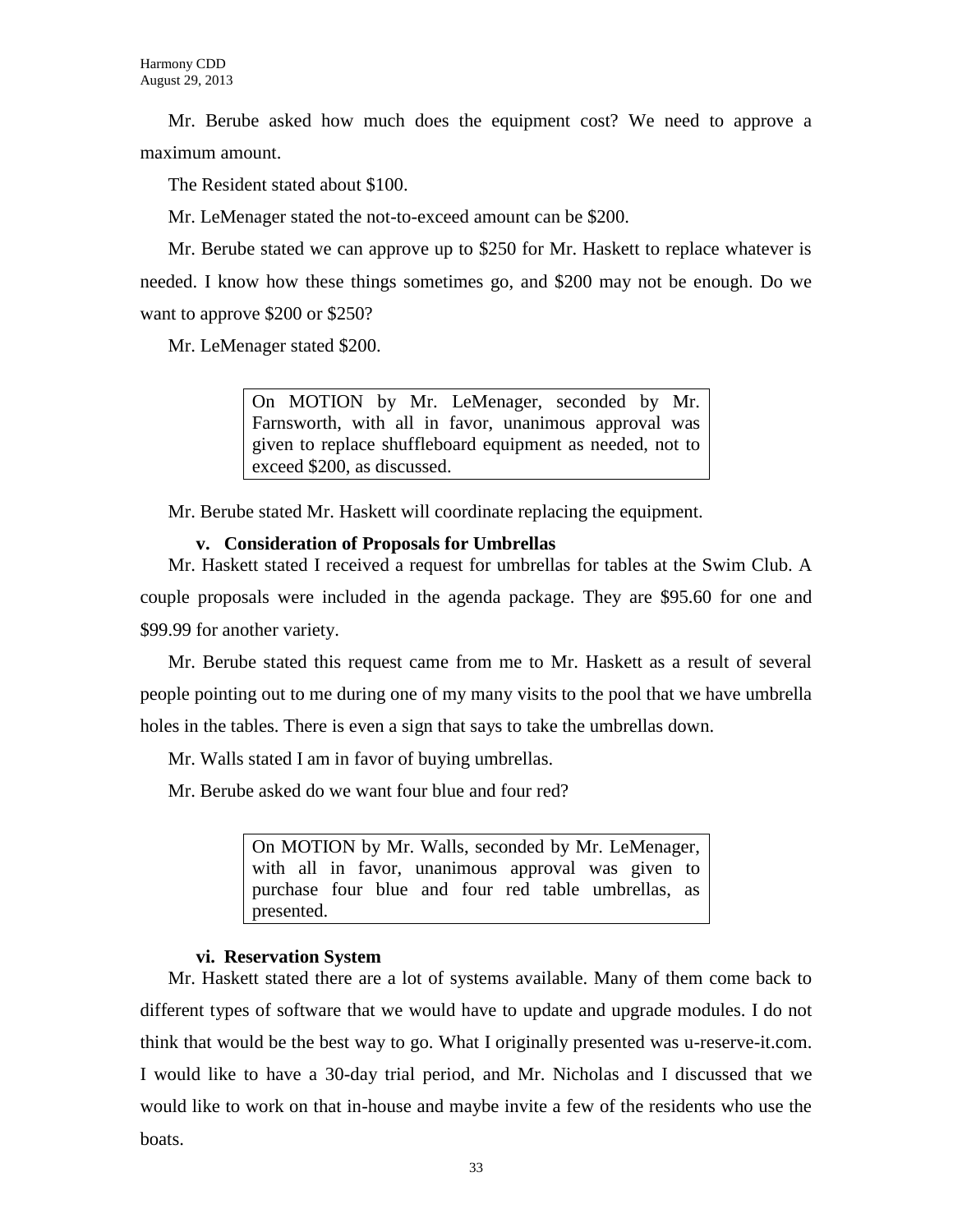Mr. Berube asked how much does the equipment cost? We need to approve a maximum amount.

The Resident stated about $100.

Mr. LeMenager stated the not-to-exceed amount can be $200.

Mr. Berube stated we can approve up to $250 for Mr. Haskett to replace whatever is needed. I know how these things sometimes go, and $200 may not be enough. Do we want to approve $200 or $250?

Mr. LeMenager stated $200.

> On MOTION by Mr. LeMenager, seconded by Mr. Farnsworth, with all in favor, unanimous approval was given to replace shuffleboard equipment as needed, not to exceed $200, as discussed.

Mr. Berube stated Mr. Haskett will coordinate replacing the equipment.

**v. Consideration of Proposals for Umbrellas**

Mr. Haskett stated I received a request for umbrellas for tables at the Swim Club. A couple proposals were included in the agenda package. They are $95.60 for one and $99.99 for another variety.

Mr. Berube stated this request came from me to Mr. Haskett as a result of several people pointing out to me during one of my many visits to the pool that we have umbrella holes in the tables. There is even a sign that says to take the umbrellas down.

Mr. Walls stated I am in favor of buying umbrellas.

Mr. Berube asked do we want four blue and four red?

> On MOTION by Mr. Walls, seconded by Mr. LeMenager, with all in favor, unanimous approval was given to purchase four blue and four red table umbrellas, as presented.

**vi. Reservation System**

Mr. Haskett stated there are a lot of systems available. Many of them come back to different types of software that we would have to update and upgrade modules. I do not think that would be the best way to go. What I originally presented was u-reserve-it.com. I would like to have a 30-day trial period, and Mr. Nicholas and I discussed that we would like to work on that in-house and maybe invite a few of the residents who use the boats.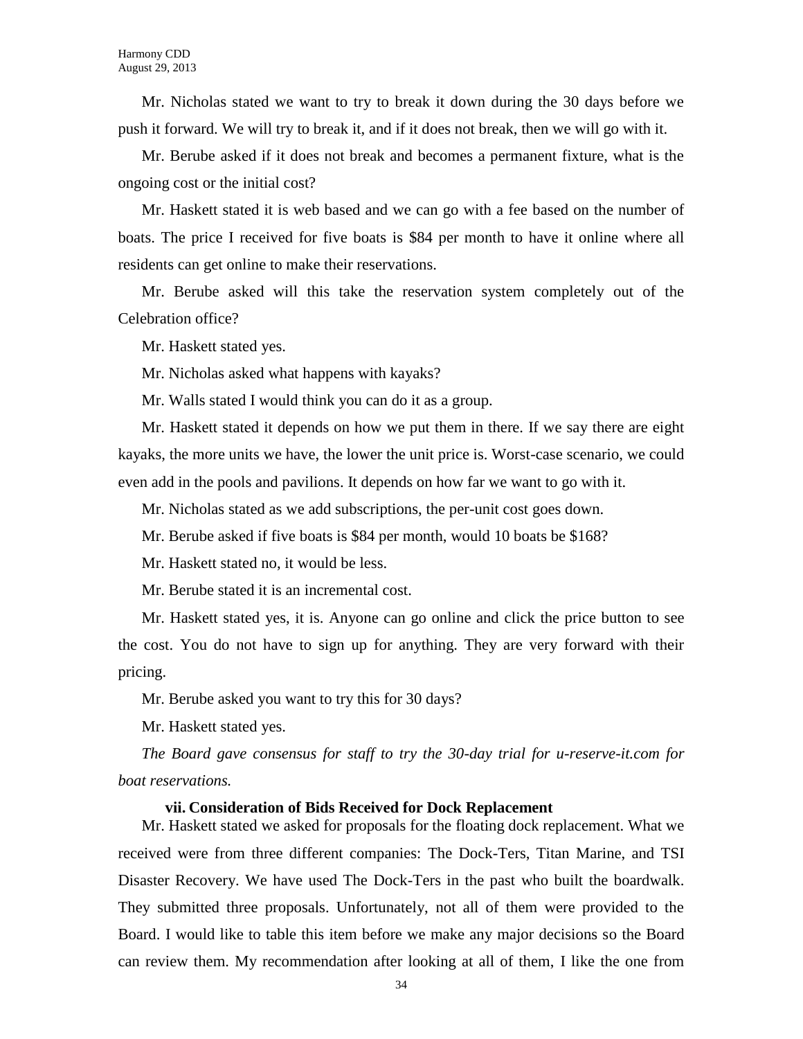Mr. Nicholas stated we want to try to break it down during the 30 days before we push it forward. We will try to break it, and if it does not break, then we will go with it.

Mr. Berube asked if it does not break and becomes a permanent fixture, what is the ongoing cost or the initial cost?

Mr. Haskett stated it is web based and we can go with a fee based on the number of boats. The price I received for five boats is $84 per month to have it online where all residents can get online to make their reservations.

Mr. Berube asked will this take the reservation system completely out of the Celebration office?

Mr. Haskett stated yes.

Mr. Nicholas asked what happens with kayaks?

Mr. Walls stated I would think you can do it as a group.

Mr. Haskett stated it depends on how we put them in there. If we say there are eight kayaks, the more units we have, the lower the unit price is. Worst-case scenario, we could even add in the pools and pavilions. It depends on how far we want to go with it.

Mr. Nicholas stated as we add subscriptions, the per-unit cost goes down.

Mr. Berube asked if five boats is $84 per month, would 10 boats be $168?

Mr. Haskett stated no, it would be less.

Mr. Berube stated it is an incremental cost.

Mr. Haskett stated yes, it is. Anyone can go online and click the price button to see the cost. You do not have to sign up for anything. They are very forward with their pricing.

Mr. Berube asked you want to try this for 30 days?

Mr. Haskett stated yes.

*The Board gave consensus for staff to try the 30-day trial for u-reserve-it.com for boat reservations.*

**vii. Consideration of Bids Received for Dock Replacement**

Mr. Haskett stated we asked for proposals for the floating dock replacement. What we received were from three different companies: The Dock-Ters, Titan Marine, and TSI Disaster Recovery. We have used The Dock-Ters in the past who built the boardwalk. They submitted three proposals. Unfortunately, not all of them were provided to the Board. I would like to table this item before we make any major decisions so the Board can review them. My recommendation after looking at all of them, I like the one from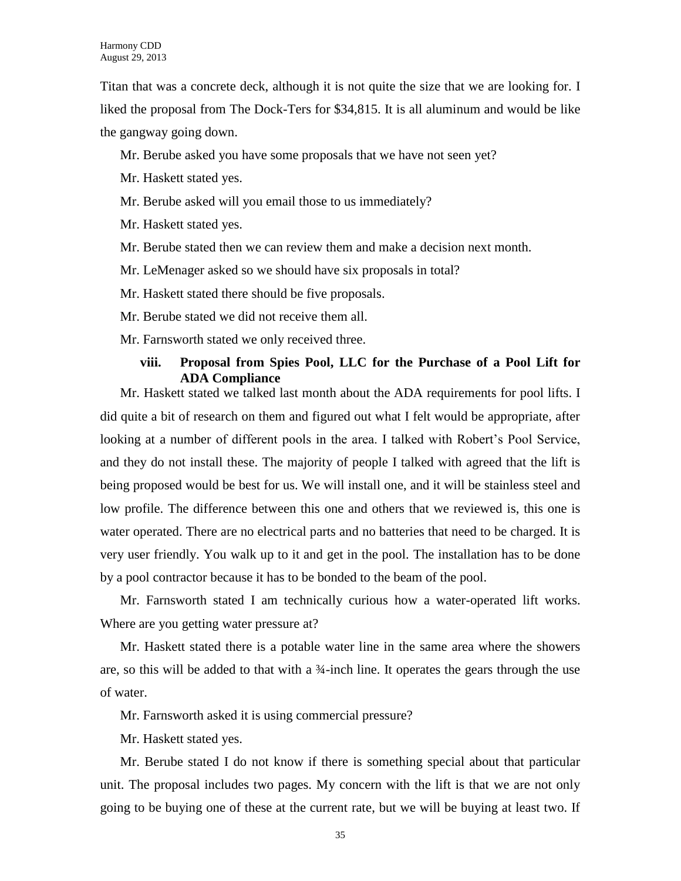Titan that was a concrete deck, although it is not quite the size that we are looking for. I liked the proposal from The Dock-Ters for $34,815. It is all aluminum and would be like the gangway going down.

Mr. Berube asked you have some proposals that we have not seen yet?

Mr. Haskett stated yes.

Mr. Berube asked will you email those to us immediately?

Mr. Haskett stated yes.

Mr. Berube stated then we can review them and make a decision next month.

Mr. LeMenager asked so we should have six proposals in total?

Mr. Haskett stated there should be five proposals.

Mr. Berube stated we did not receive them all.

Mr. Farnsworth stated we only received three.

**viii. Proposal from Spies Pool, LLC for the Purchase of a Pool Lift for ADA Compliance**

Mr. Haskett stated we talked last month about the ADA requirements for pool lifts. I did quite a bit of research on them and figured out what I felt would be appropriate, after looking at a number of different pools in the area. I talked with Robert's Pool Service, and they do not install these. The majority of people I talked with agreed that the lift is being proposed would be best for us. We will install one, and it will be stainless steel and low profile. The difference between this one and others that we reviewed is, this one is water operated. There are no electrical parts and no batteries that need to be charged. It is very user friendly. You walk up to it and get in the pool. The installation has to be done by a pool contractor because it has to be bonded to the beam of the pool.

Mr. Farnsworth stated I am technically curious how a water-operated lift works. Where are you getting water pressure at?

Mr. Haskett stated there is a potable water line in the same area where the showers are, so this will be added to that with a ¾-inch line. It operates the gears through the use of water.

Mr. Farnsworth asked it is using commercial pressure?

Mr. Haskett stated yes.

Mr. Berube stated I do not know if there is something special about that particular unit. The proposal includes two pages. My concern with the lift is that we are not only going to be buying one of these at the current rate, but we will be buying at least two. If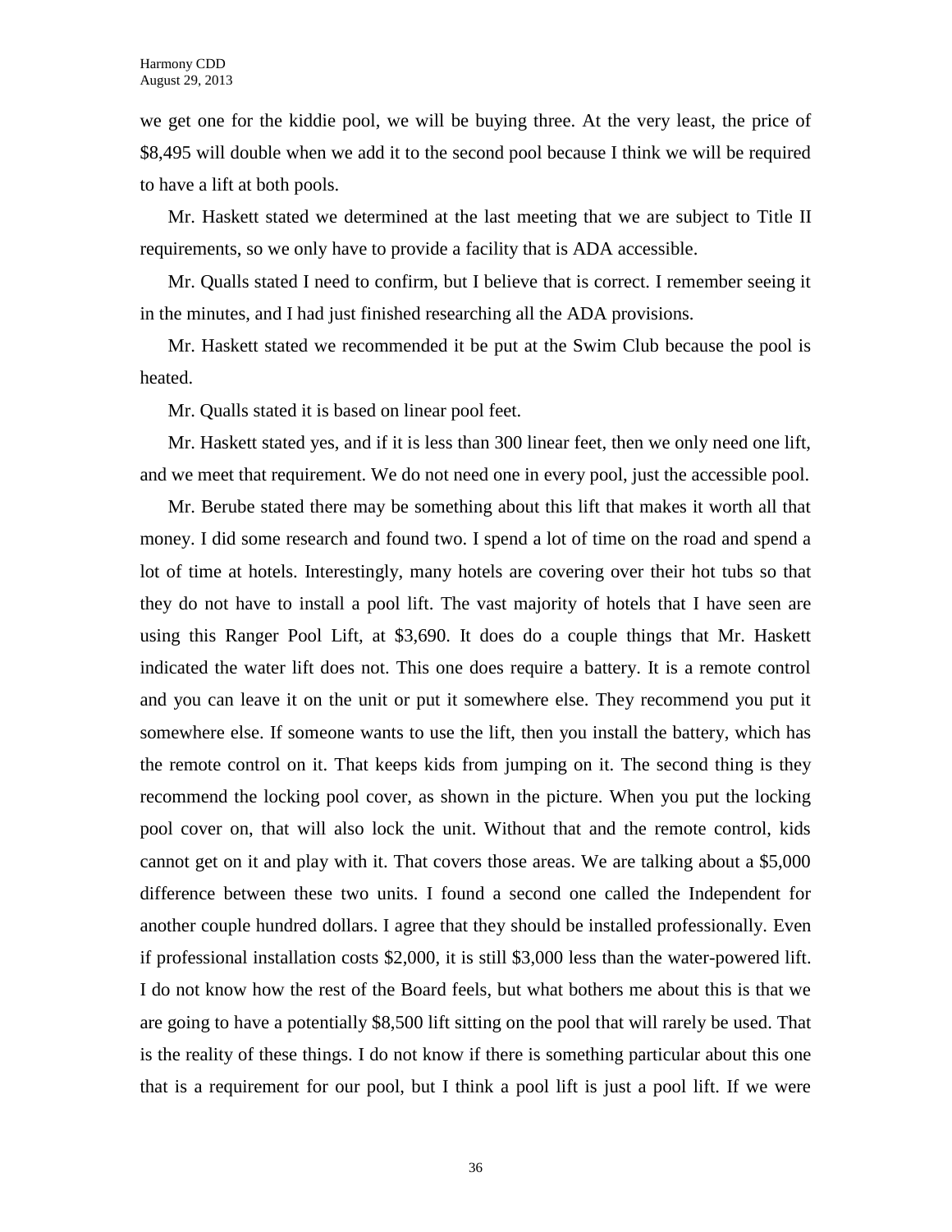we get one for the kiddie pool, we will be buying three. At the very least, the price of $8,495 will double when we add it to the second pool because I think we will be required to have a lift at both pools.

Mr. Haskett stated we determined at the last meeting that we are subject to Title II requirements, so we only have to provide a facility that is ADA accessible.

Mr. Qualls stated I need to confirm, but I believe that is correct. I remember seeing it in the minutes, and I had just finished researching all the ADA provisions.

Mr. Haskett stated we recommended it be put at the Swim Club because the pool is heated.

Mr. Qualls stated it is based on linear pool feet.

Mr. Haskett stated yes, and if it is less than 300 linear feet, then we only need one lift, and we meet that requirement. We do not need one in every pool, just the accessible pool.

Mr. Berube stated there may be something about this lift that makes it worth all that money. I did some research and found two. I spend a lot of time on the road and spend a lot of time at hotels. Interestingly, many hotels are covering over their hot tubs so that they do not have to install a pool lift. The vast majority of hotels that I have seen are using this Ranger Pool Lift, at $3,690. It does do a couple things that Mr. Haskett indicated the water lift does not. This one does require a battery. It is a remote control and you can leave it on the unit or put it somewhere else. They recommend you put it somewhere else. If someone wants to use the lift, then you install the battery, which has the remote control on it. That keeps kids from jumping on it. The second thing is they recommend the locking pool cover, as shown in the picture. When you put the locking pool cover on, that will also lock the unit. Without that and the remote control, kids cannot get on it and play with it. That covers those areas. We are talking about a $5,000 difference between these two units. I found a second one called the Independent for another couple hundred dollars. I agree that they should be installed professionally. Even if professional installation costs $2,000, it is still $3,000 less than the water-powered lift. I do not know how the rest of the Board feels, but what bothers me about this is that we are going to have a potentially $8,500 lift sitting on the pool that will rarely be used. That is the reality of these things. I do not know if there is something particular about this one that is a requirement for our pool, but I think a pool lift is just a pool lift. If we were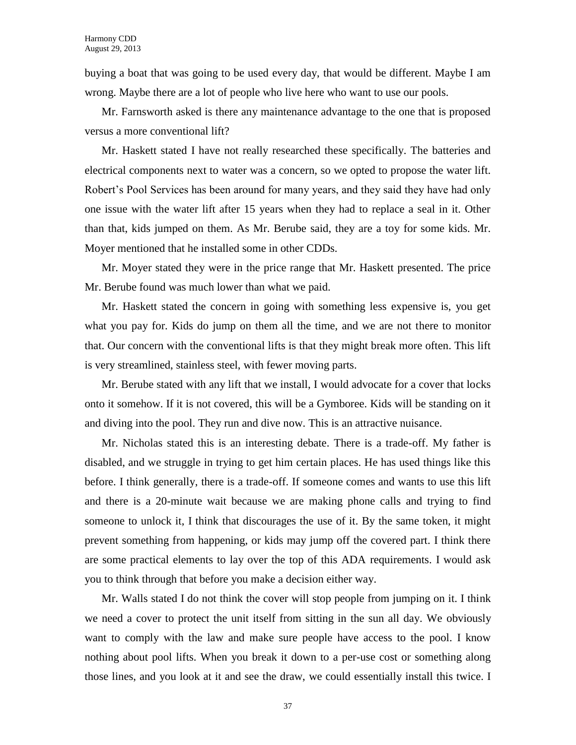buying a boat that was going to be used every day, that would be different. Maybe I am wrong. Maybe there are a lot of people who live here who want to use our pools.

Mr. Farnsworth asked is there any maintenance advantage to the one that is proposed versus a more conventional lift?

Mr. Haskett stated I have not really researched these specifically. The batteries and electrical components next to water was a concern, so we opted to propose the water lift. Robert's Pool Services has been around for many years, and they said they have had only one issue with the water lift after 15 years when they had to replace a seal in it. Other than that, kids jumped on them. As Mr. Berube said, they are a toy for some kids. Mr. Moyer mentioned that he installed some in other CDDs.

Mr. Moyer stated they were in the price range that Mr. Haskett presented. The price Mr. Berube found was much lower than what we paid.

Mr. Haskett stated the concern in going with something less expensive is, you get what you pay for. Kids do jump on them all the time, and we are not there to monitor that. Our concern with the conventional lifts is that they might break more often. This lift is very streamlined, stainless steel, with fewer moving parts.

Mr. Berube stated with any lift that we install, I would advocate for a cover that locks onto it somehow. If it is not covered, this will be a Gymboree. Kids will be standing on it and diving into the pool. They run and dive now. This is an attractive nuisance.

Mr. Nicholas stated this is an interesting debate. There is a trade-off. My father is disabled, and we struggle in trying to get him certain places. He has used things like this before. I think generally, there is a trade-off. If someone comes and wants to use this lift and there is a 20-minute wait because we are making phone calls and trying to find someone to unlock it, I think that discourages the use of it. By the same token, it might prevent something from happening, or kids may jump off the covered part. I think there are some practical elements to lay over the top of this ADA requirements. I would ask you to think through that before you make a decision either way.

Mr. Walls stated I do not think the cover will stop people from jumping on it. I think we need a cover to protect the unit itself from sitting in the sun all day. We obviously want to comply with the law and make sure people have access to the pool. I know nothing about pool lifts. When you break it down to a per-use cost or something along those lines, and you look at it and see the draw, we could essentially install this twice. I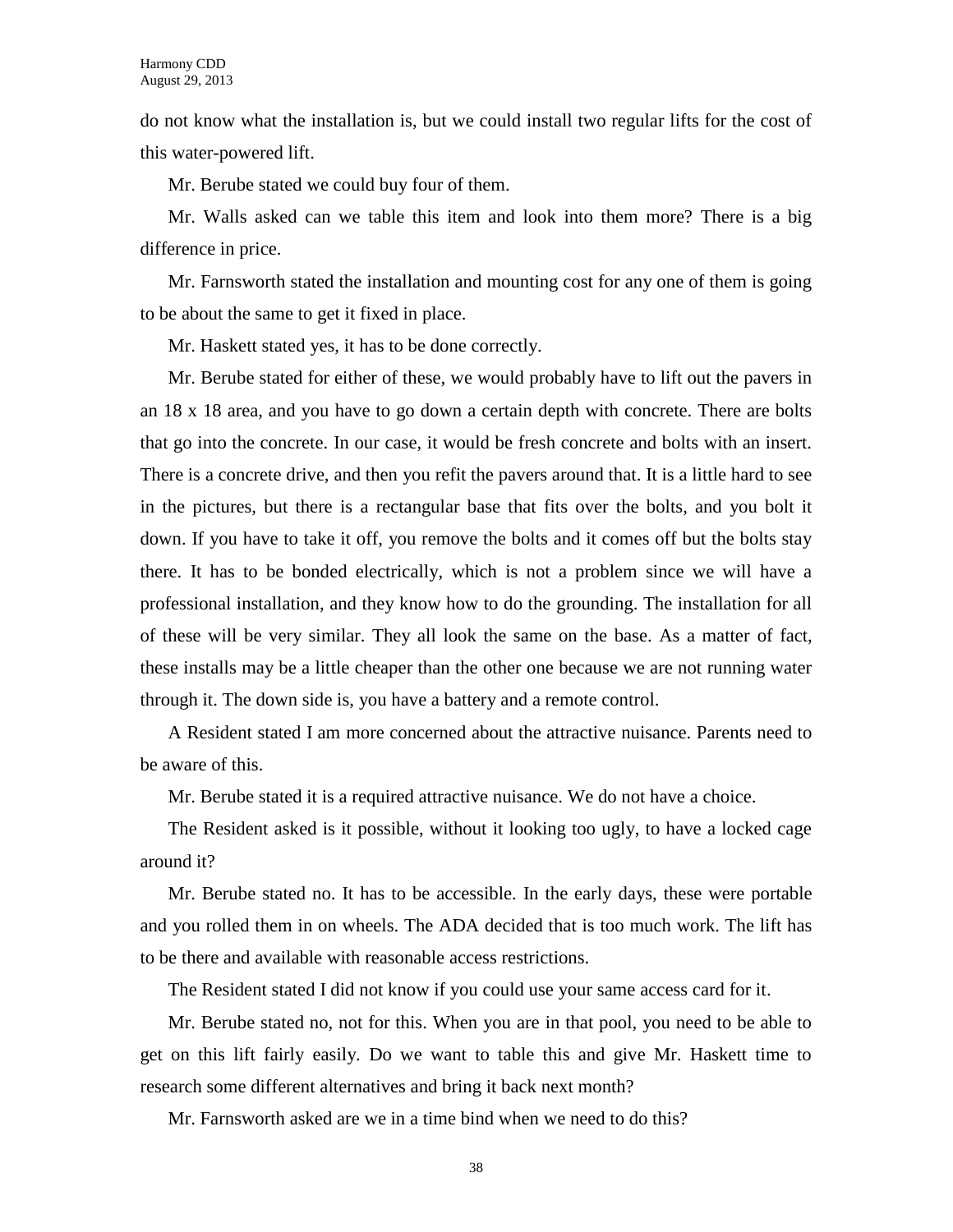do not know what the installation is, but we could install two regular lifts for the cost of this water-powered lift.

Mr. Berube stated we could buy four of them.

Mr. Walls asked can we table this item and look into them more? There is a big difference in price.

Mr. Farnsworth stated the installation and mounting cost for any one of them is going to be about the same to get it fixed in place.

Mr. Haskett stated yes, it has to be done correctly.

Mr. Berube stated for either of these, we would probably have to lift out the pavers in an 18 x 18 area, and you have to go down a certain depth with concrete. There are bolts that go into the concrete. In our case, it would be fresh concrete and bolts with an insert. There is a concrete drive, and then you refit the pavers around that. It is a little hard to see in the pictures, but there is a rectangular base that fits over the bolts, and you bolt it down. If you have to take it off, you remove the bolts and it comes off but the bolts stay there. It has to be bonded electrically, which is not a problem since we will have a professional installation, and they know how to do the grounding. The installation for all of these will be very similar. They all look the same on the base. As a matter of fact, these installs may be a little cheaper than the other one because we are not running water through it. The down side is, you have a battery and a remote control.

A Resident stated I am more concerned about the attractive nuisance. Parents need to be aware of this.

Mr. Berube stated it is a required attractive nuisance. We do not have a choice.

The Resident asked is it possible, without it looking too ugly, to have a locked cage around it?

Mr. Berube stated no. It has to be accessible. In the early days, these were portable and you rolled them in on wheels. The ADA decided that is too much work. The lift has to be there and available with reasonable access restrictions.

The Resident stated I did not know if you could use your same access card for it.

Mr. Berube stated no, not for this. When you are in that pool, you need to be able to get on this lift fairly easily. Do we want to table this and give Mr. Haskett time to research some different alternatives and bring it back next month?

Mr. Farnsworth asked are we in a time bind when we need to do this?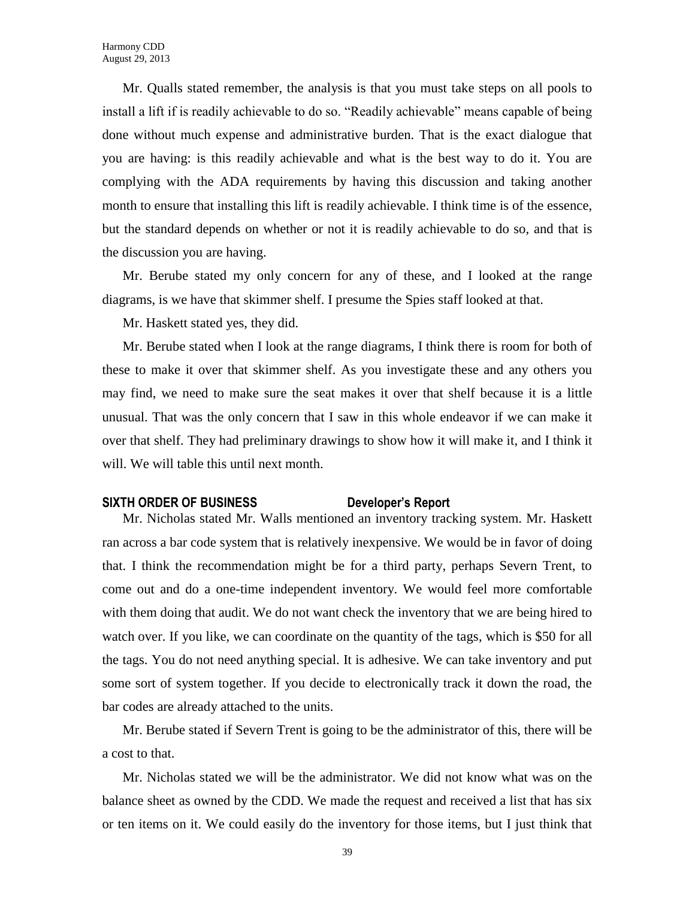Mr. Qualls stated remember, the analysis is that you must take steps on all pools to install a lift if is readily achievable to do so. "Readily achievable" means capable of being done without much expense and administrative burden. That is the exact dialogue that you are having: is this readily achievable and what is the best way to do it. You are complying with the ADA requirements by having this discussion and taking another month to ensure that installing this lift is readily achievable. I think time is of the essence, but the standard depends on whether or not it is readily achievable to do so, and that is the discussion you are having.

Mr. Berube stated my only concern for any of these, and I looked at the range diagrams, is we have that skimmer shelf. I presume the Spies staff looked at that.

Mr. Haskett stated yes, they did.

Mr. Berube stated when I look at the range diagrams, I think there is room for both of these to make it over that skimmer shelf. As you investigate these and any others you may find, we need to make sure the seat makes it over that shelf because it is a little unusual. That was the only concern that I saw in this whole endeavor if we can make it over that shelf. They had preliminary drawings to show how it will make it, and I think it will. We will table this until next month.

**SIXTH ORDER OF BUSINESS Developer's Report**

Mr. Nicholas stated Mr. Walls mentioned an inventory tracking system. Mr. Haskett ran across a bar code system that is relatively inexpensive. We would be in favor of doing that. I think the recommendation might be for a third party, perhaps Severn Trent, to come out and do a one-time independent inventory. We would feel more comfortable with them doing that audit. We do not want check the inventory that we are being hired to watch over. If you like, we can coordinate on the quantity of the tags, which is $50 for all the tags. You do not need anything special. It is adhesive. We can take inventory and put some sort of system together. If you decide to electronically track it down the road, the bar codes are already attached to the units.

Mr. Berube stated if Severn Trent is going to be the administrator of this, there will be a cost to that.

Mr. Nicholas stated we will be the administrator. We did not know what was on the balance sheet as owned by the CDD. We made the request and received a list that has six or ten items on it. We could easily do the inventory for those items, but I just think that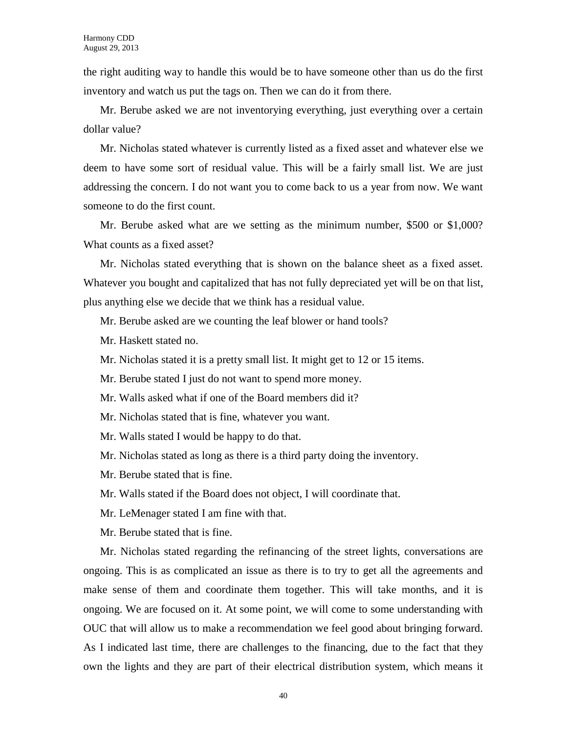the right auditing way to handle this would be to have someone other than us do the first inventory and watch us put the tags on. Then we can do it from there.

Mr. Berube asked we are not inventorying everything, just everything over a certain dollar value?

Mr. Nicholas stated whatever is currently listed as a fixed asset and whatever else we deem to have some sort of residual value. This will be a fairly small list. We are just addressing the concern. I do not want you to come back to us a year from now. We want someone to do the first count.

Mr. Berube asked what are we setting as the minimum number, $500 or $1,000? What counts as a fixed asset?

Mr. Nicholas stated everything that is shown on the balance sheet as a fixed asset. Whatever you bought and capitalized that has not fully depreciated yet will be on that list, plus anything else we decide that we think has a residual value.

Mr. Berube asked are we counting the leaf blower or hand tools?

Mr. Haskett stated no.

Mr. Nicholas stated it is a pretty small list. It might get to 12 or 15 items.

Mr. Berube stated I just do not want to spend more money.

Mr. Walls asked what if one of the Board members did it?

Mr. Nicholas stated that is fine, whatever you want.

Mr. Walls stated I would be happy to do that.

Mr. Nicholas stated as long as there is a third party doing the inventory.

Mr. Berube stated that is fine.

Mr. Walls stated if the Board does not object, I will coordinate that.

Mr. LeMenager stated I am fine with that.

Mr. Berube stated that is fine.

Mr. Nicholas stated regarding the refinancing of the street lights, conversations are ongoing. This is as complicated an issue as there is to try to get all the agreements and make sense of them and coordinate them together. This will take months, and it is ongoing. We are focused on it. At some point, we will come to some understanding with OUC that will allow us to make a recommendation we feel good about bringing forward. As I indicated last time, there are challenges to the financing, due to the fact that they own the lights and they are part of their electrical distribution system, which means it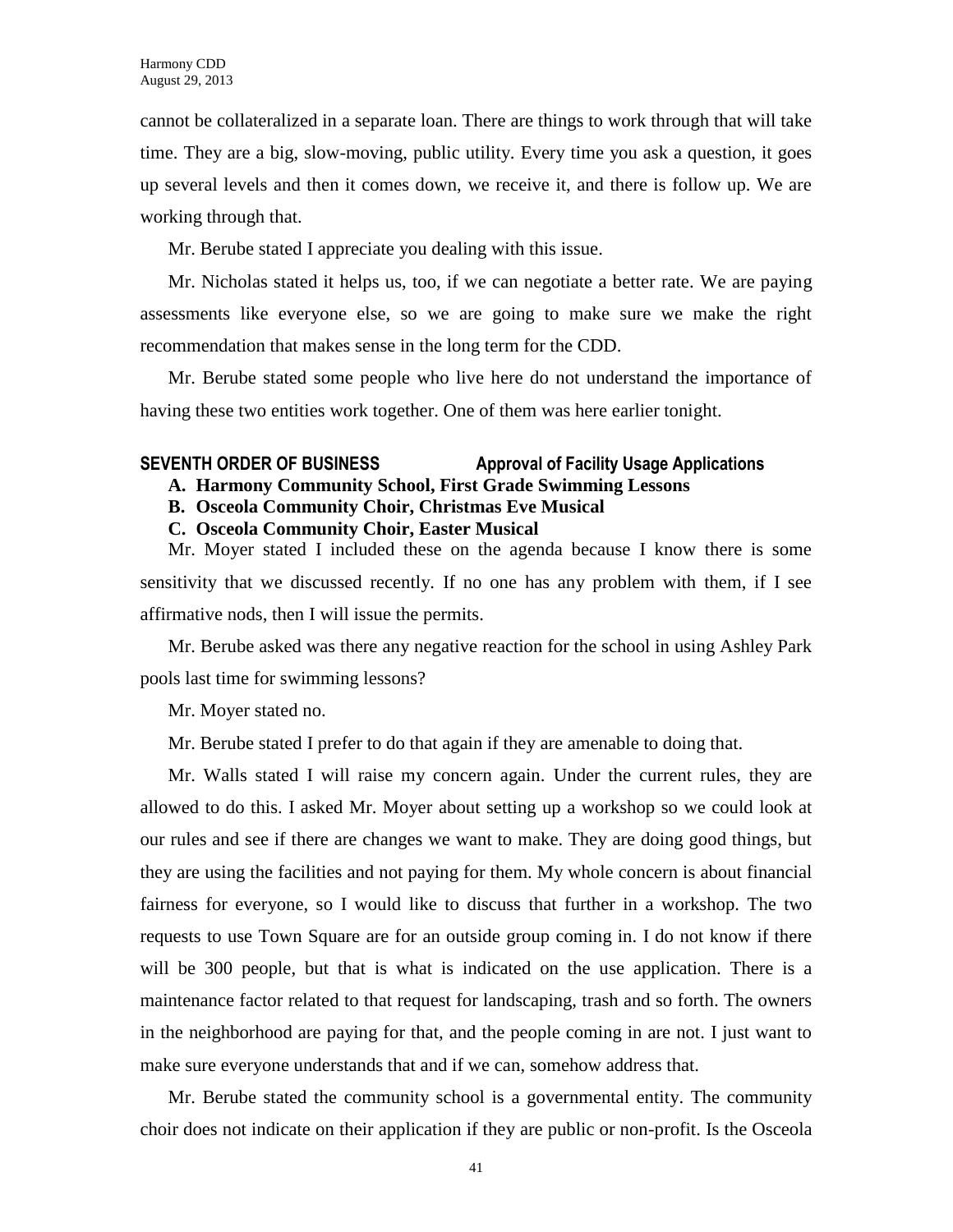cannot be collateralized in a separate loan. There are things to work through that will take time. They are a big, slow-moving, public utility. Every time you ask a question, it goes up several levels and then it comes down, we receive it, and there is follow up. We are working through that.

Mr. Berube stated I appreciate you dealing with this issue.

Mr. Nicholas stated it helps us, too, if we can negotiate a better rate. We are paying assessments like everyone else, so we are going to make sure we make the right recommendation that makes sense in the long term for the CDD.

Mr. Berube stated some people who live here do not understand the importance of having these two entities work together. One of them was here earlier tonight.

## SEVENTH ORDER OF BUSINESS — Approval of Facility Usage Applications

**A. Harmony Community School, First Grade Swimming Lessons**

**B. Osceola Community Choir, Christmas Eve Musical**

**C. Osceola Community Choir, Easter Musical**

Mr. Moyer stated I included these on the agenda because I know there is some sensitivity that we discussed recently. If no one has any problem with them, if I see affirmative nods, then I will issue the permits.

Mr. Berube asked was there any negative reaction for the school in using Ashley Park pools last time for swimming lessons?

Mr. Moyer stated no.

Mr. Berube stated I prefer to do that again if they are amenable to doing that.

Mr. Walls stated I will raise my concern again. Under the current rules, they are allowed to do this. I asked Mr. Moyer about setting up a workshop so we could look at our rules and see if there are changes we want to make. They are doing good things, but they are using the facilities and not paying for them. My whole concern is about financial fairness for everyone, so I would like to discuss that further in a workshop. The two requests to use Town Square are for an outside group coming in. I do not know if there will be 300 people, but that is what is indicated on the use application. There is a maintenance factor related to that request for landscaping, trash and so forth. The owners in the neighborhood are paying for that, and the people coming in are not. I just want to make sure everyone understands that and if we can, somehow address that.

Mr. Berube stated the community school is a governmental entity. The community choir does not indicate on their application if they are public or non-profit. Is the Osceola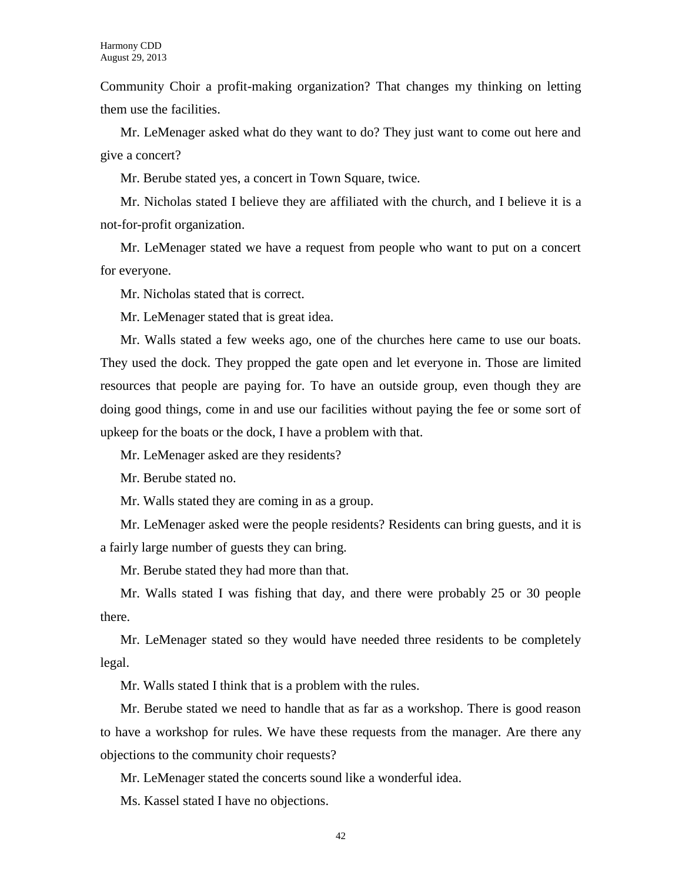Community Choir a profit-making organization? That changes my thinking on letting them use the facilities.

Mr. LeMenager asked what do they want to do? They just want to come out here and give a concert?

Mr. Berube stated yes, a concert in Town Square, twice.

Mr. Nicholas stated I believe they are affiliated with the church, and I believe it is a not-for-profit organization.

Mr. LeMenager stated we have a request from people who want to put on a concert for everyone.

Mr. Nicholas stated that is correct.

Mr. LeMenager stated that is great idea.

Mr. Walls stated a few weeks ago, one of the churches here came to use our boats. They used the dock. They propped the gate open and let everyone in. Those are limited resources that people are paying for. To have an outside group, even though they are doing good things, come in and use our facilities without paying the fee or some sort of upkeep for the boats or the dock, I have a problem with that.

Mr. LeMenager asked are they residents?

Mr. Berube stated no.

Mr. Walls stated they are coming in as a group.

Mr. LeMenager asked were the people residents? Residents can bring guests, and it is a fairly large number of guests they can bring.

Mr. Berube stated they had more than that.

Mr. Walls stated I was fishing that day, and there were probably 25 or 30 people there.

Mr. LeMenager stated so they would have needed three residents to be completely legal.

Mr. Walls stated I think that is a problem with the rules.

Mr. Berube stated we need to handle that as far as a workshop. There is good reason to have a workshop for rules. We have these requests from the manager. Are there any objections to the community choir requests?

Mr. LeMenager stated the concerts sound like a wonderful idea.

Ms. Kassel stated I have no objections.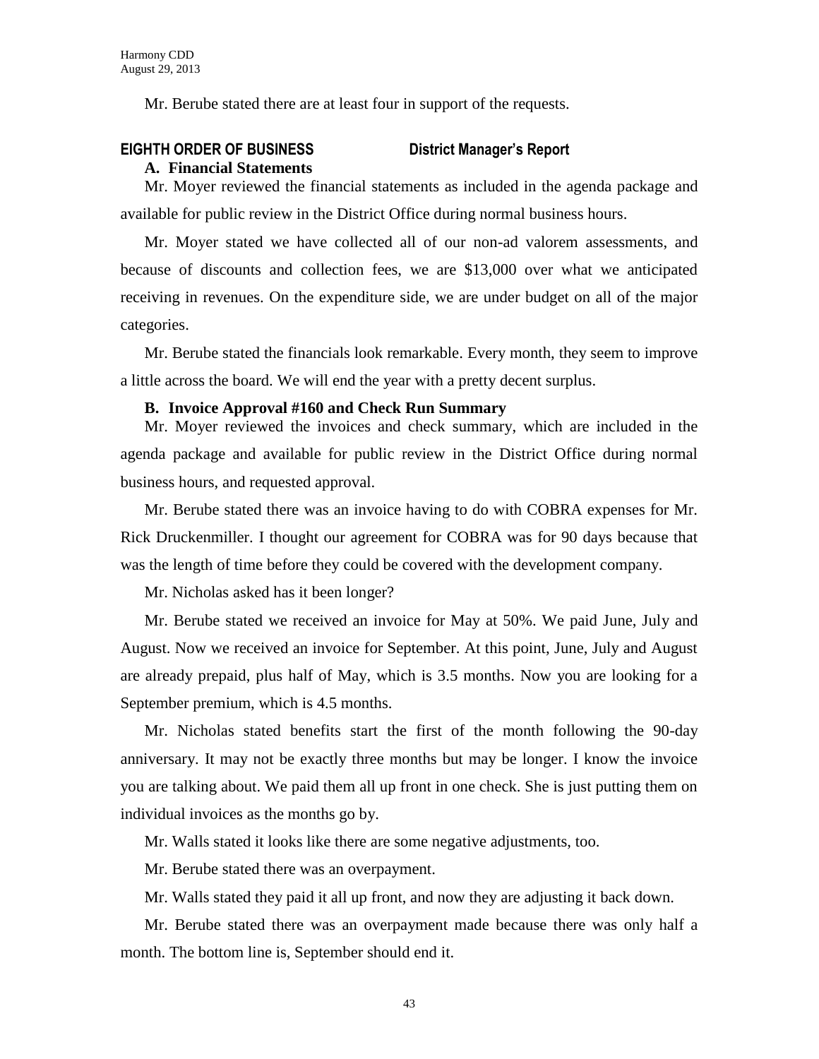Mr. Berube stated there are at least four in support of the requests.

**EIGHTH ORDER OF BUSINESS District Manager's Report**

**A. Financial Statements**

Mr. Moyer reviewed the financial statements as included in the agenda package and available for public review in the District Office during normal business hours.

Mr. Moyer stated we have collected all of our non-ad valorem assessments, and because of discounts and collection fees, we are $13,000 over what we anticipated receiving in revenues. On the expenditure side, we are under budget on all of the major categories.

Mr. Berube stated the financials look remarkable. Every month, they seem to improve a little across the board. We will end the year with a pretty decent surplus.

**B. Invoice Approval #160 and Check Run Summary**

Mr. Moyer reviewed the invoices and check summary, which are included in the agenda package and available for public review in the District Office during normal business hours, and requested approval.

Mr. Berube stated there was an invoice having to do with COBRA expenses for Mr. Rick Druckenmiller. I thought our agreement for COBRA was for 90 days because that was the length of time before they could be covered with the development company.

Mr. Nicholas asked has it been longer?

Mr. Berube stated we received an invoice for May at 50%. We paid June, July and August. Now we received an invoice for September. At this point, June, July and August are already prepaid, plus half of May, which is 3.5 months. Now you are looking for a September premium, which is 4.5 months.

Mr. Nicholas stated benefits start the first of the month following the 90-day anniversary. It may not be exactly three months but may be longer. I know the invoice you are talking about. We paid them all up front in one check. She is just putting them on individual invoices as the months go by.

Mr. Walls stated it looks like there are some negative adjustments, too.

Mr. Berube stated there was an overpayment.

Mr. Walls stated they paid it all up front, and now they are adjusting it back down.

Mr. Berube stated there was an overpayment made because there was only half a month. The bottom line is, September should end it.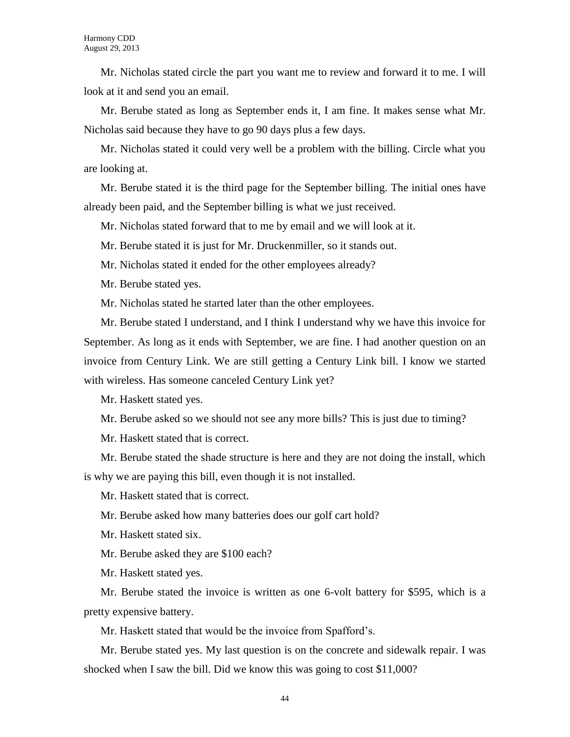Mr. Nicholas stated circle the part you want me to review and forward it to me. I will look at it and send you an email.

Mr. Berube stated as long as September ends it, I am fine. It makes sense what Mr. Nicholas said because they have to go 90 days plus a few days.

Mr. Nicholas stated it could very well be a problem with the billing. Circle what you are looking at.

Mr. Berube stated it is the third page for the September billing. The initial ones have already been paid, and the September billing is what we just received.

Mr. Nicholas stated forward that to me by email and we will look at it.

Mr. Berube stated it is just for Mr. Druckenmiller, so it stands out.

Mr. Nicholas stated it ended for the other employees already?

Mr. Berube stated yes.

Mr. Nicholas stated he started later than the other employees.

Mr. Berube stated I understand, and I think I understand why we have this invoice for September. As long as it ends with September, we are fine. I had another question on an invoice from Century Link. We are still getting a Century Link bill. I know we started with wireless. Has someone canceled Century Link yet?

Mr. Haskett stated yes.

Mr. Berube asked so we should not see any more bills? This is just due to timing?

Mr. Haskett stated that is correct.

Mr. Berube stated the shade structure is here and they are not doing the install, which is why we are paying this bill, even though it is not installed.

Mr. Haskett stated that is correct.

Mr. Berube asked how many batteries does our golf cart hold?

Mr. Haskett stated six.

Mr. Berube asked they are $100 each?

Mr. Haskett stated yes.

Mr. Berube stated the invoice is written as one 6-volt battery for $595, which is a pretty expensive battery.

Mr. Haskett stated that would be the invoice from Spafford's.

Mr. Berube stated yes. My last question is on the concrete and sidewalk repair. I was shocked when I saw the bill. Did we know this was going to cost $11,000?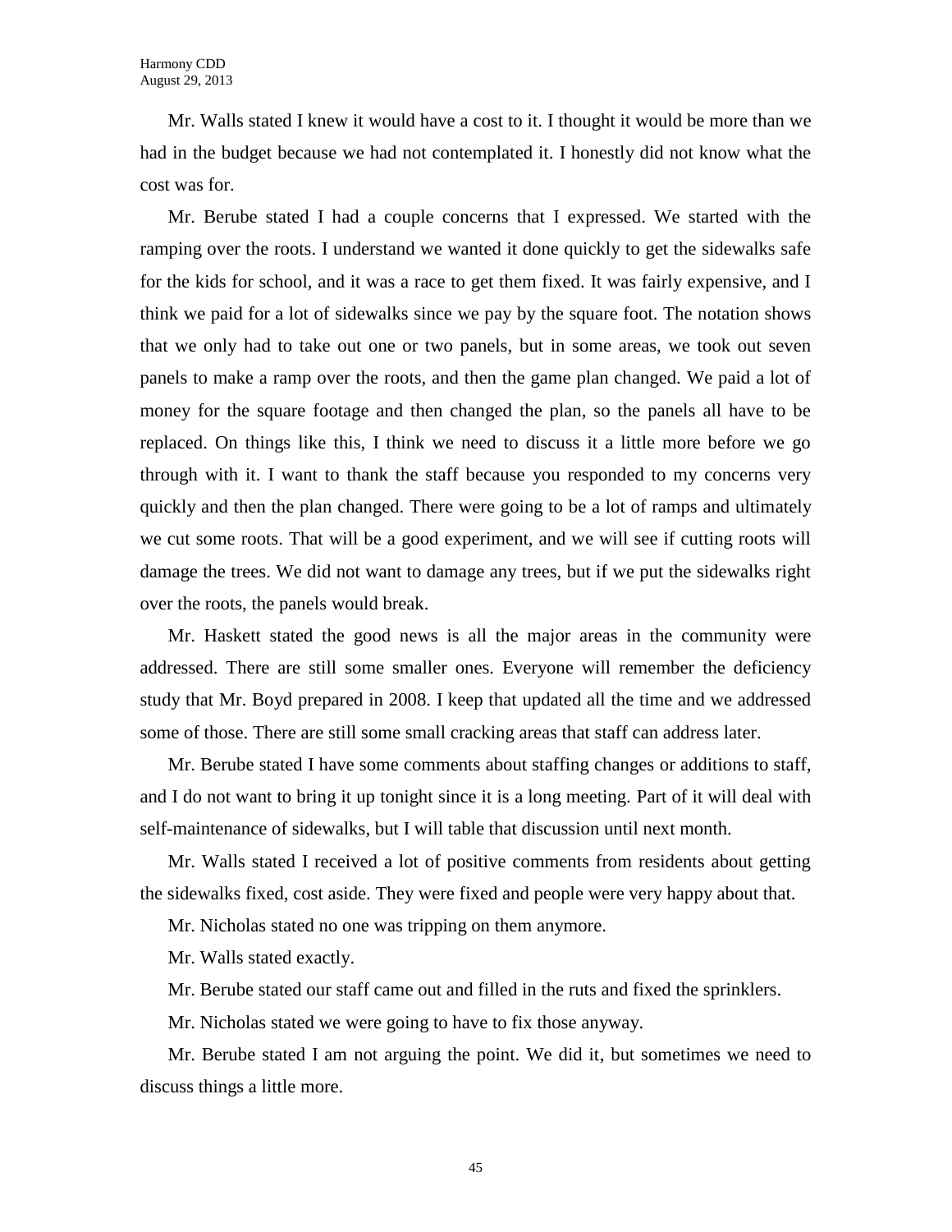Mr. Walls stated I knew it would have a cost to it. I thought it would be more than we had in the budget because we had not contemplated it. I honestly did not know what the cost was for.

Mr. Berube stated I had a couple concerns that I expressed. We started with the ramping over the roots. I understand we wanted it done quickly to get the sidewalks safe for the kids for school, and it was a race to get them fixed. It was fairly expensive, and I think we paid for a lot of sidewalks since we pay by the square foot. The notation shows that we only had to take out one or two panels, but in some areas, we took out seven panels to make a ramp over the roots, and then the game plan changed. We paid a lot of money for the square footage and then changed the plan, so the panels all have to be replaced. On things like this, I think we need to discuss it a little more before we go through with it. I want to thank the staff because you responded to my concerns very quickly and then the plan changed. There were going to be a lot of ramps and ultimately we cut some roots. That will be a good experiment, and we will see if cutting roots will damage the trees. We did not want to damage any trees, but if we put the sidewalks right over the roots, the panels would break.

Mr. Haskett stated the good news is all the major areas in the community were addressed. There are still some smaller ones. Everyone will remember the deficiency study that Mr. Boyd prepared in 2008. I keep that updated all the time and we addressed some of those. There are still some small cracking areas that staff can address later.

Mr. Berube stated I have some comments about staffing changes or additions to staff, and I do not want to bring it up tonight since it is a long meeting. Part of it will deal with self-maintenance of sidewalks, but I will table that discussion until next month.

Mr. Walls stated I received a lot of positive comments from residents about getting the sidewalks fixed, cost aside. They were fixed and people were very happy about that.

Mr. Nicholas stated no one was tripping on them anymore.

Mr. Walls stated exactly.

Mr. Berube stated our staff came out and filled in the ruts and fixed the sprinklers.

Mr. Nicholas stated we were going to have to fix those anyway.

Mr. Berube stated I am not arguing the point. We did it, but sometimes we need to discuss things a little more.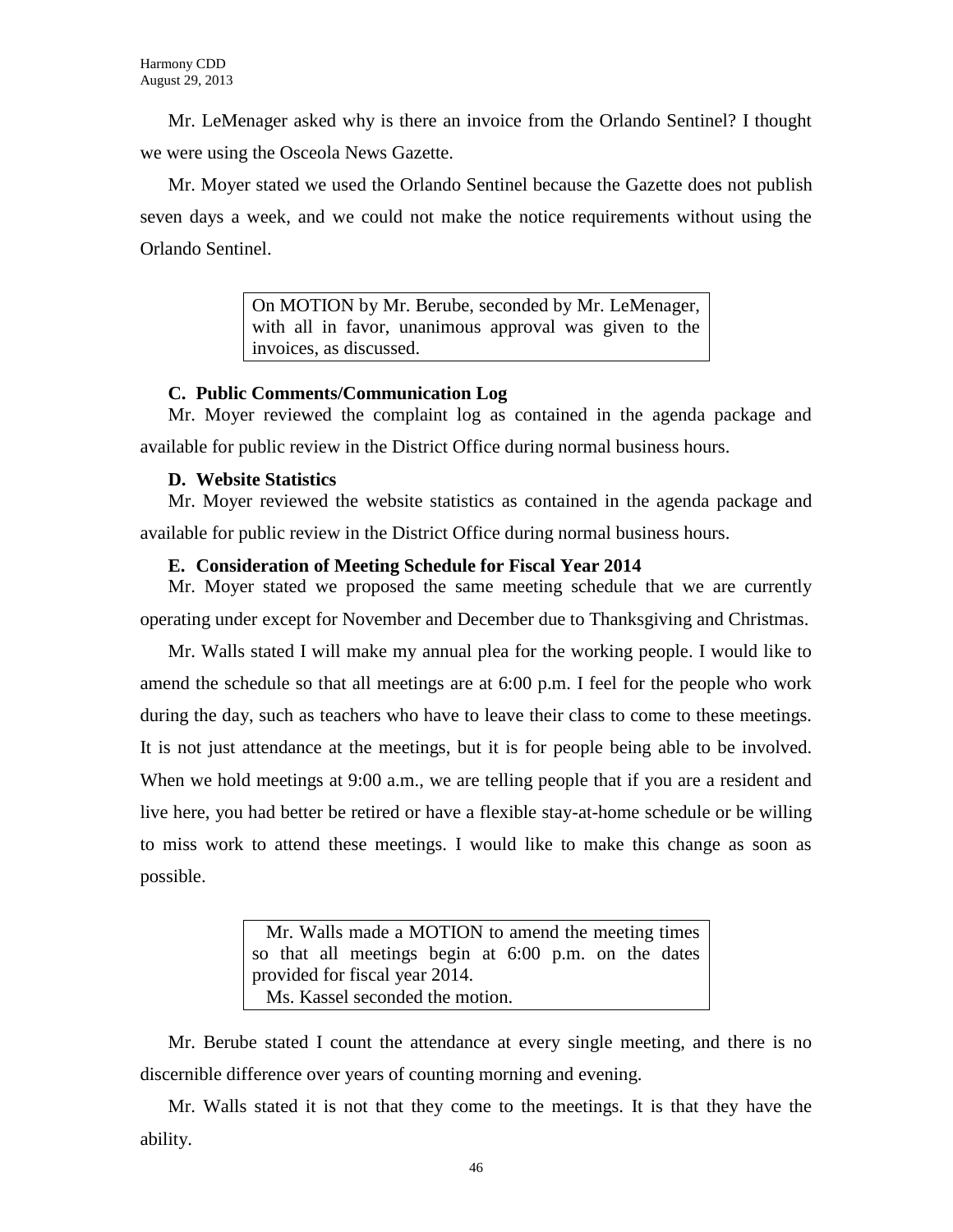Mr. LeMenager asked why is there an invoice from the Orlando Sentinel? I thought we were using the Osceola News Gazette.

Mr. Moyer stated we used the Orlando Sentinel because the Gazette does not publish seven days a week, and we could not make the notice requirements without using the Orlando Sentinel.

> On MOTION by Mr. Berube, seconded by Mr. LeMenager, with all in favor, unanimous approval was given to the invoices, as discussed.

**C. Public Comments/Communication Log**

Mr. Moyer reviewed the complaint log as contained in the agenda package and available for public review in the District Office during normal business hours.

**D. Website Statistics**

Mr. Moyer reviewed the website statistics as contained in the agenda package and available for public review in the District Office during normal business hours.

**E. Consideration of Meeting Schedule for Fiscal Year 2014**

Mr. Moyer stated we proposed the same meeting schedule that we are currently operating under except for November and December due to Thanksgiving and Christmas.

Mr. Walls stated I will make my annual plea for the working people. I would like to amend the schedule so that all meetings are at 6:00 p.m. I feel for the people who work during the day, such as teachers who have to leave their class to come to these meetings. It is not just attendance at the meetings, but it is for people being able to be involved. When we hold meetings at 9:00 a.m., we are telling people that if you are a resident and live here, you had better be retired or have a flexible stay-at-home schedule or be willing to miss work to attend these meetings. I would like to make this change as soon as possible.

> Mr. Walls made a MOTION to amend the meeting times so that all meetings begin at 6:00 p.m. on the dates provided for fiscal year 2014.
> Ms. Kassel seconded the motion.

Mr. Berube stated I count the attendance at every single meeting, and there is no discernible difference over years of counting morning and evening.

Mr. Walls stated it is not that they come to the meetings. It is that they have the ability.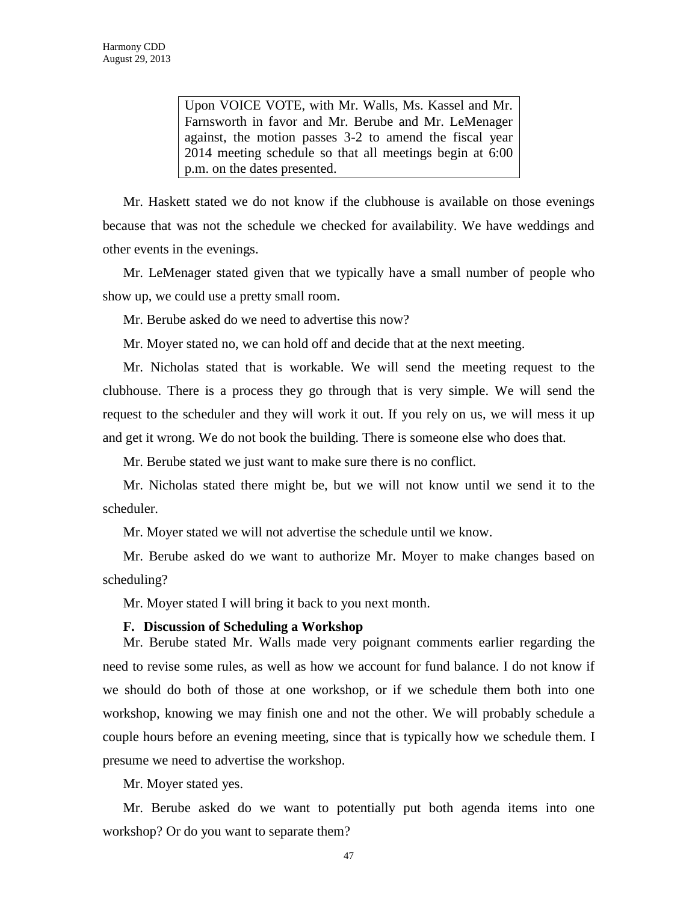> Upon VOICE VOTE, with Mr. Walls, Ms. Kassel and Mr. Farnsworth in favor and Mr. Berube and Mr. LeMenager against, the motion passes 3-2 to amend the fiscal year 2014 meeting schedule so that all meetings begin at 6:00 p.m. on the dates presented.

Mr. Haskett stated we do not know if the clubhouse is available on those evenings because that was not the schedule we checked for availability. We have weddings and other events in the evenings.

Mr. LeMenager stated given that we typically have a small number of people who show up, we could use a pretty small room.

Mr. Berube asked do we need to advertise this now?

Mr. Moyer stated no, we can hold off and decide that at the next meeting.

Mr. Nicholas stated that is workable. We will send the meeting request to the clubhouse. There is a process they go through that is very simple. We will send the request to the scheduler and they will work it out. If you rely on us, we will mess it up and get it wrong. We do not book the building. There is someone else who does that.

Mr. Berube stated we just want to make sure there is no conflict.

Mr. Nicholas stated there might be, but we will not know until we send it to the scheduler.

Mr. Moyer stated we will not advertise the schedule until we know.

Mr. Berube asked do we want to authorize Mr. Moyer to make changes based on scheduling?

Mr. Moyer stated I will bring it back to you next month.

**F. Discussion of Scheduling a Workshop**

Mr. Berube stated Mr. Walls made very poignant comments earlier regarding the need to revise some rules, as well as how we account for fund balance. I do not know if we should do both of those at one workshop, or if we schedule them both into one workshop, knowing we may finish one and not the other. We will probably schedule a couple hours before an evening meeting, since that is typically how we schedule them. I presume we need to advertise the workshop.

Mr. Moyer stated yes.

Mr. Berube asked do we want to potentially put both agenda items into one workshop? Or do you want to separate them?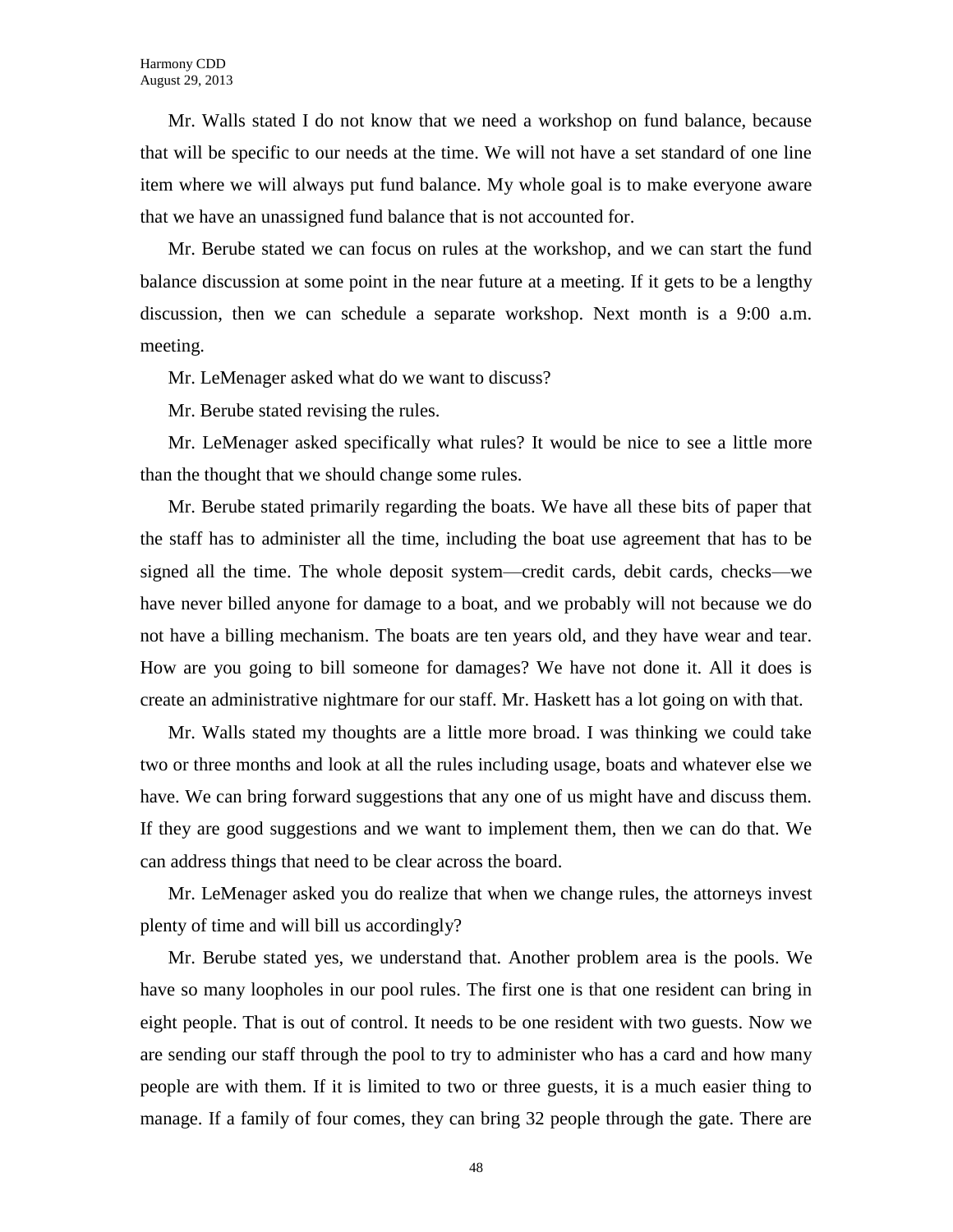Mr. Walls stated I do not know that we need a workshop on fund balance, because that will be specific to our needs at the time. We will not have a set standard of one line item where we will always put fund balance. My whole goal is to make everyone aware that we have an unassigned fund balance that is not accounted for.

Mr. Berube stated we can focus on rules at the workshop, and we can start the fund balance discussion at some point in the near future at a meeting. If it gets to be a lengthy discussion, then we can schedule a separate workshop. Next month is a 9:00 a.m. meeting.

Mr. LeMenager asked what do we want to discuss?

Mr. Berube stated revising the rules.

Mr. LeMenager asked specifically what rules? It would be nice to see a little more than the thought that we should change some rules.

Mr. Berube stated primarily regarding the boats. We have all these bits of paper that the staff has to administer all the time, including the boat use agreement that has to be signed all the time. The whole deposit system—credit cards, debit cards, checks—we have never billed anyone for damage to a boat, and we probably will not because we do not have a billing mechanism. The boats are ten years old, and they have wear and tear. How are you going to bill someone for damages? We have not done it. All it does is create an administrative nightmare for our staff. Mr. Haskett has a lot going on with that.

Mr. Walls stated my thoughts are a little more broad. I was thinking we could take two or three months and look at all the rules including usage, boats and whatever else we have. We can bring forward suggestions that any one of us might have and discuss them. If they are good suggestions and we want to implement them, then we can do that. We can address things that need to be clear across the board.

Mr. LeMenager asked you do realize that when we change rules, the attorneys invest plenty of time and will bill us accordingly?

Mr. Berube stated yes, we understand that. Another problem area is the pools. We have so many loopholes in our pool rules. The first one is that one resident can bring in eight people. That is out of control. It needs to be one resident with two guests. Now we are sending our staff through the pool to try to administer who has a card and how many people are with them. If it is limited to two or three guests, it is a much easier thing to manage. If a family of four comes, they can bring 32 people through the gate. There are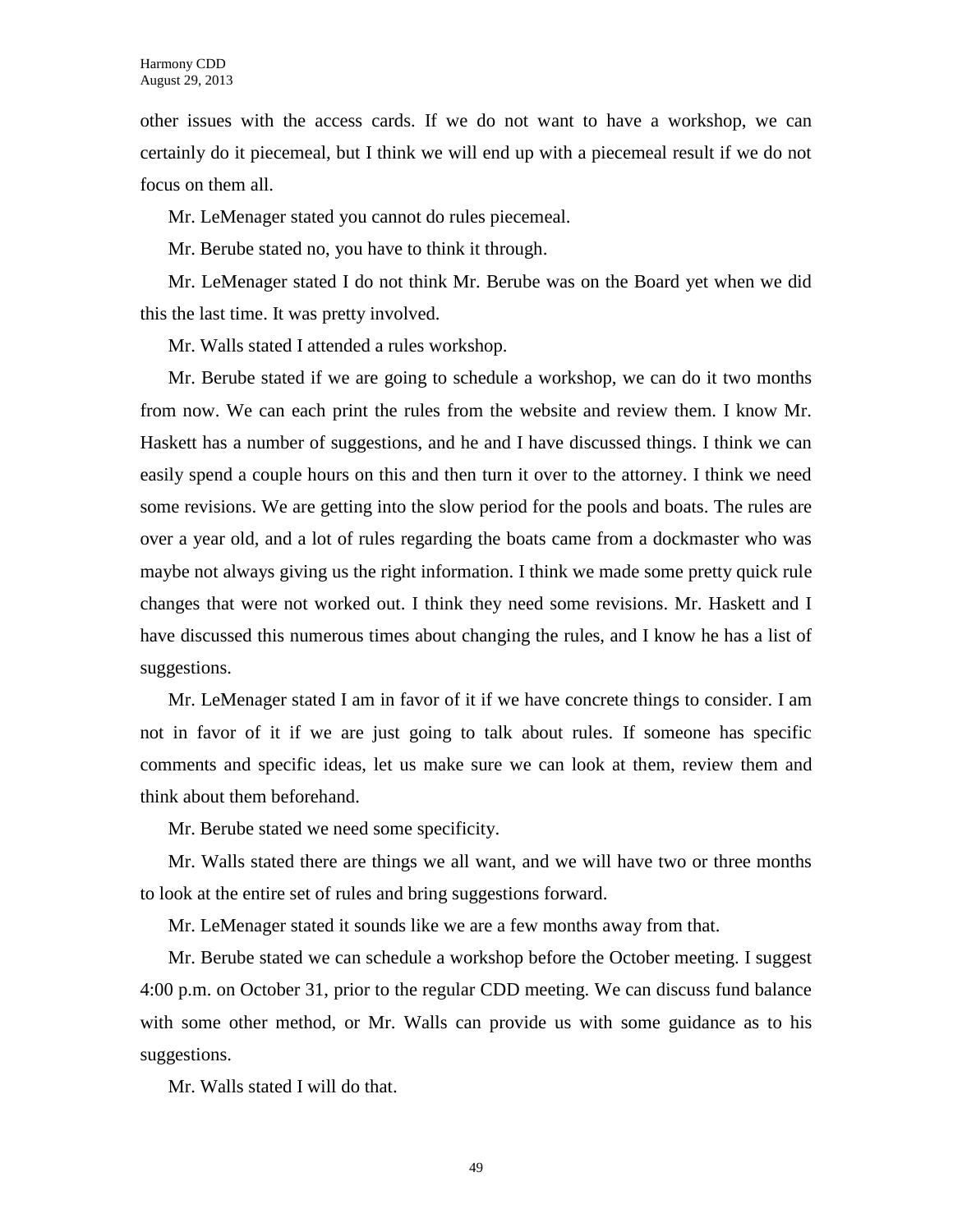other issues with the access cards. If we do not want to have a workshop, we can certainly do it piecemeal, but I think we will end up with a piecemeal result if we do not focus on them all.

Mr. LeMenager stated you cannot do rules piecemeal.

Mr. Berube stated no, you have to think it through.

Mr. LeMenager stated I do not think Mr. Berube was on the Board yet when we did this the last time. It was pretty involved.

Mr. Walls stated I attended a rules workshop.

Mr. Berube stated if we are going to schedule a workshop, we can do it two months from now. We can each print the rules from the website and review them. I know Mr. Haskett has a number of suggestions, and he and I have discussed things. I think we can easily spend a couple hours on this and then turn it over to the attorney. I think we need some revisions. We are getting into the slow period for the pools and boats. The rules are over a year old, and a lot of rules regarding the boats came from a dockmaster who was maybe not always giving us the right information. I think we made some pretty quick rule changes that were not worked out. I think they need some revisions. Mr. Haskett and I have discussed this numerous times about changing the rules, and I know he has a list of suggestions.

Mr. LeMenager stated I am in favor of it if we have concrete things to consider. I am not in favor of it if we are just going to talk about rules. If someone has specific comments and specific ideas, let us make sure we can look at them, review them and think about them beforehand.

Mr. Berube stated we need some specificity.

Mr. Walls stated there are things we all want, and we will have two or three months to look at the entire set of rules and bring suggestions forward.

Mr. LeMenager stated it sounds like we are a few months away from that.

Mr. Berube stated we can schedule a workshop before the October meeting. I suggest 4:00 p.m. on October 31, prior to the regular CDD meeting. We can discuss fund balance with some other method, or Mr. Walls can provide us with some guidance as to his suggestions.

Mr. Walls stated I will do that.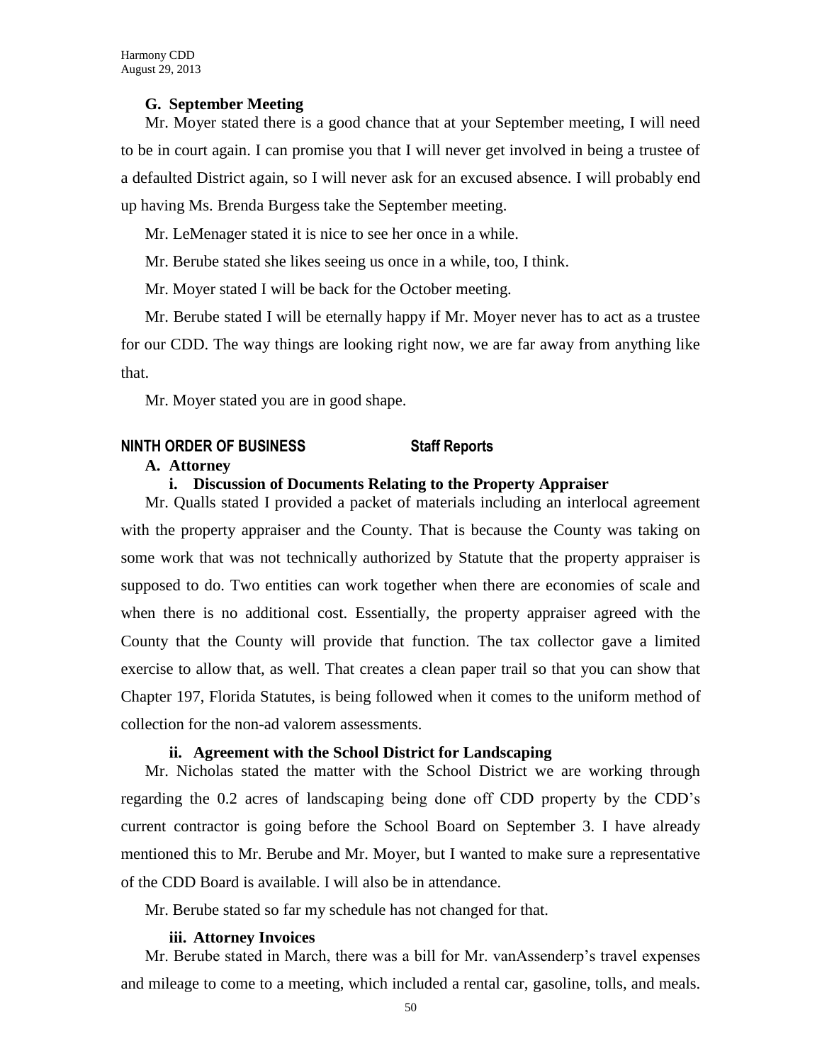**G. September Meeting**

Mr. Moyer stated there is a good chance that at your September meeting, I will need to be in court again. I can promise you that I will never get involved in being a trustee of a defaulted District again, so I will never ask for an excused absence. I will probably end up having Ms. Brenda Burgess take the September meeting.

Mr. LeMenager stated it is nice to see her once in a while.

Mr. Berube stated she likes seeing us once in a while, too, I think.

Mr. Moyer stated I will be back for the October meeting.

Mr. Berube stated I will be eternally happy if Mr. Moyer never has to act as a trustee for our CDD. The way things are looking right now, we are far away from anything like that.

Mr. Moyer stated you are in good shape.

## NINTH ORDER OF BUSINESS Staff Reports

**A. Attorney**

**i. Discussion of Documents Relating to the Property Appraiser**

Mr. Qualls stated I provided a packet of materials including an interlocal agreement with the property appraiser and the County. That is because the County was taking on some work that was not technically authorized by Statute that the property appraiser is supposed to do. Two entities can work together when there are economies of scale and when there is no additional cost. Essentially, the property appraiser agreed with the County that the County will provide that function. The tax collector gave a limited exercise to allow that, as well. That creates a clean paper trail so that you can show that Chapter 197, Florida Statutes, is being followed when it comes to the uniform method of collection for the non-ad valorem assessments.

**ii. Agreement with the School District for Landscaping**

Mr. Nicholas stated the matter with the School District we are working through regarding the 0.2 acres of landscaping being done off CDD property by the CDD's current contractor is going before the School Board on September 3. I have already mentioned this to Mr. Berube and Mr. Moyer, but I wanted to make sure a representative of the CDD Board is available. I will also be in attendance.

Mr. Berube stated so far my schedule has not changed for that.

**iii. Attorney Invoices**

Mr. Berube stated in March, there was a bill for Mr. vanAssenderp's travel expenses and mileage to come to a meeting, which included a rental car, gasoline, tolls, and meals.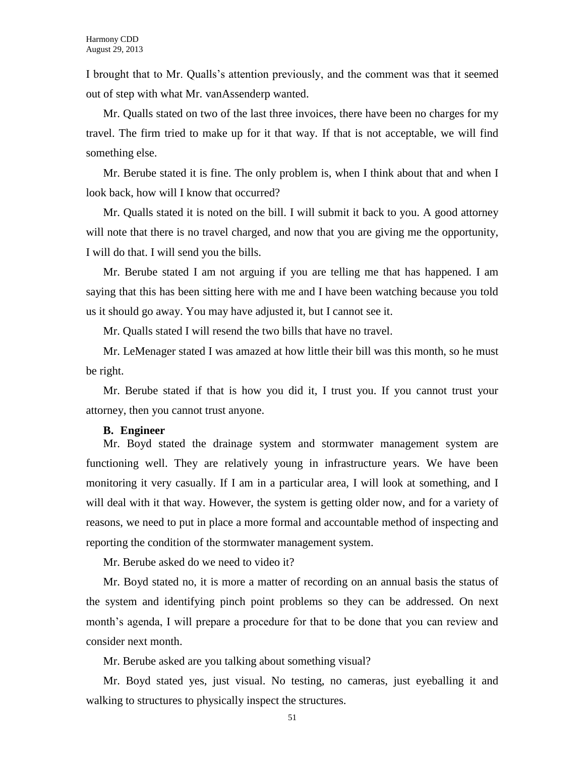I brought that to Mr. Qualls's attention previously, and the comment was that it seemed out of step with what Mr. vanAssenderp wanted.

Mr. Qualls stated on two of the last three invoices, there have been no charges for my travel. The firm tried to make up for it that way. If that is not acceptable, we will find something else.

Mr. Berube stated it is fine. The only problem is, when I think about that and when I look back, how will I know that occurred?

Mr. Qualls stated it is noted on the bill. I will submit it back to you. A good attorney will note that there is no travel charged, and now that you are giving me the opportunity, I will do that. I will send you the bills.

Mr. Berube stated I am not arguing if you are telling me that has happened. I am saying that this has been sitting here with me and I have been watching because you told us it should go away. You may have adjusted it, but I cannot see it.

Mr. Qualls stated I will resend the two bills that have no travel.

Mr. LeMenager stated I was amazed at how little their bill was this month, so he must be right.

Mr. Berube stated if that is how you did it, I trust you. If you cannot trust your attorney, then you cannot trust anyone.

**B. Engineer**

Mr. Boyd stated the drainage system and stormwater management system are functioning well. They are relatively young in infrastructure years. We have been monitoring it very casually. If I am in a particular area, I will look at something, and I will deal with it that way. However, the system is getting older now, and for a variety of reasons, we need to put in place a more formal and accountable method of inspecting and reporting the condition of the stormwater management system.

Mr. Berube asked do we need to video it?

Mr. Boyd stated no, it is more a matter of recording on an annual basis the status of the system and identifying pinch point problems so they can be addressed. On next month's agenda, I will prepare a procedure for that to be done that you can review and consider next month.

Mr. Berube asked are you talking about something visual?

Mr. Boyd stated yes, just visual. No testing, no cameras, just eyeballing it and walking to structures to physically inspect the structures.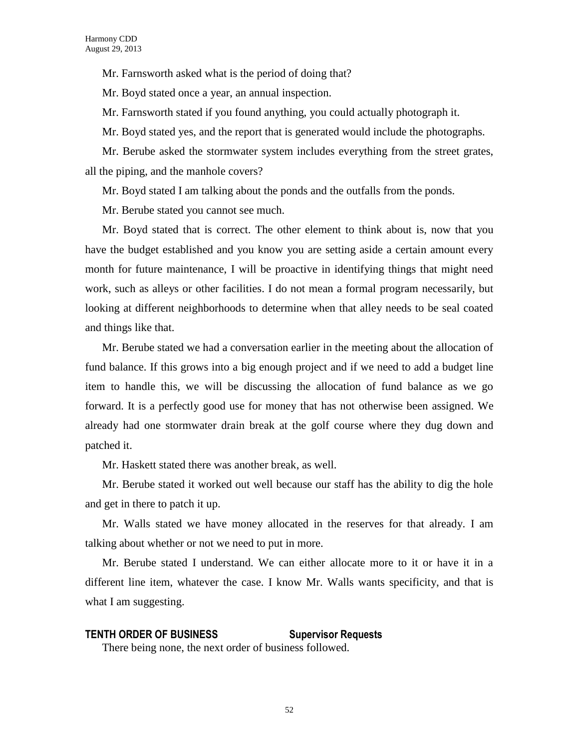Mr. Farnsworth asked what is the period of doing that?

Mr. Boyd stated once a year, an annual inspection.

Mr. Farnsworth stated if you found anything, you could actually photograph it.

Mr. Boyd stated yes, and the report that is generated would include the photographs.

Mr. Berube asked the stormwater system includes everything from the street grates, all the piping, and the manhole covers?

Mr. Boyd stated I am talking about the ponds and the outfalls from the ponds.

Mr. Berube stated you cannot see much.

Mr. Boyd stated that is correct. The other element to think about is, now that you have the budget established and you know you are setting aside a certain amount every month for future maintenance, I will be proactive in identifying things that might need work, such as alleys or other facilities. I do not mean a formal program necessarily, but looking at different neighborhoods to determine when that alley needs to be seal coated and things like that.

Mr. Berube stated we had a conversation earlier in the meeting about the allocation of fund balance. If this grows into a big enough project and if we need to add a budget line item to handle this, we will be discussing the allocation of fund balance as we go forward. It is a perfectly good use for money that has not otherwise been assigned. We already had one stormwater drain break at the golf course where they dug down and patched it.

Mr. Haskett stated there was another break, as well.

Mr. Berube stated it worked out well because our staff has the ability to dig the hole and get in there to patch it up.

Mr. Walls stated we have money allocated in the reserves for that already. I am talking about whether or not we need to put in more.

Mr. Berube stated I understand. We can either allocate more to it or have it in a different line item, whatever the case. I know Mr. Walls wants specificity, and that is what I am suggesting.

**TENTH ORDER OF BUSINESS Supervisor Requests**

There being none, the next order of business followed.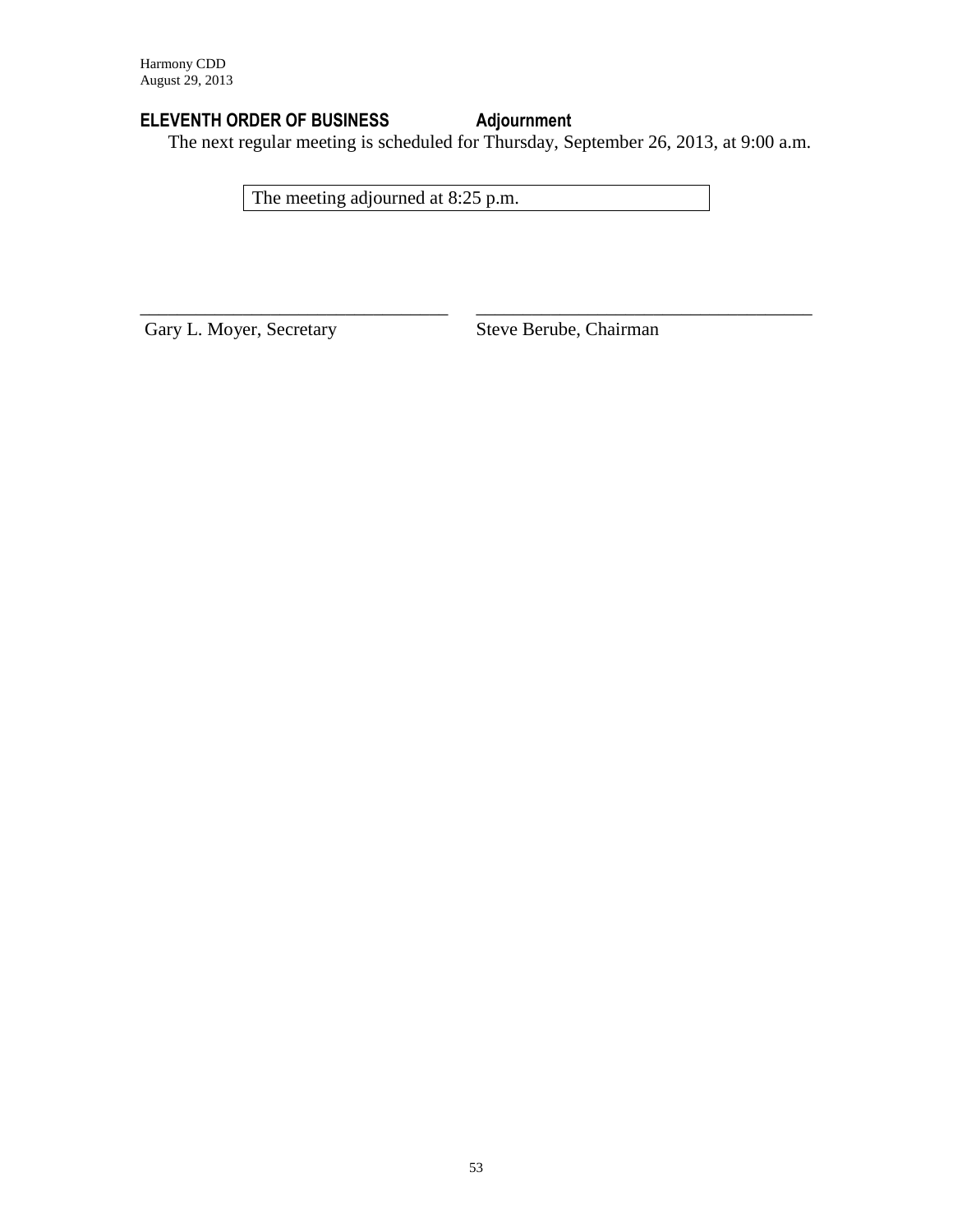## ELEVENTH ORDER OF BUSINESS Adjournment

The next regular meeting is scheduled for Thursday, September 26, 2013, at 9:00 a.m.

The meeting adjourned at 8:25 p.m.

\_\_\_\_\_\_\_\_\_\_\_\_\_\_\_\_\_\_\_\_\_\_\_\_\_\_\_\_\_\_\_\_\_\_ \_\_\_\_\_\_\_\_\_\_\_\_\_\_\_\_\_\_\_\_\_\_\_\_\_\_\_\_\_\_\_\_\_\_\_\_\_

Gary L. Moyer, Secretary Steve Berube, Chairman